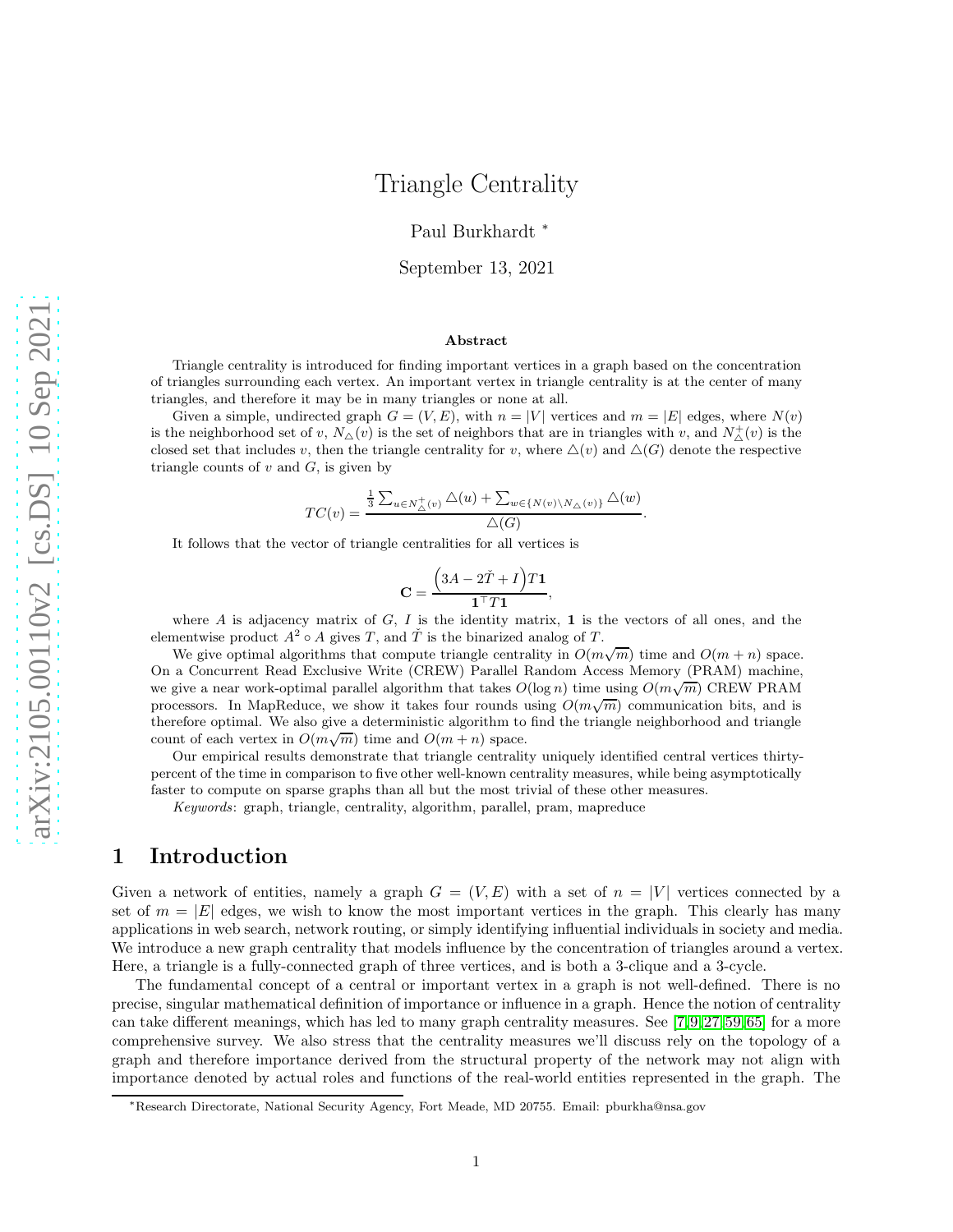# Triangle Centrality

Paul Burkhardt [*]

September 13, 2021

### Abstract

Triangle centrality is introduced for finding important vertices in a graph based on the concentration of triangles surrounding each vertex. An important vertex in triangle centrality is at the center of many triangles, and therefore it may be in many triangles or none at all.

Given a simple, undirected graph $G = (V, E)$, with $n = |V|$ vertices and $m = |E|$ edges, where $N(v)$ is the neighborhood set of $v$, $N_\triangle(v)$ is the set of neighbors that are in triangles with $v$, and $N^+_\triangle(v)$ is the closed set that includes $v$, then the triangle centrality for $v$, where $\triangle(v)$ and $\triangle(G)$ denote the respective triangle counts of $v$ and $G$, is given by

$$TC(v) = \frac{\frac{1}{3}\sum_{u \in N^+_\triangle(v)} \triangle(u) + \sum_{w \in \{N(v) \setminus N_\triangle(v)\}} \triangle(w)}{\triangle(G)}.$$

It follows that the vector of triangle centralities for all vertices is

$$\mathbf{C} = \frac{\left(3A - 2\check{T} + I\right)T\mathbf{1}}{\mathbf{1}^\top T\mathbf{1}},$$

where $A$ is adjacency matrix of $G$, $I$ is the identity matrix, $\mathbf{1}$ is the vectors of all ones, and the elementwise product $A^2 \circ A$ gives $T$, and $\check{T}$ is the binarized analog of $T$.

We give optimal algorithms that compute triangle centrality in $O(m\sqrt{m})$ time and $O(m + n)$ space. On a Concurrent Read Exclusive Write (CREW) Parallel Random Access Memory (PRAM) machine, we give a near work-optimal parallel algorithm that takes $O(\log n)$ time using $O(m\sqrt{m})$ CREW PRAM processors. In MapReduce, we show it takes four rounds using $O(m\sqrt{m})$ communication bits, and is therefore optimal. We also give a deterministic algorithm to find the triangle neighborhood and triangle count of each vertex in $O(m\sqrt{m})$ time and $O(m + n)$ space.

Our empirical results demonstrate that triangle centrality uniquely identified central vertices thirty-percent of the time in comparison to five other well-known centrality measures, while being asymptotically faster to compute on sparse graphs than all but the most trivial of these other measures.

*Keywords*: graph, triangle, centrality, algorithm, parallel, pram, mapreduce

## 1 Introduction

Given a network of entities, namely a graph $G = (V, E)$ with a set of $n = |V|$ vertices connected by a set of $m = |E|$ edges, we wish to know the most important vertices in the graph. This clearly has many applications in web search, network routing, or simply identifying influential individuals in society and media. We introduce a new graph centrality that models influence by the concentration of triangles around a vertex. Here, a triangle is a fully-connected graph of three vertices, and is both a 3-clique and a 3-cycle.

The fundamental concept of a central or important vertex in a graph is not well-defined. There is no precise, singular mathematical definition of importance or influence in a graph. Hence the notion of centrality can take different meanings, which has led to many graph centrality measures. See [7,9,27,59,65] for a more comprehensive survey. We also stress that the centrality measures we'll discuss rely on the topology of a graph and therefore importance derived from the structural property of the network may not align with importance denoted by actual roles and functions of the real-world entities represented in the graph. The

[*] Research Directorate, National Security Agency, Fort Meade, MD 20755. Email: pburkha@nsa.gov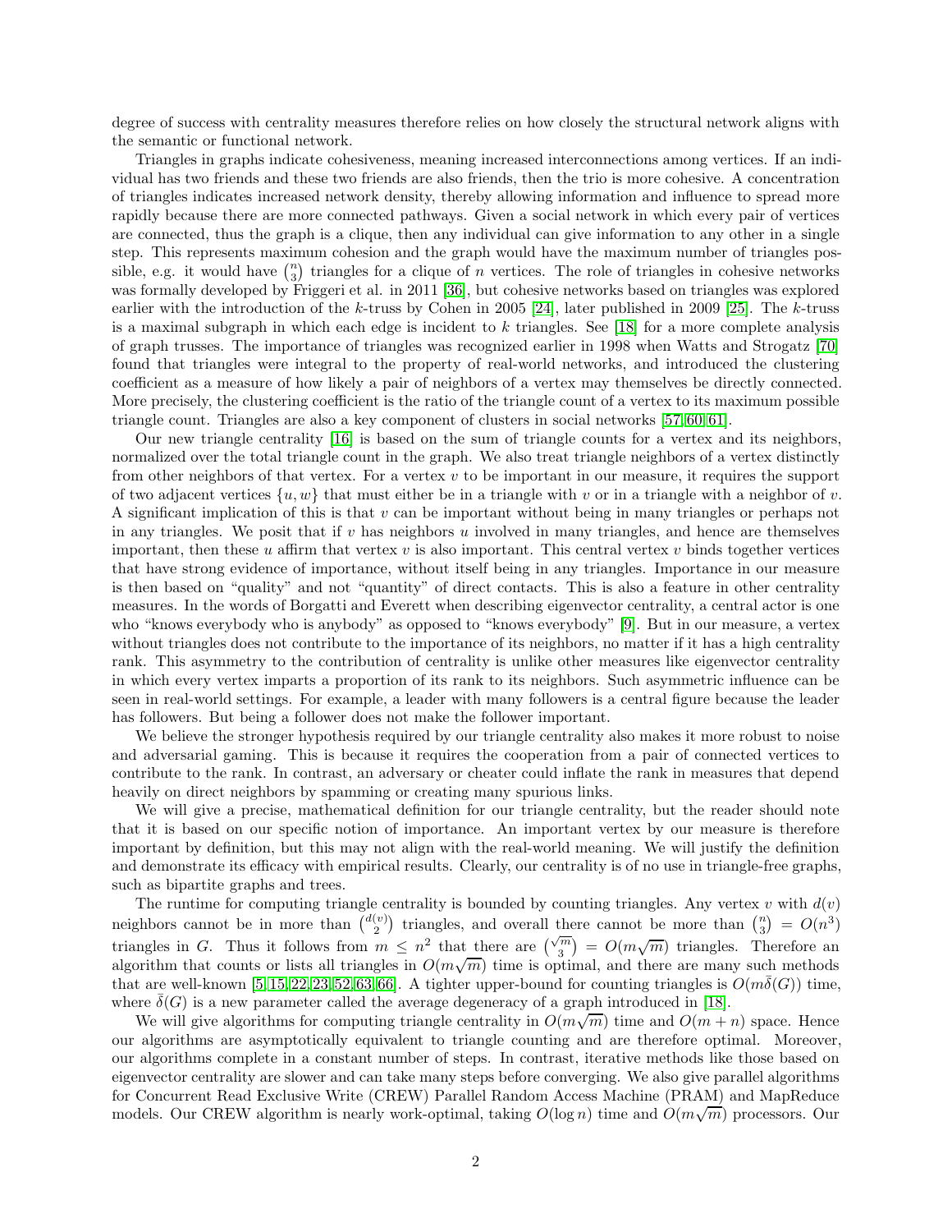degree of success with centrality measures therefore relies on how closely the structural network aligns with the semantic or functional network.

Triangles in graphs indicate cohesiveness, meaning increased interconnections among vertices. If an individual has two friends and these two friends are also friends, then the trio is more cohesive. A concentration of triangles indicates increased network density, thereby allowing information and influence to spread more rapidly because there are more connected pathways. Given a social network in which every pair of vertices are connected, thus the graph is a clique, then any individual can give information to any other in a single step. This represents maximum cohesion and the graph would have the maximum number of triangles possible, e.g. it would have $\binom{n}{3}$ triangles for a clique of $n$ vertices. The role of triangles in cohesive networks was formally developed by Friggeri et al. in 2011 [36], but cohesive networks based on triangles was explored earlier with the introduction of the $k$-truss by Cohen in 2005 [24], later published in 2009 [25]. The $k$-truss is a maximal subgraph in which each edge is incident to $k$ triangles. See [18] for a more complete analysis of graph trusses. The importance of triangles was recognized earlier in 1998 when Watts and Strogatz [70] found that triangles were integral to the property of real-world networks, and introduced the clustering coefficient as a measure of how likely a pair of neighbors of a vertex may themselves be directly connected. More precisely, the clustering coefficient is the ratio of the triangle count of a vertex to its maximum possible triangle count. Triangles are also a key component of clusters in social networks [57, 60, 61].

Our new triangle centrality [16] is based on the sum of triangle counts for a vertex and its neighbors, normalized over the total triangle count in the graph. We also treat triangle neighbors of a vertex distinctly from other neighbors of that vertex. For a vertex $v$ to be important in our measure, it requires the support of two adjacent vertices $\{u, w\}$ that must either be in a triangle with $v$ or in a triangle with a neighbor of $v$. A significant implication of this is that $v$ can be important without being in many triangles or perhaps not in any triangles. We posit that if $v$ has neighbors $u$ involved in many triangles, and hence are themselves important, then these $u$ affirm that vertex $v$ is also important. This central vertex $v$ binds together vertices that have strong evidence of importance, without itself being in any triangles. Importance in our measure is then based on "quality" and not "quantity" of direct contacts. This is also a feature in other centrality measures. In the words of Borgatti and Everett when describing eigenvector centrality, a central actor is one who "knows everybody who is anybody" as opposed to "knows everybody" [9]. But in our measure, a vertex without triangles does not contribute to the importance of its neighbors, no matter if it has a high centrality rank. This asymmetry to the contribution of centrality is unlike other measures like eigenvector centrality in which every vertex imparts a proportion of its rank to its neighbors. Such asymmetric influence can be seen in real-world settings. For example, a leader with many followers is a central figure because the leader has followers. But being a follower does not make the follower important.

We believe the stronger hypothesis required by our triangle centrality also makes it more robust to noise and adversarial gaming. This is because it requires the cooperation from a pair of connected vertices to contribute to the rank. In contrast, an adversary or cheater could inflate the rank in measures that depend heavily on direct neighbors by spamming or creating many spurious links.

We will give a precise, mathematical definition for our triangle centrality, but the reader should note that it is based on our specific notion of importance. An important vertex by our measure is therefore important by definition, but this may not align with the real-world meaning. We will justify the definition and demonstrate its efficacy with empirical results. Clearly, our centrality is of no use in triangle-free graphs, such as bipartite graphs and trees.

The runtime for computing triangle centrality is bounded by counting triangles. Any vertex $v$ with $d(v)$ neighbors cannot be in more than $\binom{d(v)}{2}$ triangles, and overall there cannot be more than $\binom{n}{3} = O(n^3)$ triangles in $G$. Thus it follows from $m \leq n^2$ that there are $\binom{\sqrt{m}}{3} = O(m\sqrt{m})$ triangles. Therefore an algorithm that counts or lists all triangles in $O(m\sqrt{m})$ time is optimal, and there are many such methods that are well-known [5, 15, 22, 23, 52, 63, 66]. A tighter upper-bound for counting triangles is $O(m\bar{\delta}(G))$ time, where $\bar{\delta}(G)$ is a new parameter called the average degeneracy of a graph introduced in [18].

We will give algorithms for computing triangle centrality in $O(m\sqrt{m})$ time and $O(m + n)$ space. Hence our algorithms are asymptotically equivalent to triangle counting and are therefore optimal. Moreover, our algorithms complete in a constant number of steps. In contrast, iterative methods like those based on eigenvector centrality are slower and can take many steps before converging. We also give parallel algorithms for Concurrent Read Exclusive Write (CREW) Parallel Random Access Machine (PRAM) and MapReduce models. Our CREW algorithm is nearly work-optimal, taking $O(\log n)$ time and $O(m\sqrt{m})$ processors. Our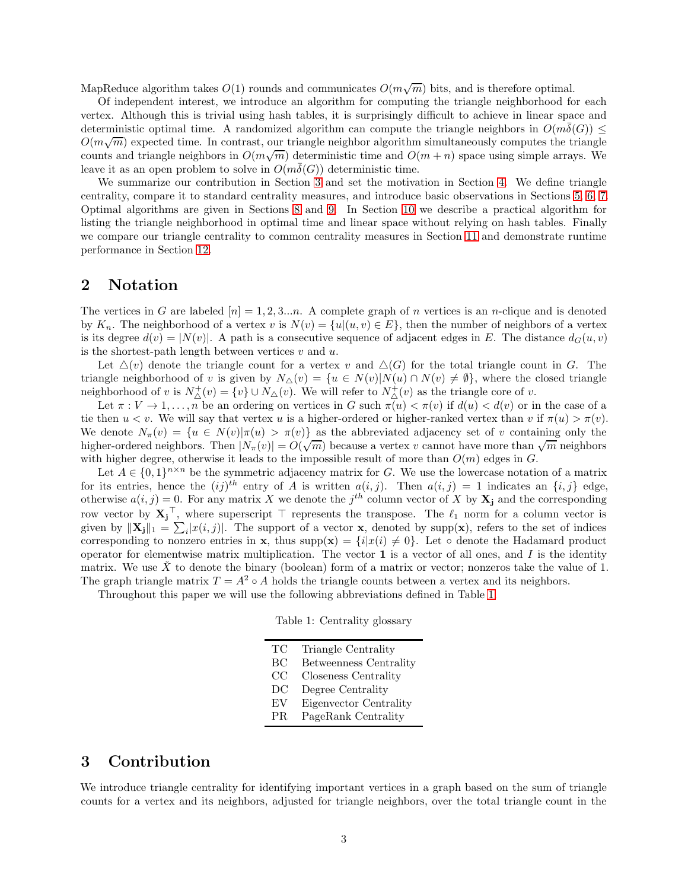MapReduce algorithm takes $O(1)$ rounds and communicates $O(m\sqrt{m})$ bits, and is therefore optimal.

Of independent interest, we introduce an algorithm for computing the triangle neighborhood for each vertex. Although this is trivial using hash tables, it is surprisingly difficult to achieve in linear space and deterministic optimal time. A randomized algorithm can compute the triangle neighbors in $O(m\bar{\delta}(G)) \leq O(m\sqrt{m})$ expected time. In contrast, our triangle neighbor algorithm simultaneously computes the triangle counts and triangle neighbors in $O(m\sqrt{m})$ deterministic time and $O(m+n)$ space using simple arrays. We leave it as an open problem to solve in $O(m\bar{\delta}(G))$ deterministic time.

We summarize our contribution in Section 3 and set the motivation in Section 4. We define triangle centrality, compare it to standard centrality measures, and introduce basic observations in Sections 5, 6, 7. Optimal algorithms are given in Sections 8 and 9. In Section 10 we describe a practical algorithm for listing the triangle neighborhood in optimal time and linear space without relying on hash tables. Finally we compare our triangle centrality to common centrality measures in Section 11 and demonstrate runtime performance in Section 12.

## 2 Notation

The vertices in $G$ are labeled $[n] = 1, 2, 3...n$. A complete graph of $n$ vertices is an $n$-clique and is denoted by $K_n$. The neighborhood of a vertex $v$ is $N(v) = \{u|(u, v) \in E\}$, then the number of neighbors of a vertex is its degree $d(v) = |N(v)|$. A path is a consecutive sequence of adjacent edges in $E$. The distance $d_G(u, v)$ is the shortest-path length between vertices $v$ and $u$.

Let $\triangle(v)$ denote the triangle count for a vertex $v$ and $\triangle(G)$ for the total triangle count in $G$. The triangle neighborhood of $v$ is given by $N_\triangle(v) = \{u \in N(v)|N(u) \cap N(v) \neq \emptyset\}$, where the closed triangle neighborhood of $v$ is $N^+_\triangle(v) = \{v\} \cup N_\triangle(v)$. We will refer to $N^+_\triangle(v)$ as the triangle core of $v$.

Let $\pi : V \to 1, \ldots, n$ be an ordering on vertices in $G$ such $\pi(u) < \pi(v)$ if $d(u) < d(v)$ or in the case of a tie then $u < v$. We will say that vertex $u$ is a higher-ordered or higher-ranked vertex than $v$ if $\pi(u) > \pi(v)$. We denote $N_\pi(v) = \{u \in N(v)|\pi(u) > \pi(v)\}$ as the abbreviated adjacency set of $v$ containing only the higher-ordered neighbors. Then $|N_\pi(v)| = O(\sqrt{m})$ because a vertex $v$ cannot have more than $\sqrt{m}$ neighbors with higher degree, otherwise it leads to the impossible result of more than $O(m)$ edges in $G$.

Let $A \in \{0, 1\}^{n\times n}$ be the symmetric adjacency matrix for $G$. We use the lowercase notation of a matrix for its entries, hence the $(ij)^{th}$ entry of $A$ is written $a(i, j)$. Then $a(i, j) = 1$ indicates an $\{i, j\}$ edge, otherwise $a(i, j) = 0$. For any matrix $X$ we denote the $j^{th}$ column vector of $X$ by $\mathbf{X_j}$ and the corresponding row vector by $\mathbf{X_j}^\top$, where superscript $\top$ represents the transpose. The $\ell_1$ norm for a column vector is given by $\|\mathbf{X_j}\|_1 = \sum_i |x(i, j)|$. The support of a vector $\mathbf{x}$, denoted by $\text{supp}(\mathbf{x})$, refers to the set of indices corresponding to nonzero entries in $\mathbf{x}$, thus $\text{supp}(\mathbf{x}) = \{i|x(i) \neq 0\}$. Let $\circ$ denote the Hadamard product operator for elementwise matrix multiplication. The vector $\mathbf{1}$ is a vector of all ones, and $I$ is the identity matrix. We use $\check{X}$ to denote the binary (boolean) form of a matrix or vector; nonzeros take the value of 1. The graph triangle matrix $T = A^2 \circ A$ holds the triangle counts between a vertex and its neighbors.

Throughout this paper we will use the following abbreviations defined in Table 1.

Table 1: Centrality glossary

| | |
|---|---|
| TC | Triangle Centrality |
| BC | Betweenness Centrality |
| CC | Closeness Centrality |
| DC | Degree Centrality |
| EV | Eigenvector Centrality |
| PR | PageRank Centrality |

## 3 Contribution

We introduce triangle centrality for identifying important vertices in a graph based on the sum of triangle counts for a vertex and its neighbors, adjusted for triangle neighbors, over the total triangle count in the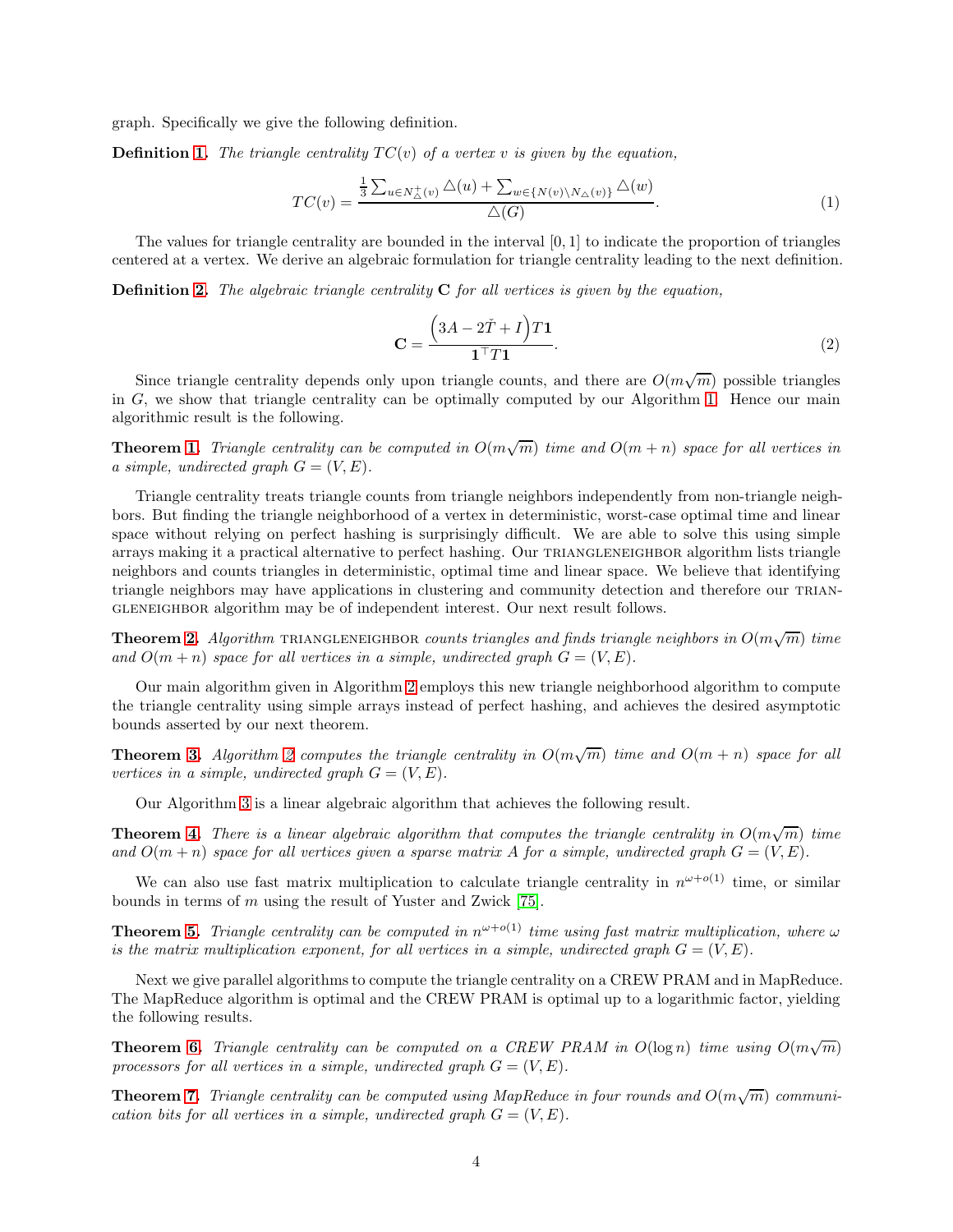graph. Specifically we give the following definition.

**Definition 1.** *The triangle centrality $TC(v)$ of a vertex $v$ is given by the equation,*

$$TC(v) = \frac{\frac{1}{3}\sum_{u \in N^{+}_{\triangle}(v)} \triangle(u) + \sum_{w \in \{N(v) \setminus N_{\triangle}(v)\}} \triangle(w)}{\triangle(G)}. \tag{1}$$

The values for triangle centrality are bounded in the interval $[0, 1]$ to indicate the proportion of triangles centered at a vertex. We derive an algebraic formulation for triangle centrality leading to the next definition.

**Definition 2.** *The algebraic triangle centrality $\mathbf{C}$ for all vertices is given by the equation,*

$$\mathbf{C} = \frac{\left(3A - 2\check{T} + I\right)T\mathbf{1}}{\mathbf{1}^{\top}T\mathbf{1}}. \tag{2}$$

Since triangle centrality depends only upon triangle counts, and there are $O(m\sqrt{m})$ possible triangles in $G$, we show that triangle centrality can be optimally computed by our Algorithm 1. Hence our main algorithmic result is the following.

**Theorem 1.** *Triangle centrality can be computed in $O(m\sqrt{m})$ time and $O(m + n)$ space for all vertices in a simple, undirected graph $G = (V, E)$.*

Triangle centrality treats triangle counts from triangle neighbors independently from non-triangle neighbors. But finding the triangle neighborhood of a vertex in deterministic, worst-case optimal time and linear space without relying on perfect hashing is surprisingly difficult. We are able to solve this using simple arrays making it a practical alternative to perfect hashing. Our TRIANGLENEIGHBOR algorithm lists triangle neighbors and counts triangles in deterministic, optimal time and linear space. We believe that identifying triangle neighbors may have applications in clustering and community detection and therefore our TRIANGLENEIGHBOR algorithm may be of independent interest. Our next result follows.

**Theorem 2.** *Algorithm* TRIANGLENEIGHBOR *counts triangles and finds triangle neighbors in $O(m\sqrt{m})$ time and $O(m + n)$ space for all vertices in a simple, undirected graph $G = (V, E)$.*

Our main algorithm given in Algorithm 2 employs this new triangle neighborhood algorithm to compute the triangle centrality using simple arrays instead of perfect hashing, and achieves the desired asymptotic bounds asserted by our next theorem.

**Theorem 3.** *Algorithm 2 computes the triangle centrality in $O(m\sqrt{m})$ time and $O(m + n)$ space for all vertices in a simple, undirected graph $G = (V, E)$.*

Our Algorithm 3 is a linear algebraic algorithm that achieves the following result.

**Theorem 4.** *There is a linear algebraic algorithm that computes the triangle centrality in $O(m\sqrt{m})$ time and $O(m + n)$ space for all vertices given a sparse matrix $A$ for a simple, undirected graph $G = (V, E)$.*

We can also use fast matrix multiplication to calculate triangle centrality in $n^{\omega + o(1)}$ time, or similar bounds in terms of $m$ using the result of Yuster and Zwick [75].

**Theorem 5.** *Triangle centrality can be computed in $n^{\omega + o(1)}$ time using fast matrix multiplication, where $\omega$ is the matrix multiplication exponent, for all vertices in a simple, undirected graph $G = (V, E)$.*

Next we give parallel algorithms to compute the triangle centrality on a CREW PRAM and in MapReduce. The MapReduce algorithm is optimal and the CREW PRAM is optimal up to a logarithmic factor, yielding the following results.

**Theorem 6.** *Triangle centrality can be computed on a CREW PRAM in $O(\log n)$ time using $O(m\sqrt{m})$ processors for all vertices in a simple, undirected graph $G = (V, E)$.*

**Theorem 7.** *Triangle centrality can be computed using MapReduce in four rounds and $O(m\sqrt{m})$ communication bits for all vertices in a simple, undirected graph $G = (V, E)$.*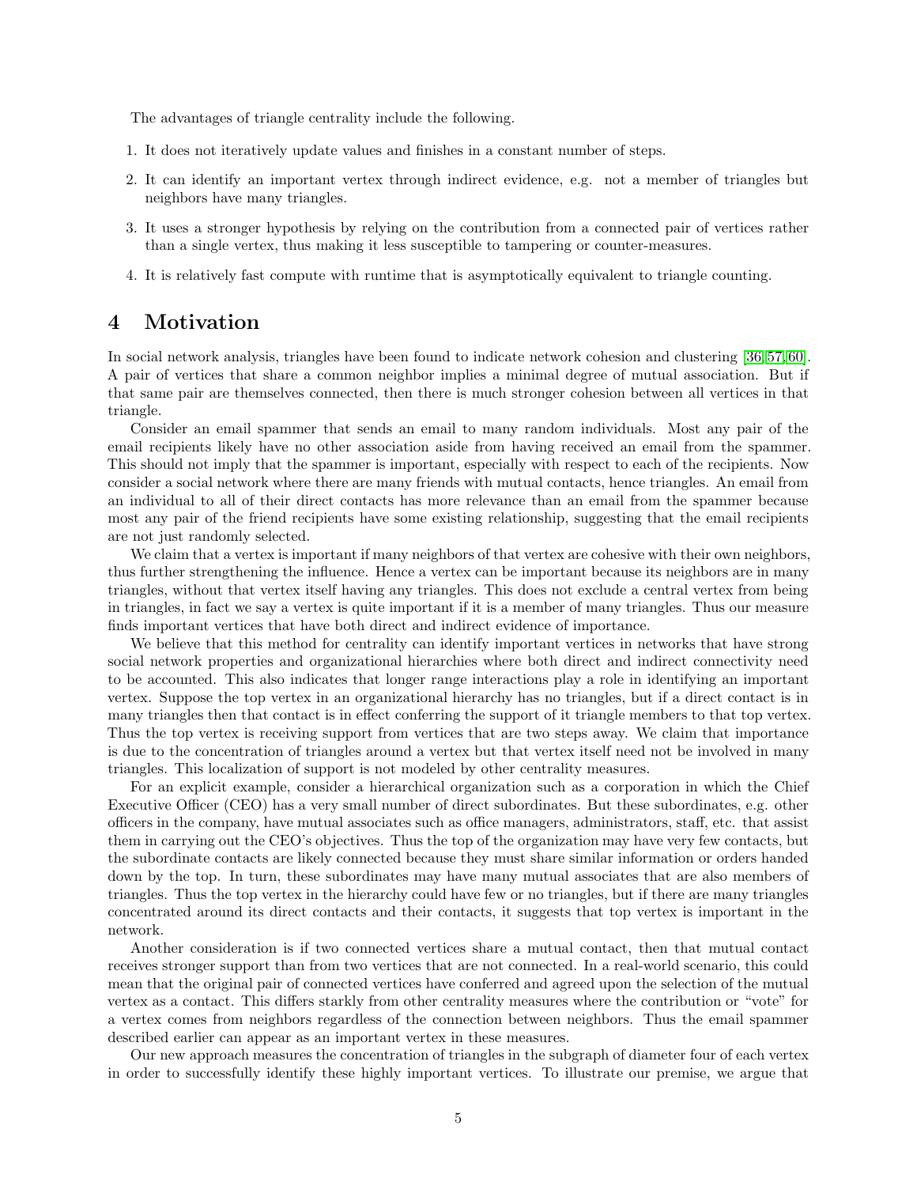The advantages of triangle centrality include the following.

1. It does not iteratively update values and finishes in a constant number of steps.
2. It can identify an important vertex through indirect evidence, e.g. not a member of triangles but neighbors have many triangles.
3. It uses a stronger hypothesis by relying on the contribution from a connected pair of vertices rather than a single vertex, thus making it less susceptible to tampering or counter-measures.
4. It is relatively fast compute with runtime that is asymptotically equivalent to triangle counting.

# 4 Motivation

In social network analysis, triangles have been found to indicate network cohesion and clustering [36,57,60]. A pair of vertices that share a common neighbor implies a minimal degree of mutual association. But if that same pair are themselves connected, then there is much stronger cohesion between all vertices in that triangle.

Consider an email spammer that sends an email to many random individuals. Most any pair of the email recipients likely have no other association aside from having received an email from the spammer. This should not imply that the spammer is important, especially with respect to each of the recipients. Now consider a social network where there are many friends with mutual contacts, hence triangles. An email from an individual to all of their direct contacts has more relevance than an email from the spammer because most any pair of the friend recipients have some existing relationship, suggesting that the email recipients are not just randomly selected.

We claim that a vertex is important if many neighbors of that vertex are cohesive with their own neighbors, thus further strengthening the influence. Hence a vertex can be important because its neighbors are in many triangles, without that vertex itself having any triangles. This does not exclude a central vertex from being in triangles, in fact we say a vertex is quite important if it is a member of many triangles. Thus our measure finds important vertices that have both direct and indirect evidence of importance.

We believe that this method for centrality can identify important vertices in networks that have strong social network properties and organizational hierarchies where both direct and indirect connectivity need to be accounted. This also indicates that longer range interactions play a role in identifying an important vertex. Suppose the top vertex in an organizational hierarchy has no triangles, but if a direct contact is in many triangles then that contact is in effect conferring the support of it triangle members to that top vertex. Thus the top vertex is receiving support from vertices that are two steps away. We claim that importance is due to the concentration of triangles around a vertex but that vertex itself need not be involved in many triangles. This localization of support is not modeled by other centrality measures.

For an explicit example, consider a hierarchical organization such as a corporation in which the Chief Executive Officer (CEO) has a very small number of direct subordinates. But these subordinates, e.g. other officers in the company, have mutual associates such as office managers, administrators, staff, etc. that assist them in carrying out the CEO's objectives. Thus the top of the organization may have very few contacts, but the subordinate contacts are likely connected because they must share similar information or orders handed down by the top. In turn, these subordinates may have many mutual associates that are also members of triangles. Thus the top vertex in the hierarchy could have few or no triangles, but if there are many triangles concentrated around its direct contacts and their contacts, it suggests that top vertex is important in the network.

Another consideration is if two connected vertices share a mutual contact, then that mutual contact receives stronger support than from two vertices that are not connected. In a real-world scenario, this could mean that the original pair of connected vertices have conferred and agreed upon the selection of the mutual vertex as a contact. This differs starkly from other centrality measures where the contribution or "vote" for a vertex comes from neighbors regardless of the connection between neighbors. Thus the email spammer described earlier can appear as an important vertex in these measures.

Our new approach measures the concentration of triangles in the subgraph of diameter four of each vertex in order to successfully identify these highly important vertices. To illustrate our premise, we argue that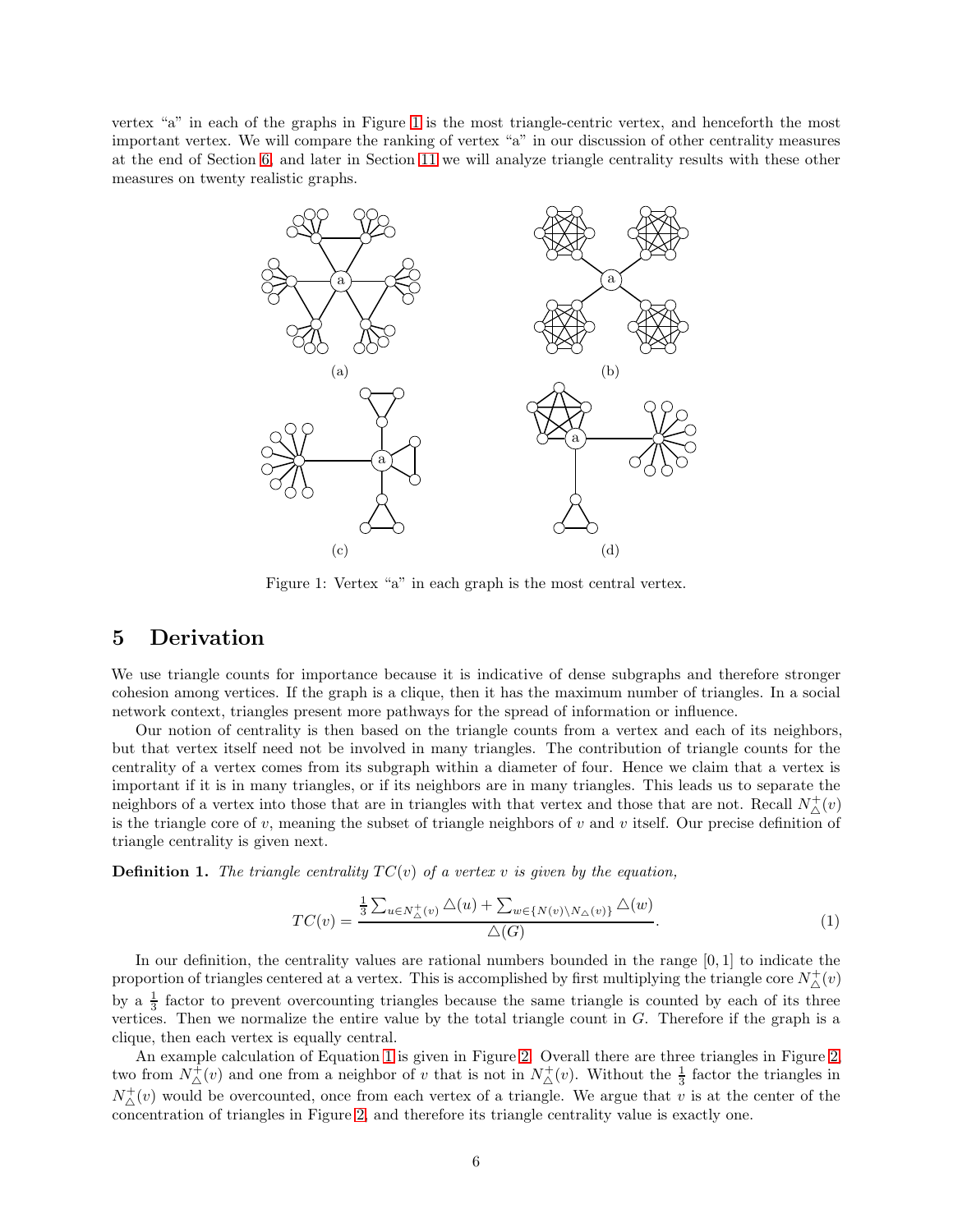vertex "a" in each of the graphs in Figure 1 is the most triangle-centric vertex, and henceforth the most important vertex. We will compare the ranking of vertex "a" in our discussion of other centrality measures at the end of Section 6, and later in Section 11 we will analyze triangle centrality results with these other measures on twenty realistic graphs.

Figure 1: Vertex "a" in each graph is the most central vertex.

## 5 Derivation

We use triangle counts for importance because it is indicative of dense subgraphs and therefore stronger cohesion among vertices. If the graph is a clique, then it has the maximum number of triangles. In a social network context, triangles present more pathways for the spread of information or influence.

Our notion of centrality is then based on the triangle counts from a vertex and each of its neighbors, but that vertex itself need not be involved in many triangles. The contribution of triangle counts for the centrality of a vertex comes from its subgraph within a diameter of four. Hence we claim that a vertex is important if it is in many triangles, or if its neighbors are in many triangles. This leads us to separate the neighbors of a vertex into those that are in triangles with that vertex and those that are not. Recall $N^+_\triangle(v)$ is the triangle core of $v$, meaning the subset of triangle neighbors of $v$ and $v$ itself. Our precise definition of triangle centrality is given next.

**Definition 1.** *The triangle centrality $TC(v)$ of a vertex $v$ is given by the equation,*

$$TC(v) = \frac{\frac{1}{3}\sum_{u \in N^+_\triangle(v)} \triangle(u) + \sum_{w \in \{N(v) \setminus N_\triangle(v)\}} \triangle(w)}{\triangle(G)}. \tag{1}$$

In our definition, the centrality values are rational numbers bounded in the range $[0, 1]$ to indicate the proportion of triangles centered at a vertex. This is accomplished by first multiplying the triangle core $N^+_\triangle(v)$ by a $\frac{1}{3}$ factor to prevent overcounting triangles because the same triangle is counted by each of its three vertices. Then we normalize the entire value by the total triangle count in $G$. Therefore if the graph is a clique, then each vertex is equally central.

An example calculation of Equation 1 is given in Figure 2. Overall there are three triangles in Figure 2, two from $N^+_\triangle(v)$ and one from a neighbor of $v$ that is not in $N^+_\triangle(v)$. Without the $\frac{1}{3}$ factor the triangles in $N^+_\triangle(v)$ would be overcounted, once from each vertex of a triangle. We argue that $v$ is at the center of the concentration of triangles in Figure 2, and therefore its triangle centrality value is exactly one.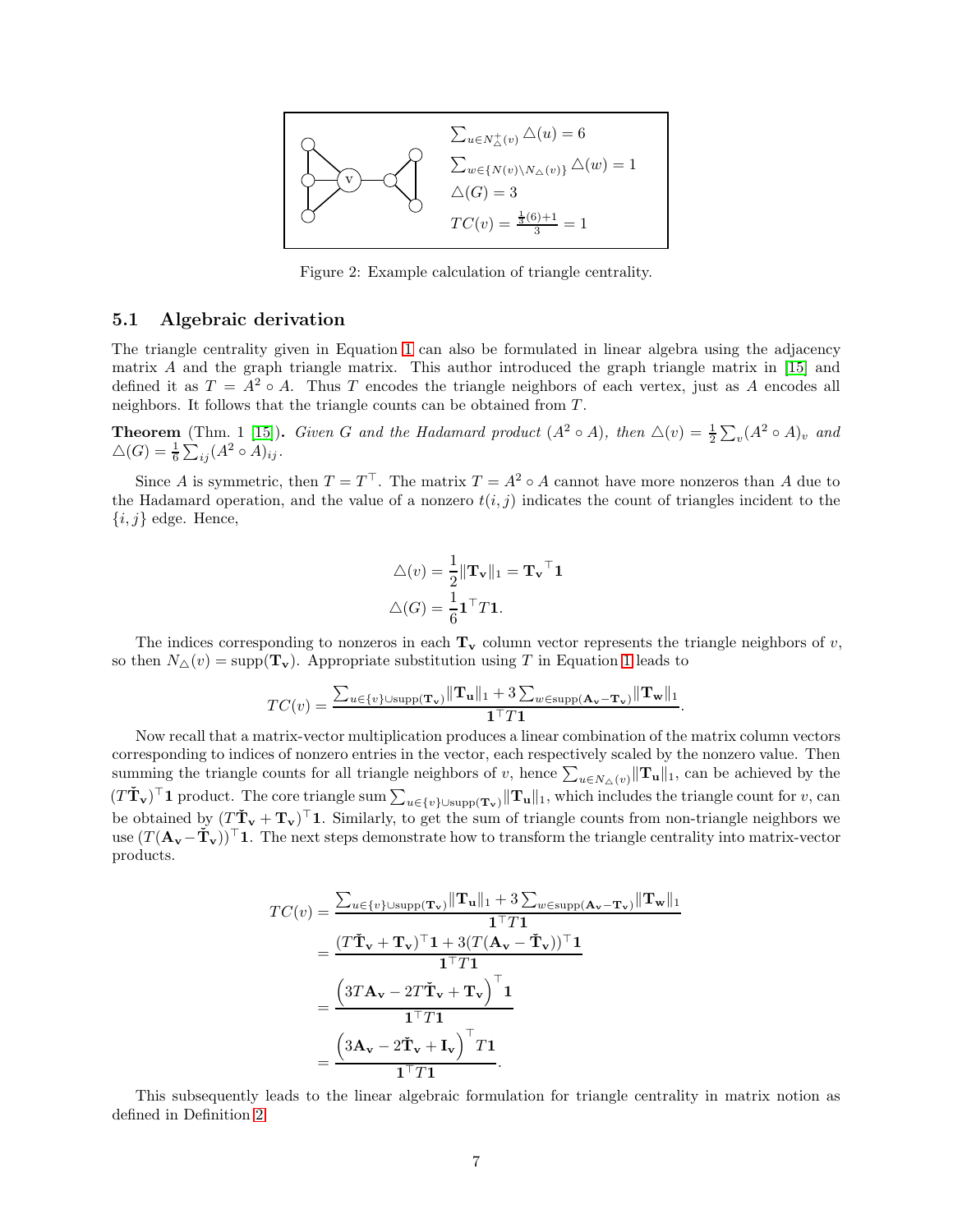$\sum_{u \in N^+_\triangle(v)} \triangle(u) = 6$

$\sum_{w \in \{N(v) \setminus N_\triangle(v)\}} \triangle(w) = 1$

$\triangle(G) = 3$

$TC(v) = \frac{\frac{1}{3}(6)+1}{3} = 1$

Figure 2: Example calculation of triangle centrality.

### 5.1 Algebraic derivation

The triangle centrality given in Equation 1 can also be formulated in linear algebra using the adjacency matrix $A$ and the graph triangle matrix. This author introduced the graph triangle matrix in [15] and defined it as $T = A^2 \circ A$. Thus $T$ encodes the triangle neighbors of each vertex, just as $A$ encodes all neighbors. It follows that the triangle counts can be obtained from $T$.

**Theorem** (Thm. 1 [15]). *Given $G$ and the Hadamard product $(A^2 \circ A)$, then $\triangle(v) = \frac{1}{2}\sum_v (A^2 \circ A)_v$ and $\triangle(G) = \frac{1}{6}\sum_{ij}(A^2 \circ A)_{ij}$.*

Since $A$ is symmetric, then $T = T^\top$. The matrix $T = A^2 \circ A$ cannot have more nonzeros than $A$ due to the Hadamard operation, and the value of a nonzero $t(i,j)$ indicates the count of triangles incident to the $\{i,j\}$ edge. Hence,

$$
\begin{aligned}
\triangle(v) &= \frac{1}{2}\|\mathbf{T_v}\|_1 = \mathbf{T_v}^\top \mathbf{1} \\
\triangle(G) &= \frac{1}{6}\mathbf{1}^\top T \mathbf{1}.
\end{aligned}
$$

The indices corresponding to nonzeros in each $\mathbf{T_v}$ column vector represents the triangle neighbors of $v$, so then $N_\triangle(v) = \text{supp}(\mathbf{T_v})$. Appropriate substitution using $T$ in Equation 1 leads to

$$
TC(v) = \frac{\sum_{u \in \{v\} \cup \text{supp}(\mathbf{T_v})} \|\mathbf{T_u}\|_1 + 3\sum_{w \in \text{supp}(\mathbf{A_v} - \mathbf{T_v})} \|\mathbf{T_w}\|_1}{\mathbf{1}^\top T \mathbf{1}}.
$$

Now recall that a matrix-vector multiplication produces a linear combination of the matrix column vectors corresponding to indices of nonzero entries in the vector, each respectively scaled by the nonzero value. Then summing the triangle counts for all triangle neighbors of $v$, hence $\sum_{u \in N_\triangle(v)} \|\mathbf{T_u}\|_1$, can be achieved by the $(T\check{\mathbf{T}}_\mathbf{v})^\top \mathbf{1}$ product. The core triangle sum $\sum_{u \in \{v\} \cup \text{supp}(\mathbf{T_v})} \|\mathbf{T_u}\|_1$, which includes the triangle count for $v$, can be obtained by $(T\check{\mathbf{T}}_\mathbf{v} + \mathbf{T_v})^\top \mathbf{1}$. Similarly, to get the sum of triangle counts from non-triangle neighbors we use $(T(\mathbf{A_v} - \check{\mathbf{T}}_\mathbf{v}))^\top \mathbf{1}$. The next steps demonstrate how to transform the triangle centrality into matrix-vector products.

$$
\begin{aligned}
TC(v) &= \frac{\sum_{u \in \{v\} \cup \text{supp}(\mathbf{T_v})} \|\mathbf{T_u}\|_1 + 3\sum_{w \in \text{supp}(\mathbf{A_v} - \mathbf{T_v})} \|\mathbf{T_w}\|_1}{\mathbf{1}^\top T \mathbf{1}} \\
&= \frac{(T\check{\mathbf{T}}_\mathbf{v} + \mathbf{T_v})^\top \mathbf{1} + 3(T(\mathbf{A_v} - \check{\mathbf{T}}_\mathbf{v}))^\top \mathbf{1}}{\mathbf{1}^\top T \mathbf{1}} \\
&= \frac{\left(3T\mathbf{A_v} - 2T\check{\mathbf{T}}_\mathbf{v} + \mathbf{T_v}\right)^\top \mathbf{1}}{\mathbf{1}^\top T \mathbf{1}} \\
&= \frac{\left(3\mathbf{A_v} - 2\check{\mathbf{T}}_\mathbf{v} + \mathbf{I_v}\right)^\top T \mathbf{1}}{\mathbf{1}^\top T \mathbf{1}}.
\end{aligned}
$$

This subsequently leads to the linear algebraic formulation for triangle centrality in matrix notion as defined in Definition 2.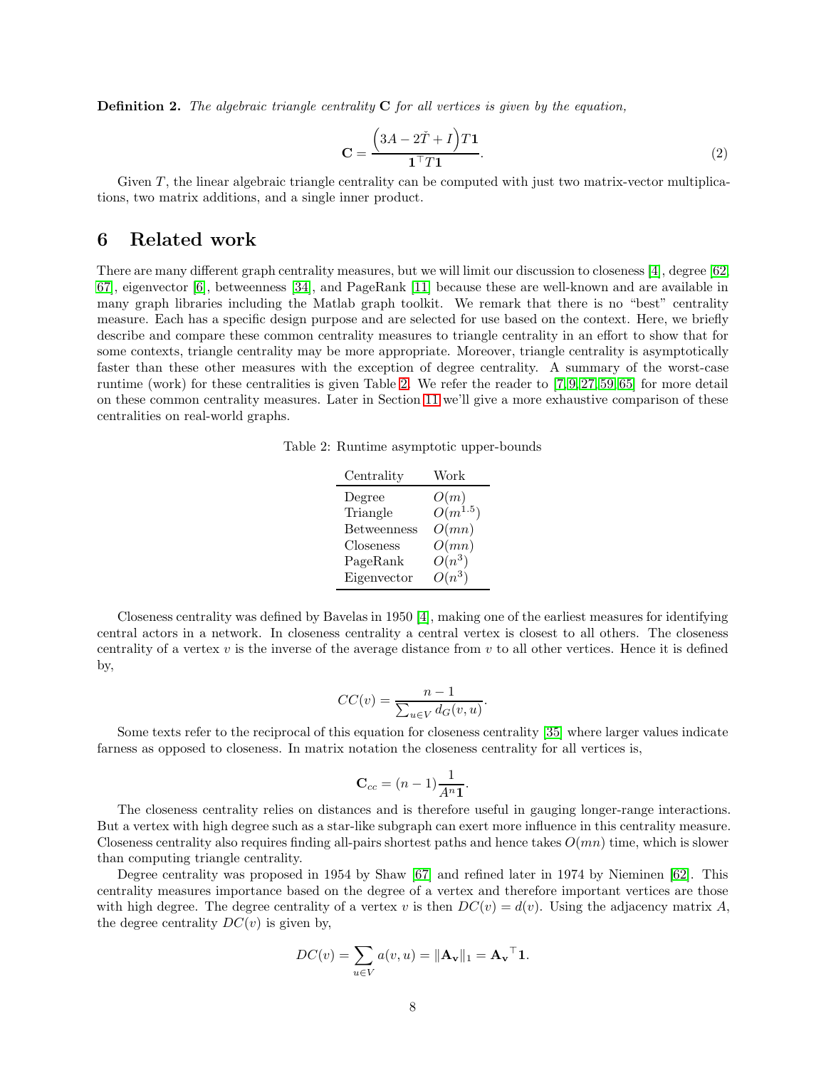**Definition 2.** *The algebraic triangle centrality* $\mathbf{C}$ *for all vertices is given by the equation,*

$$\mathbf{C} = \frac{\left(3A - 2\check{T} + I\right)T\mathbf{1}}{\mathbf{1}^\top T\mathbf{1}}. \tag{2}$$

Given $T$, the linear algebraic triangle centrality can be computed with just two matrix-vector multiplications, two matrix additions, and a single inner product.

# 6 Related work

There are many different graph centrality measures, but we will limit our discussion to closeness [4], degree [62, 67], eigenvector [6], betweenness [34], and PageRank [11] because these are well-known and are available in many graph libraries including the Matlab graph toolkit. We remark that there is no "best" centrality measure. Each has a specific design purpose and are selected for use based on the context. Here, we briefly describe and compare these common centrality measures to triangle centrality in an effort to show that for some contexts, triangle centrality may be more appropriate. Moreover, triangle centrality is asymptotically faster than these other measures with the exception of degree centrality. A summary of the worst-case runtime (work) for these centralities is given Table 2. We refer the reader to [7, 9, 27, 59, 65] for more detail on these common centrality measures. Later in Section 11 we'll give a more exhaustive comparison of these centralities on real-world graphs.

Table 2: Runtime asymptotic upper-bounds

| Centrality | Work |
|---|---|
| Degree | $O(m)$ |
| Triangle | $O(m^{1.5})$ |
| Betweenness | $O(mn)$ |
| Closeness | $O(mn)$ |
| PageRank | $O(n^3)$ |
| Eigenvector | $O(n^3)$ |

Closeness centrality was defined by Bavelas in 1950 [4], making one of the earliest measures for identifying central actors in a network. In closeness centrality a central vertex is closest to all others. The closeness centrality of a vertex $v$ is the inverse of the average distance from $v$ to all other vertices. Hence it is defined by,

$$CC(v) = \frac{n-1}{\sum_{u \in V} d_G(v, u)}.$$

Some texts refer to the reciprocal of this equation for closeness centrality [35] where larger values indicate farness as opposed to closeness. In matrix notation the closeness centrality for all vertices is,

$$\mathbf{C}_{cc} = (n-1)\frac{1}{A^n \mathbf{1}}.$$

The closeness centrality relies on distances and is therefore useful in gauging longer-range interactions. But a vertex with high degree such as a star-like subgraph can exert more influence in this centrality measure. Closeness centrality also requires finding all-pairs shortest paths and hence takes $O(mn)$ time, which is slower than computing triangle centrality.

Degree centrality was proposed in 1954 by Shaw [67] and refined later in 1974 by Nieminen [62]. This centrality measures importance based on the degree of a vertex and therefore important vertices are those with high degree. The degree centrality of a vertex $v$ is then $DC(v) = d(v)$. Using the adjacency matrix $A$, the degree centrality $DC(v)$ is given by,

$$DC(v) = \sum_{u \in V} a(v, u) = \|\mathbf{A_v}\|_1 = \mathbf{A_v}^\top \mathbf{1}.$$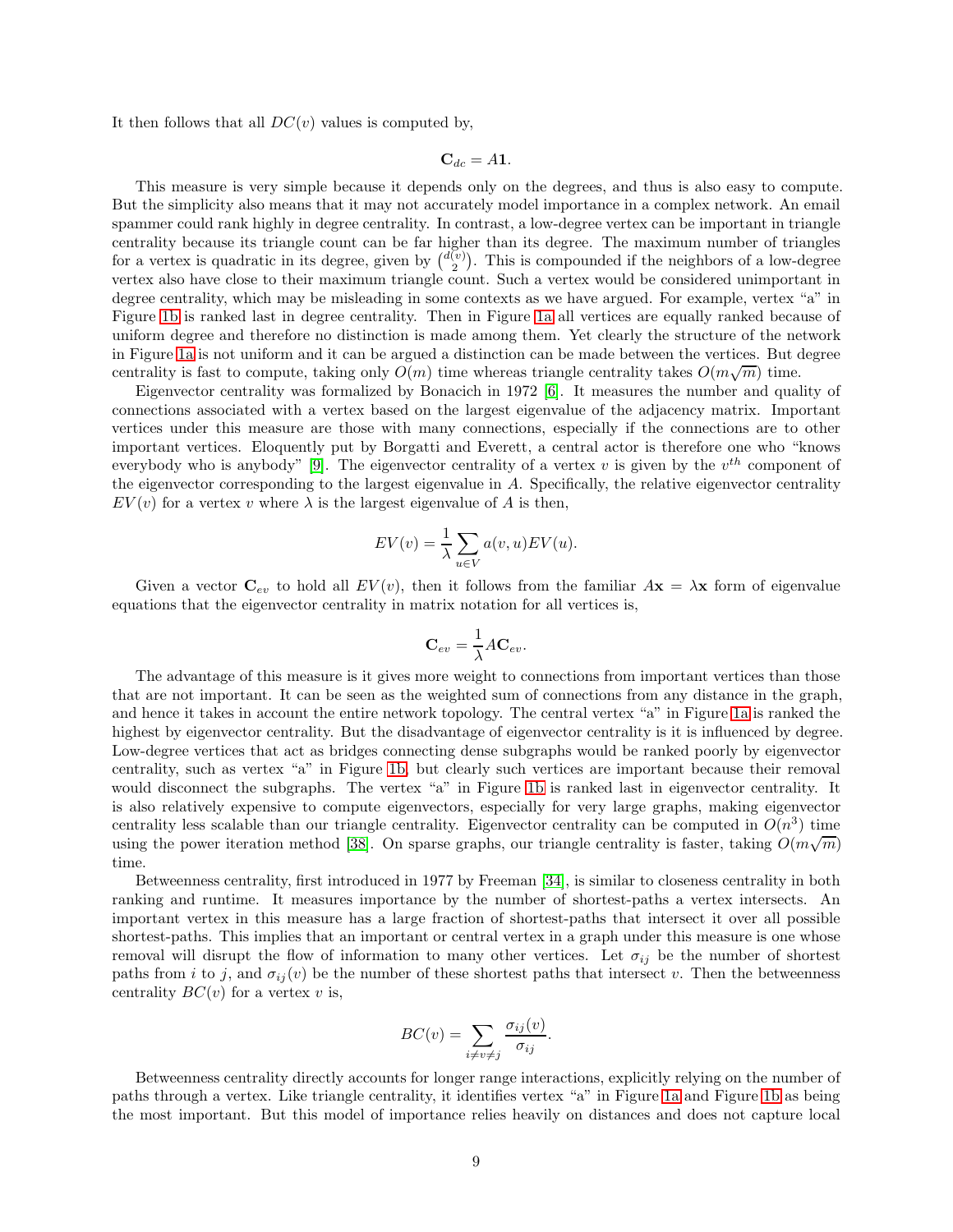It then follows that all $DC(v)$ values is computed by,

$$\mathbf{C}_{dc} = A\mathbf{1}.$$

This measure is very simple because it depends only on the degrees, and thus is also easy to compute. But the simplicity also means that it may not accurately model importance in a complex network. An email spammer could rank highly in degree centrality. In contrast, a low-degree vertex can be important in triangle centrality because its triangle count can be far higher than its degree. The maximum number of triangles for a vertex is quadratic in its degree, given by $\binom{d(v)}{2}$. This is compounded if the neighbors of a low-degree vertex also have close to their maximum triangle count. Such a vertex would be considered unimportant in degree centrality, which may be misleading in some contexts as we have argued. For example, vertex "a" in Figure 1b is ranked last in degree centrality. Then in Figure 1a all vertices are equally ranked because of uniform degree and therefore no distinction is made among them. Yet clearly the structure of the network in Figure 1a is not uniform and it can be argued a distinction can be made between the vertices. But degree centrality is fast to compute, taking only $O(m)$ time whereas triangle centrality takes $O(m\sqrt{m})$ time.

Eigenvector centrality was formalized by Bonacich in 1972 [6]. It measures the number and quality of connections associated with a vertex based on the largest eigenvalue of the adjacency matrix. Important vertices under this measure are those with many connections, especially if the connections are to other important vertices. Eloquently put by Borgatti and Everett, a central actor is therefore one who "knows everybody who is anybody" [9]. The eigenvector centrality of a vertex $v$ is given by the $v^{th}$ component of the eigenvector corresponding to the largest eigenvalue in $A$. Specifically, the relative eigenvector centrality $EV(v)$ for a vertex $v$ where $\lambda$ is the largest eigenvalue of $A$ is then,

$$EV(v) = \frac{1}{\lambda} \sum_{u \in V} a(v,u) EV(u).$$

Given a vector $\mathbf{C}_{ev}$ to hold all $EV(v)$, then it follows from the familiar $A\mathbf{x} = \lambda \mathbf{x}$ form of eigenvalue equations that the eigenvector centrality in matrix notation for all vertices is,

$$\mathbf{C}_{ev} = \frac{1}{\lambda} A \mathbf{C}_{ev}.$$

The advantage of this measure is it gives more weight to connections from important vertices than those that are not important. It can be seen as the weighted sum of connections from any distance in the graph, and hence it takes in account the entire network topology. The central vertex "a" in Figure 1a is ranked the highest by eigenvector centrality. But the disadvantage of eigenvector centrality is it is influenced by degree. Low-degree vertices that act as bridges connecting dense subgraphs would be ranked poorly by eigenvector centrality, such as vertex "a" in Figure 1b, but clearly such vertices are important because their removal would disconnect the subgraphs. The vertex "a" in Figure 1b is ranked last in eigenvector centrality. It is also relatively expensive to compute eigenvectors, especially for very large graphs, making eigenvector centrality less scalable than our triangle centrality. Eigenvector centrality can be computed in $O(n^3)$ time using the power iteration method [38]. On sparse graphs, our triangle centrality is faster, taking $O(m\sqrt{m})$ time.

Betweenness centrality, first introduced in 1977 by Freeman [34], is similar to closeness centrality in both ranking and runtime. It measures importance by the number of shortest-paths a vertex intersects. An important vertex in this measure has a large fraction of shortest-paths that intersect it over all possible shortest-paths. This implies that an important or central vertex in a graph under this measure is one whose removal will disrupt the flow of information to many other vertices. Let $\sigma_{ij}$ be the number of shortest paths from $i$ to $j$, and $\sigma_{ij}(v)$ be the number of these shortest paths that intersect $v$. Then the betweenness centrality $BC(v)$ for a vertex $v$ is,

$$BC(v) = \sum_{i \neq v \neq j} \frac{\sigma_{ij}(v)}{\sigma_{ij}}.$$

Betweenness centrality directly accounts for longer range interactions, explicitly relying on the number of paths through a vertex. Like triangle centrality, it identifies vertex "a" in Figure 1a and Figure 1b as being the most important. But this model of importance relies heavily on distances and does not capture local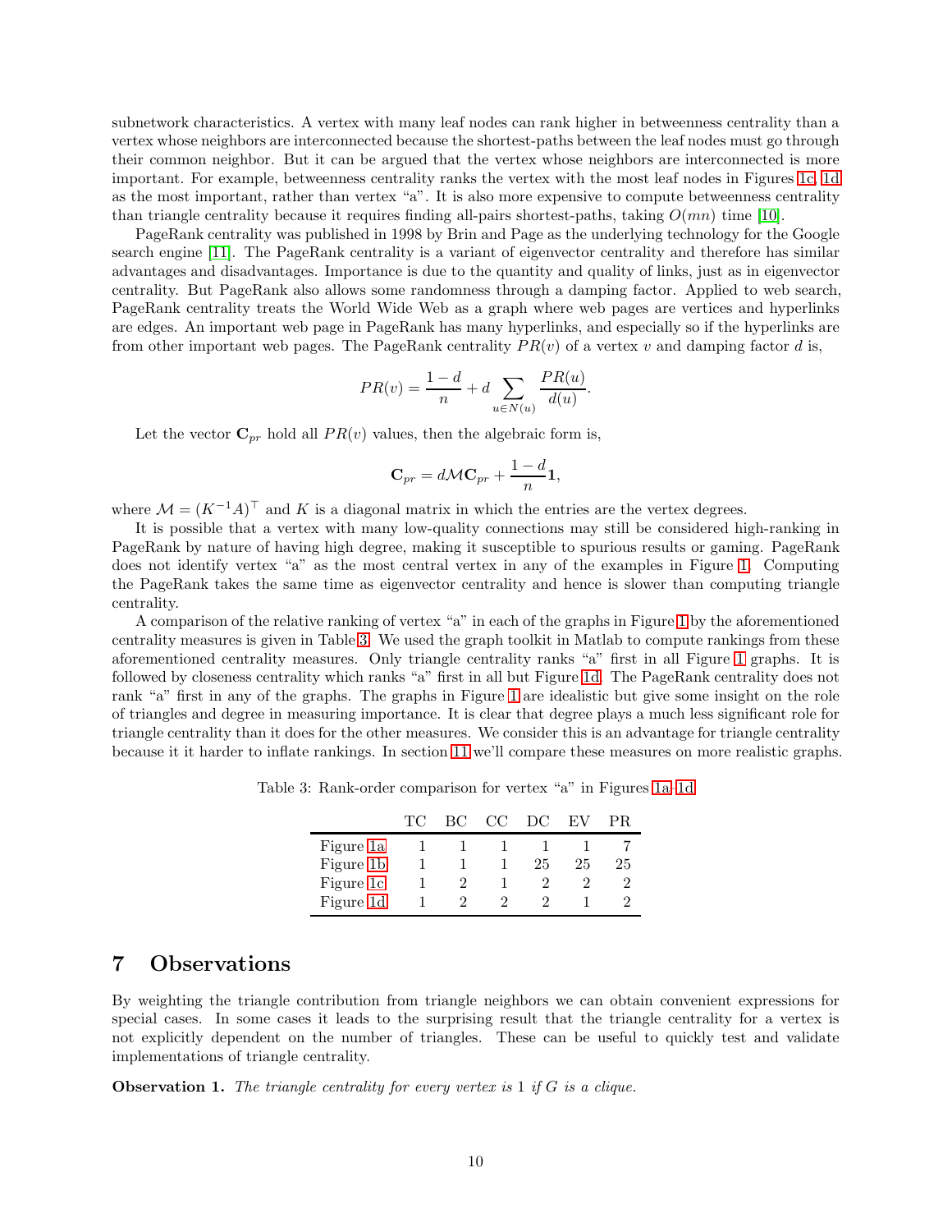subnetwork characteristics. A vertex with many leaf nodes can rank higher in betweenness centrality than a vertex whose neighbors are interconnected because the shortest-paths between the leaf nodes must go through their common neighbor. But it can be argued that the vertex whose neighbors are interconnected is more important. For example, betweenness centrality ranks the vertex with the most leaf nodes in Figures 1c, 1d as the most important, rather than vertex "a". It is also more expensive to compute betweenness centrality than triangle centrality because it requires finding all-pairs shortest-paths, taking $O(mn)$ time [10].

PageRank centrality was published in 1998 by Brin and Page as the underlying technology for the Google search engine [11]. The PageRank centrality is a variant of eigenvector centrality and therefore has similar advantages and disadvantages. Importance is due to the quantity and quality of links, just as in eigenvector centrality. But PageRank also allows some randomness through a damping factor. Applied to web search, PageRank centrality treats the World Wide Web as a graph where web pages are vertices and hyperlinks are edges. An important web page in PageRank has many hyperlinks, and especially so if the hyperlinks are from other important web pages. The PageRank centrality $PR(v)$ of a vertex $v$ and damping factor $d$ is,

$$PR(v) = \frac{1-d}{n} + d \sum_{u \in N(u)} \frac{PR(u)}{d(u)}.$$

Let the vector $\mathbf{C}_{pr}$ hold all $PR(v)$ values, then the algebraic form is,

$$\mathbf{C}_{pr} = d\mathcal{M}\mathbf{C}_{pr} + \frac{1-d}{n}\mathbf{1},$$

where $\mathcal{M} = (K^{-1}A)^\top$ and $K$ is a diagonal matrix in which the entries are the vertex degrees.

It is possible that a vertex with many low-quality connections may still be considered high-ranking in PageRank by nature of having high degree, making it susceptible to spurious results or gaming. PageRank does not identify vertex "a" as the most central vertex in any of the examples in Figure 1. Computing the PageRank takes the same time as eigenvector centrality and hence is slower than computing triangle centrality.

A comparison of the relative ranking of vertex "a" in each of the graphs in Figure 1 by the aforementioned centrality measures is given in Table 3. We used the graph toolkit in Matlab to compute rankings from these aforementioned centrality measures. Only triangle centrality ranks "a" first in all Figure 1 graphs. It is followed by closeness centrality which ranks "a" first in all but Figure 1d. The PageRank centrality does not rank "a" first in any of the graphs. The graphs in Figure 1 are idealistic but give some insight on the role of triangles and degree in measuring importance. It is clear that degree plays a much less significant role for triangle centrality than it does for the other measures. We consider this is an advantage for triangle centrality because it it harder to inflate rankings. In section 11 we'll compare these measures on more realistic graphs.

Table 3: Rank-order comparison for vertex "a" in Figures 1a–1d

| | TC | BC | CC | DC | EV | PR |
|---|---|---|---|---|---|---|
| Figure 1a | 1 | 1 | 1 | 1 | 1 | 7 |
| Figure 1b | 1 | 1 | 1 | 25 | 25 | 25 |
| Figure 1c | 1 | 2 | 1 | 2 | 2 | 2 |
| Figure 1d | 1 | 2 | 2 | 2 | 1 | 2 |

# 7 Observations

By weighting the triangle contribution from triangle neighbors we can obtain convenient expressions for special cases. In some cases it leads to the surprising result that the triangle centrality for a vertex is not explicitly dependent on the number of triangles. These can be useful to quickly test and validate implementations of triangle centrality.

**Observation 1.** *The triangle centrality for every vertex is* 1 *if* $G$ *is a clique.*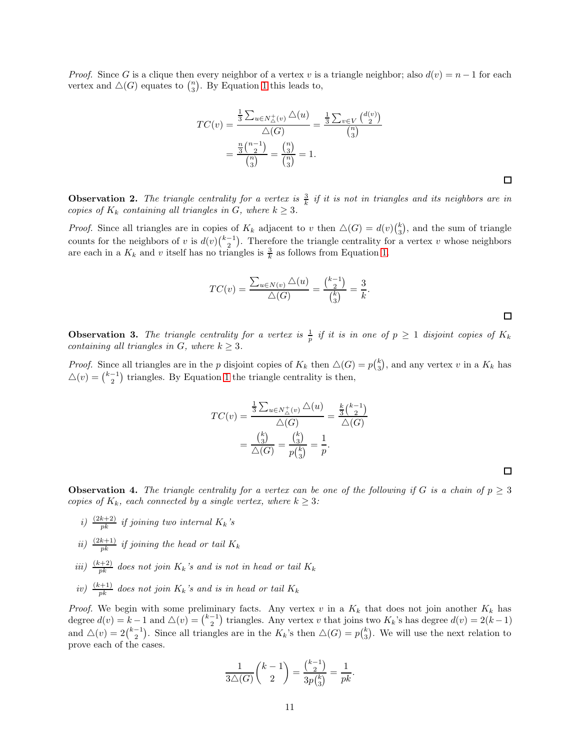*Proof.* Since $G$ is a clique then every neighbor of a vertex $v$ is a triangle neighbor; also $d(v) = n-1$ for each vertex and $\triangle(G)$ equates to $\binom{n}{3}$. By Equation 1 this leads to,

$$
\begin{aligned}
TC(v) &= \frac{\frac{1}{3}\sum_{u \in N^+_\triangle(v)} \triangle(u)}{\triangle(G)} = \frac{\frac{1}{3}\sum_{v \in V} \binom{d(v)}{2}}{\binom{n}{3}} \\
&= \frac{\frac{n}{3}\binom{n-1}{2}}{\binom{n}{3}} = \frac{\binom{n}{3}}{\binom{n}{3}} = 1.
\end{aligned}
$$

□

**Observation 2.** *The triangle centrality for a vertex is $\frac{3}{k}$ if it is not in triangles and its neighbors are in copies of $K_k$ containing all triangles in $G$, where $k \geq 3$.*

*Proof.* Since all triangles are in copies of $K_k$ adjacent to $v$ then $\triangle(G) = d(v)\binom{k}{3}$, and the sum of triangle counts for the neighbors of $v$ is $d(v)\binom{k-1}{2}$. Therefore the triangle centrality for a vertex $v$ whose neighbors are each in a $K_k$ and $v$ itself has no triangles is $\frac{3}{k}$ as follows from Equation 1.

$$
TC(v) = \frac{\sum_{u \in N(v)} \triangle(u)}{\triangle(G)} = \frac{\binom{k-1}{2}}{\binom{k}{3}} = \frac{3}{k}.
$$

□

**Observation 3.** *The triangle centrality for a vertex is $\frac{1}{p}$ if it is in one of $p \geq 1$ disjoint copies of $K_k$ containing all triangles in $G$, where $k \geq 3$.*

*Proof.* Since all triangles are in the $p$ disjoint copies of $K_k$ then $\triangle(G) = p\binom{k}{3}$, and any vertex $v$ in a $K_k$ has $\triangle(v) = \binom{k-1}{2}$ triangles. By Equation 1 the triangle centrality is then,

$$
\begin{aligned}
TC(v) &= \frac{\frac{1}{3}\sum_{u \in N^+_\triangle(v)} \triangle(u)}{\triangle(G)} = \frac{\frac{k}{3}\binom{k-1}{2}}{\triangle(G)} \\
&= \frac{\binom{k}{3}}{\triangle(G)} = \frac{\binom{k}{3}}{p\binom{k}{3}} = \frac{1}{p}.
\end{aligned}
$$

□

**Observation 4.** *The triangle centrality for a vertex can be one of the following if $G$ is a chain of $p \geq 3$ copies of $K_k$, each connected by a single vertex, where $k \geq 3$:*

*i)* $\frac{(2k+2)}{pk}$ *if joining two internal $K_k$'s*

*ii)* $\frac{(2k+1)}{pk}$ *if joining the head or tail $K_k$*

*iii)* $\frac{(k+2)}{pk}$ *does not join $K_k$'s and is not in head or tail $K_k$*

*iv)* $\frac{(k+1)}{pk}$ *does not join $K_k$'s and is in head or tail $K_k$*

*Proof.* We begin with some preliminary facts. Any vertex $v$ in a $K_k$ that does not join another $K_k$ has degree $d(v) = k-1$ and $\triangle(v) = \binom{k-1}{2}$ triangles. Any vertex $v$ that joins two $K_k$'s has degree $d(v) = 2(k-1)$ and $\triangle(v) = 2\binom{k-1}{2}$. Since all triangles are in the $K_k$'s then $\triangle(G) = p\binom{k}{3}$. We will use the next relation to prove each of the cases.

$$
\frac{1}{3\triangle(G)}\binom{k-1}{2} = \frac{\binom{k-1}{2}}{3p\binom{k}{3}} = \frac{1}{pk}.
$$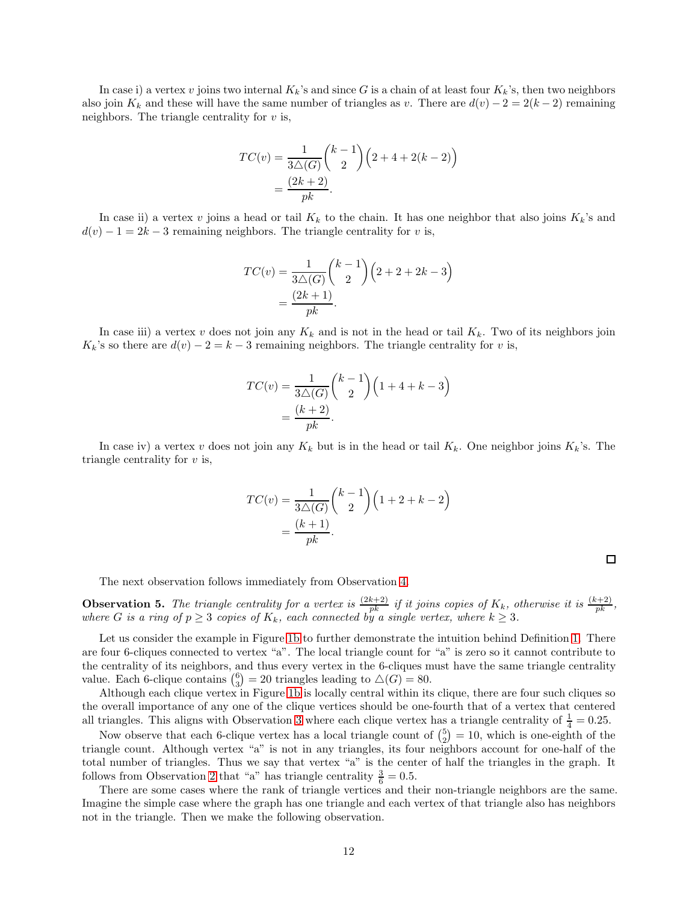In case i) a vertex $v$ joins two internal $K_k$'s and since $G$ is a chain of at least four $K_k$'s, then two neighbors also join $K_k$ and these will have the same number of triangles as $v$. There are $d(v) - 2 = 2(k-2)$ remaining neighbors. The triangle centrality for $v$ is,

$$
\begin{aligned}
TC(v) &= \frac{1}{3\triangle(G)} \binom{k-1}{2} \Big(2 + 4 + 2(k-2)\Big) \\
&= \frac{(2k+2)}{pk}.
\end{aligned}
$$

In case ii) a vertex $v$ joins a head or tail $K_k$ to the chain. It has one neighbor that also joins $K_k$'s and $d(v) - 1 = 2k - 3$ remaining neighbors. The triangle centrality for $v$ is,

$$
\begin{aligned}
TC(v) &= \frac{1}{3\triangle(G)} \binom{k-1}{2} \Big(2 + 2 + 2k - 3\Big) \\
&= \frac{(2k+1)}{pk}.
\end{aligned}
$$

In case iii) a vertex $v$ does not join any $K_k$ and is not in the head or tail $K_k$. Two of its neighbors join $K_k$'s so there are $d(v) - 2 = k - 3$ remaining neighbors. The triangle centrality for $v$ is,

$$
\begin{aligned}
TC(v) &= \frac{1}{3\triangle(G)} \binom{k-1}{2} \Big(1 + 4 + k - 3\Big) \\
&= \frac{(k+2)}{pk}.
\end{aligned}
$$

In case iv) a vertex $v$ does not join any $K_k$ but is in the head or tail $K_k$. One neighbor joins $K_k$'s. The triangle centrality for $v$ is,

$$
\begin{aligned}
TC(v) &= \frac{1}{3\triangle(G)} \binom{k-1}{2} \Big(1 + 2 + k - 2\Big) \\
&= \frac{(k+1)}{pk}.
\end{aligned}
$$

□

The next observation follows immediately from Observation 4.

**Observation 5.** *The triangle centrality for a vertex is $\frac{(2k+2)}{pk}$ if it joins copies of $K_k$, otherwise it is $\frac{(k+2)}{pk}$, where $G$ is a ring of $p \geq 3$ copies of $K_k$, each connected by a single vertex, where $k \geq 3$.*

Let us consider the example in Figure 1b to further demonstrate the intuition behind Definition 1. There are four 6-cliques connected to vertex "a". The local triangle count for "a" is zero so it cannot contribute to the centrality of its neighbors, and thus every vertex in the 6-cliques must have the same triangle centrality value. Each 6-clique contains $\binom{6}{3} = 20$ triangles leading to $\triangle(G) = 80$.

Although each clique vertex in Figure 1b is locally central within its clique, there are four such cliques so the overall importance of any one of the clique vertices should be one-fourth that of a vertex that centered all triangles. This aligns with Observation 3 where each clique vertex has a triangle centrality of $\frac{1}{4} = 0.25$.

Now observe that each 6-clique vertex has a local triangle count of $\binom{5}{2} = 10$, which is one-eighth of the triangle count. Although vertex "a" is not in any triangles, its four neighbors account for one-half of the total number of triangles. Thus we say that vertex "a" is the center of half the triangles in the graph. It follows from Observation 2 that "a" has triangle centrality $\frac{3}{6} = 0.5$.

There are some cases where the rank of triangle vertices and their non-triangle neighbors are the same. Imagine the simple case where the graph has one triangle and each vertex of that triangle also has neighbors not in the triangle. Then we make the following observation.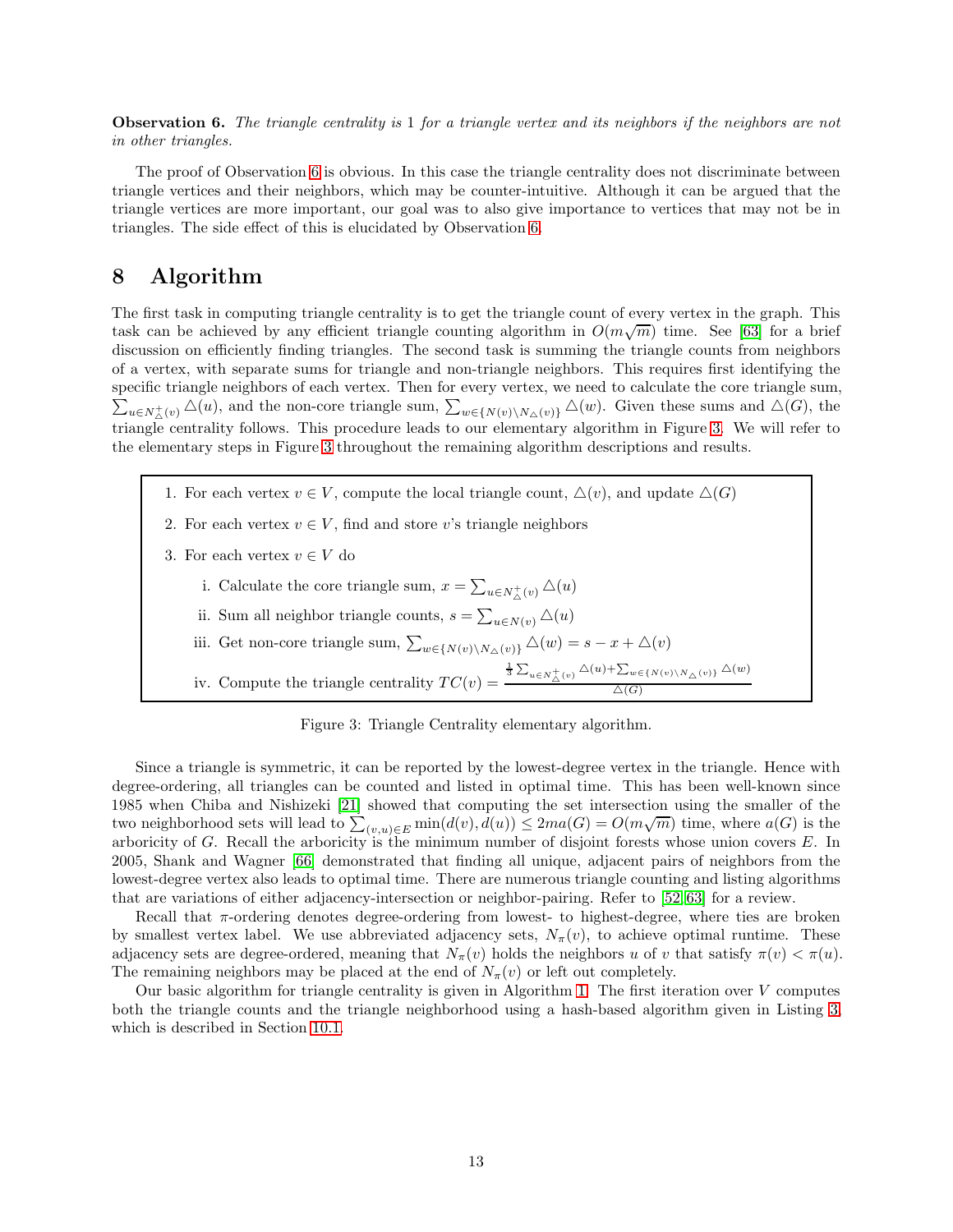**Observation 6.** *The triangle centrality is* 1 *for a triangle vertex and its neighbors if the neighbors are not in other triangles.*

The proof of Observation 6 is obvious. In this case the triangle centrality does not discriminate between triangle vertices and their neighbors, which may be counter-intuitive. Although it can be argued that the triangle vertices are more important, our goal was to also give importance to vertices that may not be in triangles. The side effect of this is elucidated by Observation 6.

# 8 Algorithm

The first task in computing triangle centrality is to get the triangle count of every vertex in the graph. This task can be achieved by any efficient triangle counting algorithm in $O(m\sqrt{m})$ time. See [63] for a brief discussion on efficiently finding triangles. The second task is summing the triangle counts from neighbors of a vertex, with separate sums for triangle and non-triangle neighbors. This requires first identifying the specific triangle neighbors of each vertex. Then for every vertex, we need to calculate the core triangle sum, $\sum_{u \in N^+_\triangle(v)} \triangle(u)$, and the non-core triangle sum, $\sum_{w \in \{N(v) \setminus N_\triangle(v)\}} \triangle(w)$. Given these sums and $\triangle(G)$, the triangle centrality follows. This procedure leads to our elementary algorithm in Figure 3. We will refer to the elementary steps in Figure 3 throughout the remaining algorithm descriptions and results.

1. For each vertex $v \in V$, compute the local triangle count, $\triangle(v)$, and update $\triangle(G)$
2. For each vertex $v \in V$, find and store $v$'s triangle neighbors
3. For each vertex $v \in V$ do
   i. Calculate the core triangle sum, $x = \sum_{u \in N^+_\triangle(v)} \triangle(u)$
   ii. Sum all neighbor triangle counts, $s = \sum_{u \in N(v)} \triangle(u)$
   iii. Get non-core triangle sum, $\sum_{w \in \{N(v) \setminus N_\triangle(v)\}} \triangle(w) = s - x + \triangle(v)$
   iv. Compute the triangle centrality $TC(v) = \frac{\frac{1}{3}\sum_{u \in N^+_\triangle(v)} \triangle(u) + \sum_{w \in \{N(v) \setminus N_\triangle(v)\}} \triangle(w)}{\triangle(G)}$

Figure 3: Triangle Centrality elementary algorithm.

Since a triangle is symmetric, it can be reported by the lowest-degree vertex in the triangle. Hence with degree-ordering, all triangles can be counted and listed in optimal time. This has been well-known since 1985 when Chiba and Nishizeki [21] showed that computing the set intersection using the smaller of the two neighborhood sets will lead to $\sum_{(v,u) \in E} \min(d(v), d(u)) \leq 2ma(G) = O(m\sqrt{m})$ time, where $a(G)$ is the arboricity of $G$. Recall the arboricity is the minimum number of disjoint forests whose union covers $E$. In 2005, Shank and Wagner [66] demonstrated that finding all unique, adjacent pairs of neighbors from the lowest-degree vertex also leads to optimal time. There are numerous triangle counting and listing algorithms that are variations of either adjacency-intersection or neighbor-pairing. Refer to [52, 63] for a review.

Recall that $\pi$-ordering denotes degree-ordering from lowest- to highest-degree, where ties are broken by smallest vertex label. We use abbreviated adjacency sets, $N_\pi(v)$, to achieve optimal runtime. These adjacency sets are degree-ordered, meaning that $N_\pi(v)$ holds the neighbors $u$ of $v$ that satisfy $\pi(v) < \pi(u)$. The remaining neighbors may be placed at the end of $N_\pi(v)$ or left out completely.

Our basic algorithm for triangle centrality is given in Algorithm 1. The first iteration over $V$ computes both the triangle counts and the triangle neighborhood using a hash-based algorithm given in Listing 3, which is described in Section 10.1.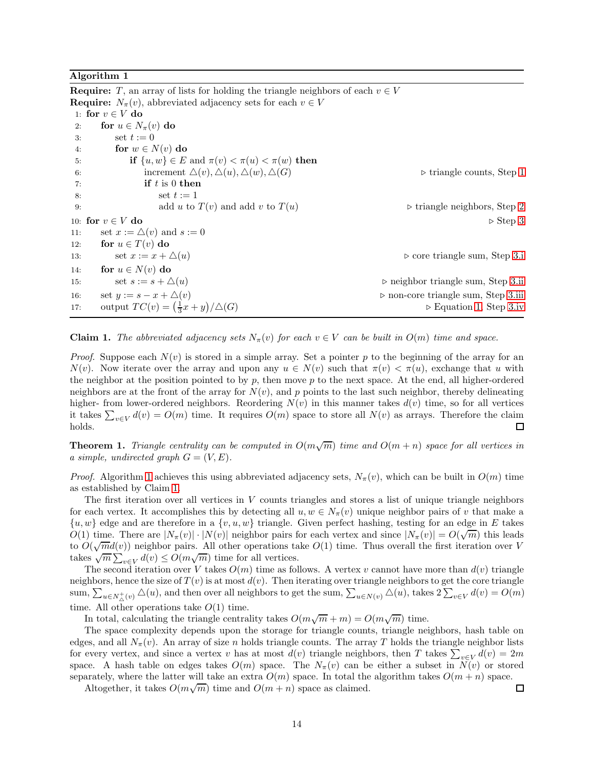**Algorithm 1**

**Require:** $T$, an array of lists for holding the triangle neighbors of each $v \in V$
**Require:** $N_\pi(v)$, abbreviated adjacency sets for each $v \in V$

```
 1: for v ∈ V do
 2:     for u ∈ N_π(v) do
 3:         set t := 0
 4:         for w ∈ N(v) do
 5:             if {u, w} ∈ E and π(v) < π(u) < π(w) then
 6:                 increment △(v), △(u), △(w), △(G)          ▷ triangle counts, Step 1
 7:                 if t is 0 then
 8:                     set t := 1
 9:                     add u to T(v) and add v to T(u)       ▷ triangle neighbors, Step 2
10: for v ∈ V do                                              ▷ Step 3
11:     set x := △(v) and s := 0
12:     for u ∈ T(v) do
13:         set x := x + △(u)                                  ▷ core triangle sum, Step 3.i
14:     for u ∈ N(v) do
15:         set s := s + △(u)                                  ▷ neighbor triangle sum, Step 3.ii
16:     set y := s − x + △(v)                                  ▷ non-core triangle sum, Step 3.iii
17:     output TC(v) = ((1/3)x + y)/△(G)                       ▷ Equation 1, Step 3.iv
```

**Claim 1.** *The abbreviated adjacency sets $N_\pi(v)$ for each $v \in V$ can be built in $O(m)$ time and space.*

*Proof.* Suppose each $N(v)$ is stored in a simple array. Set a pointer $p$ to the beginning of the array for an $N(v)$. Now iterate over the array and upon any $u \in N(v)$ such that $\pi(v) < \pi(u)$, exchange that $u$ with the neighbor at the position pointed to by $p$, then move $p$ to the next space. At the end, all higher-ordered neighbors are at the front of the array for $N(v)$, and $p$ points to the last such neighbor, thereby delineating higher- from lower-ordered neighbors. Reordering $N(v)$ in this manner takes $d(v)$ time, so for all vertices it takes $\sum_{v \in V} d(v) = O(m)$ time. It requires $O(m)$ space to store all $N(v)$ as arrays. Therefore the claim holds. □

**Theorem 1.** *Triangle centrality can be computed in $O(m\sqrt{m})$ time and $O(m+n)$ space for all vertices in a simple, undirected graph $G = (V, E)$.*

*Proof.* Algorithm 1 achieves this using abbreviated adjacency sets, $N_\pi(v)$, which can be built in $O(m)$ time as established by Claim 1.

The first iteration over all vertices in $V$ counts triangles and stores a list of unique triangle neighbors for each vertex. It accomplishes this by detecting all $u, w \in N_\pi(v)$ unique neighbor pairs of $v$ that make a $\{u, w\}$ edge and are therefore in a $\{v, u, w\}$ triangle. Given perfect hashing, testing for an edge in $E$ takes $O(1)$ time. There are $|N_\pi(v)| \cdot |N(v)|$ neighbor pairs for each vertex and since $|N_\pi(v)| = O(\sqrt{m})$ this leads to $O(\sqrt{m}d(v))$ neighbor pairs. All other operations take $O(1)$ time. Thus overall the first iteration over $V$ takes $\sqrt{m}\sum_{v \in V} d(v) \leq O(m\sqrt{m})$ time for all vertices.

The second iteration over $V$ takes $O(m)$ time as follows. A vertex $v$ cannot have more than $d(v)$ triangle neighbors, hence the size of $T(v)$ is at most $d(v)$. Then iterating over triangle neighbors to get the core triangle sum, $\sum_{u \in N^+_\triangle(v)} \triangle(u)$, and then over all neighbors to get the sum, $\sum_{u \in N(v)} \triangle(u)$, takes $2\sum_{v \in V} d(v) = O(m)$ time. All other operations take $O(1)$ time.

In total, calculating the triangle centrality takes $O(m\sqrt{m} + m) = O(m\sqrt{m})$ time.

The space complexity depends upon the storage for triangle counts, triangle neighbors, hash table on edges, and all $N_\pi(v)$. An array of size $n$ holds triangle counts. The array $T$ holds the triangle neighbor lists for every vertex, and since a vertex $v$ has at most $d(v)$ triangle neighbors, then $T$ takes $\sum_{v \in V} d(v) = 2m$ space. A hash table on edges takes $O(m)$ space. The $N_\pi(v)$ can be either a subset in $N(v)$ or stored separately, where the latter will take an extra $O(m)$ space. In total the algorithm takes $O(m+n)$ space.

Altogether, it takes $O(m\sqrt{m})$ time and $O(m+n)$ space as claimed. □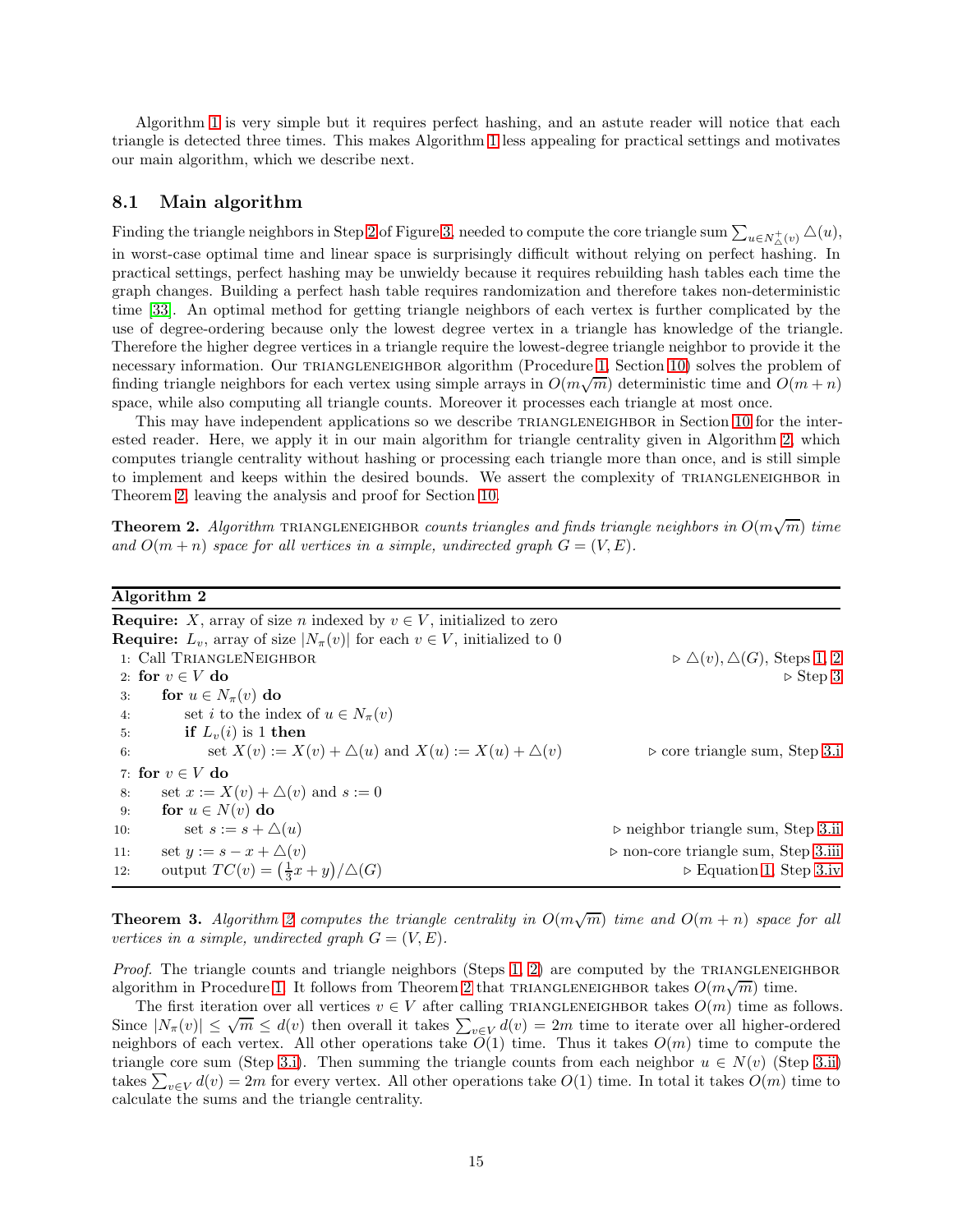Algorithm 1 is very simple but it requires perfect hashing, and an astute reader will notice that each triangle is detected three times. This makes Algorithm 1 less appealing for practical settings and motivates our main algorithm, which we describe next.

## 8.1 Main algorithm

Finding the triangle neighbors in Step 2 of Figure 3, needed to compute the core triangle sum $\sum_{u \in N^+_{\triangle}(v)} \triangle(u)$, in worst-case optimal time and linear space is surprisingly difficult without relying on perfect hashing. In practical settings, perfect hashing may be unwieldy because it requires rebuilding hash tables each time the graph changes. Building a perfect hash table requires randomization and therefore takes non-deterministic time [33]. An optimal method for getting triangle neighbors of each vertex is further complicated by the use of degree-ordering because only the lowest degree vertex in a triangle has knowledge of the triangle. Therefore the higher degree vertices in a triangle require the lowest-degree triangle neighbor to provide it the necessary information. Our TRIANGLENEIGHBOR algorithm (Procedure 1, Section 10) solves the problem of finding triangle neighbors for each vertex using simple arrays in $O(m\sqrt{m})$ deterministic time and $O(m+n)$ space, while also computing all triangle counts. Moreover it processes each triangle at most once.

This may have independent applications so we describe TRIANGLENEIGHBOR in Section 10 for the interested reader. Here, we apply it in our main algorithm for triangle centrality given in Algorithm 2, which computes triangle centrality without hashing or processing each triangle more than once, and is still simple to implement and keeps within the desired bounds. We assert the complexity of TRIANGLENEIGHBOR in Theorem 2, leaving the analysis and proof for Section 10.

**Theorem 2.** *Algorithm* TRIANGLENEIGHBOR *counts triangles and finds triangle neighbors in $O(m\sqrt{m})$ time and $O(m+n)$ space for all vertices in a simple, undirected graph $G = (V, E)$.*

**Algorithm 2**

```
Require: X, array of size n indexed by v ∈ V, initialized to zero
Require: L_v, array of size |N_π(v)| for each v ∈ V, initialized to 0
 1: Call TriangleNeighbor                                  ▷ △(v), △(G), Steps 1, 2
 2: for v ∈ V do                                           ▷ Step 3
 3:     for u ∈ N_π(v) do
 4:         set i to the index of u ∈ N_π(v)
 5:         if L_v(i) is 1 then
 6:             set X(v) := X(v) + △(u) and X(u) := X(u) + △(v)   ▷ core triangle sum, Step 3.i
 7: for v ∈ V do
 8:     set x := X(v) + △(v) and s := 0
 9:     for u ∈ N(v) do
10:         set s := s + △(u)                               ▷ neighbor triangle sum, Step 3.ii
11:     set y := s − x + △(v)                               ▷ non-core triangle sum, Step 3.iii
12:     output TC(v) = ((1/3)x + y)/△(G)                    ▷ Equation 1, Step 3.iv
```

**Theorem 3.** *Algorithm 2 computes the triangle centrality in $O(m\sqrt{m})$ time and $O(m+n)$ space for all vertices in a simple, undirected graph $G = (V, E)$.*

*Proof.* The triangle counts and triangle neighbors (Steps 1, 2) are computed by the TRIANGLENEIGHBOR algorithm in Procedure 1. It follows from Theorem 2 that TRIANGLENEIGHBOR takes $O(m\sqrt{m})$ time.

The first iteration over all vertices $v \in V$ after calling TRIANGLENEIGHBOR takes $O(m)$ time as follows. Since $|N_\pi(v)| \le \sqrt{m} \le d(v)$ then overall it takes $\sum_{v \in V} d(v) = 2m$ time to iterate over all higher-ordered neighbors of each vertex. All other operations take $O(1)$ time. Thus it takes $O(m)$ time to compute the triangle core sum (Step 3.i). Then summing the triangle counts from each neighbor $u \in N(v)$ (Step 3.ii) takes $\sum_{v \in V} d(v) = 2m$ for every vertex. All other operations take $O(1)$ time. In total it takes $O(m)$ time to calculate the sums and the triangle centrality.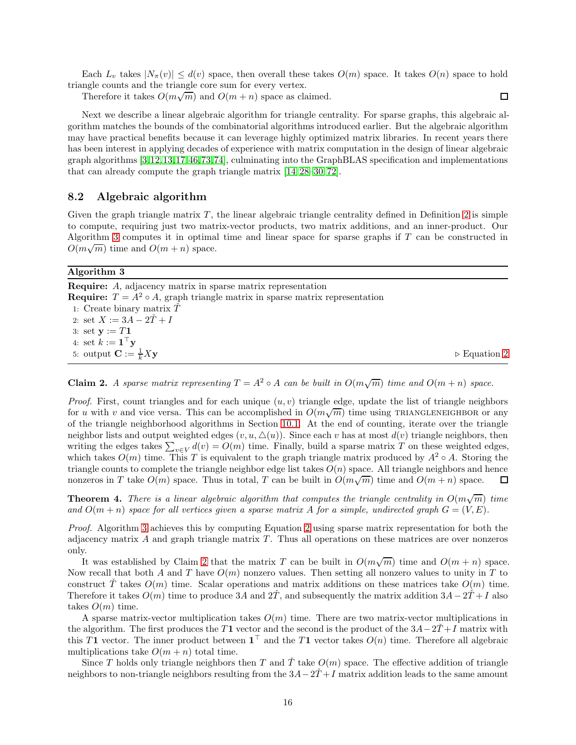Each $L_v$ takes $|N_\pi(v)| \leq d(v)$ space, then overall these takes $O(m)$ space. It takes $O(n)$ space to hold triangle counts and the triangle core sum for every vertex.

Therefore it takes $O(m\sqrt{m})$ and $O(m+n)$ space as claimed. □

Next we describe a linear algebraic algorithm for triangle centrality. For sparse graphs, this algebraic algorithm matches the bounds of the combinatorial algorithms introduced earlier. But the algebraic algorithm may have practical benefits because it can leverage highly optimized matrix libraries. In recent years there has been interest in applying decades of experience with matrix computation in the design of linear algebraic graph algorithms [3, 12, 13, 17, 46, 73, 74], culminating into the GraphBLAS specification and implementations that can already compute the graph triangle matrix [14, 28–30, 72].

## 8.2 Algebraic algorithm

Given the graph triangle matrix $T$, the linear algebraic triangle centrality defined in Definition 2 is simple to compute, requiring just two matrix-vector products, two matrix additions, and an inner-product. Our Algorithm 3 computes it in optimal time and linear space for sparse graphs if $T$ can be constructed in $O(m\sqrt{m})$ time and $O(m+n)$ space.

---

**Algorithm 3**

---

**Require:** $A$, adjacency matrix in sparse matrix representation
**Require:** $T = A^2 \circ A$, graph triangle matrix in sparse matrix representation
1: Create binary matrix $\check{T}$
2: set $X := 3A - 2\check{T} + I$
3: set $\mathbf{y} := T\mathbf{1}$
4: set $k := \mathbf{1}^\top \mathbf{y}$
5: output $\mathbf{C} := \frac{1}{k} X\mathbf{y}$ ▷ Equation 2

---

**Claim 2.** *A sparse matrix representing $T = A^2 \circ A$ can be built in $O(m\sqrt{m})$ time and $O(m+n)$ space.*

*Proof.* First, count triangles and for each unique $(u, v)$ triangle edge, update the list of triangle neighbors for $u$ with $v$ and vice versa. This can be accomplished in $O(m\sqrt{m})$ time using TRIANGLENEIGHBOR or any of the triangle neighborhood algorithms in Section 10.1. At the end of counting, iterate over the triangle neighbor lists and output weighted edges $(v, u, \triangle(u))$. Since each $v$ has at most $d(v)$ triangle neighbors, then writing the edges takes $\sum_{v \in V} d(v) = O(m)$ time. Finally, build a sparse matrix $T$ on these weighted edges, which takes $O(m)$ time. This $T$ is equivalent to the graph triangle matrix produced by $A^2 \circ A$. Storing the triangle counts to complete the triangle neighbor edge list takes $O(n)$ space. All triangle neighbors and hence nonzeros in $T$ take $O(m)$ space. Thus in total, $T$ can be built in $O(m\sqrt{m})$ time and $O(m+n)$ space. □

**Theorem 4.** *There is a linear algebraic algorithm that computes the triangle centrality in $O(m\sqrt{m})$ time and $O(m+n)$ space for all vertices given a sparse matrix $A$ for a simple, undirected graph $G = (V, E)$.*

*Proof.* Algorithm 3 achieves this by computing Equation 2 using sparse matrix representation for both the adjacency matrix $A$ and graph triangle matrix $T$. Thus all operations on these matrices are over nonzeros only.

It was established by Claim 2 that the matrix $T$ can be built in $O(m\sqrt{m})$ time and $O(m+n)$ space. Now recall that both $A$ and $T$ have $O(m)$ nonzero values. Then setting all nonzero values to unity in $T$ to construct $\check{T}$ takes $O(m)$ time. Scalar operations and matrix additions on these matrices take $O(m)$ time. Therefore it takes $O(m)$ time to produce $3A$ and $2\check{T}$, and subsequently the matrix addition $3A - 2\check{T} + I$ also takes $O(m)$ time.

A sparse matrix-vector multiplication takes $O(m)$ time. There are two matrix-vector multiplications in the algorithm. The first produces the $T\mathbf{1}$ vector and the second is the product of the $3A - 2\check{T} + I$ matrix with this $T\mathbf{1}$ vector. The inner product between $\mathbf{1}^\top$ and the $T\mathbf{1}$ vector takes $O(n)$ time. Therefore all algebraic multiplications take $O(m+n)$ total time.

Since $T$ holds only triangle neighbors then $T$ and $\check{T}$ take $O(m)$ space. The effective addition of triangle neighbors to non-triangle neighbors resulting from the $3A - 2\check{T} + I$ matrix addition leads to the same amount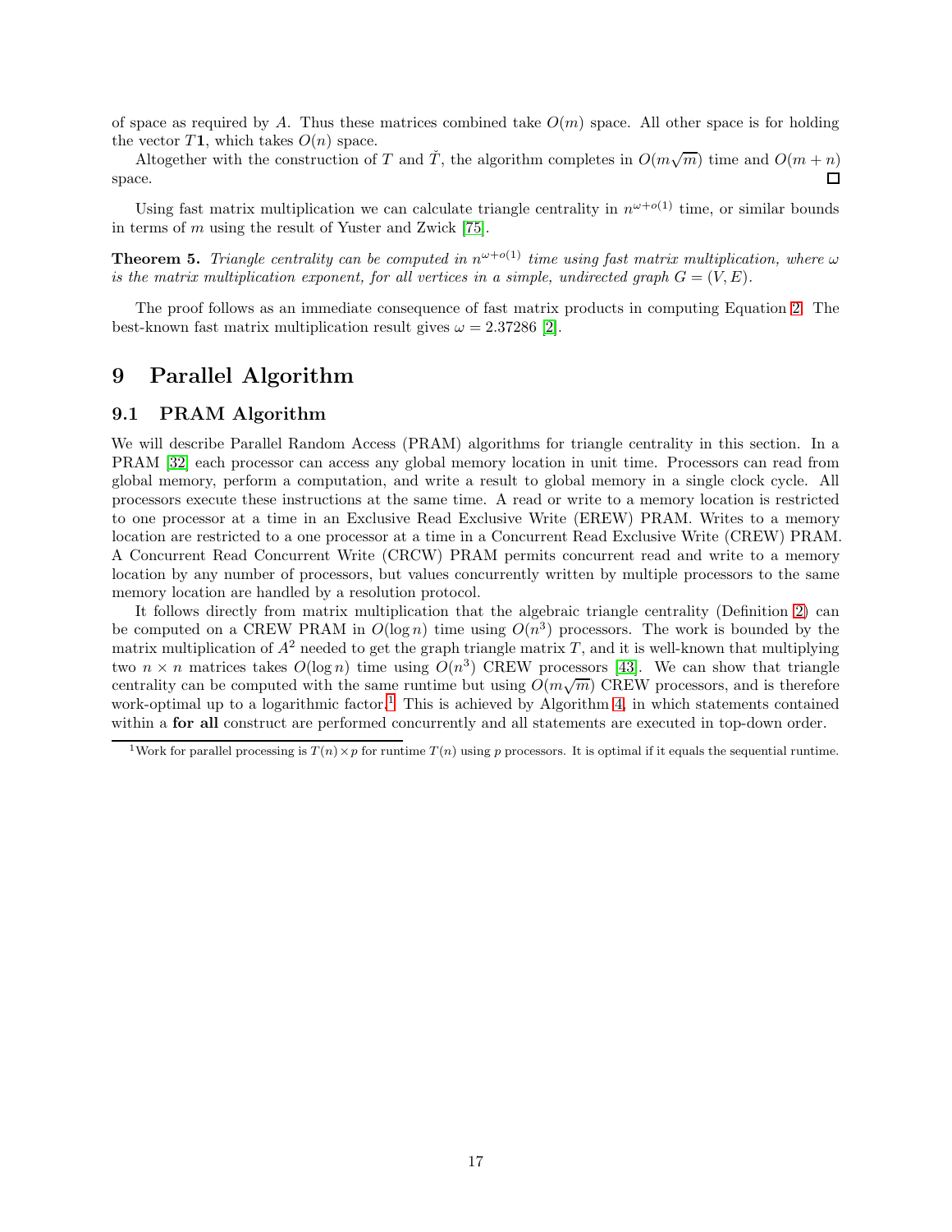of space as required by $A$. Thus these matrices combined take $O(m)$ space. All other space is for holding the vector $T\mathbf{1}$, which takes $O(n)$ space.

Altogether with the construction of $T$ and $\check{T}$, the algorithm completes in $O(m\sqrt{m})$ time and $O(m+n)$ space. □

Using fast matrix multiplication we can calculate triangle centrality in $n^{\omega+o(1)}$ time, or similar bounds in terms of $m$ using the result of Yuster and Zwick [75].

**Theorem 5.** *Triangle centrality can be computed in $n^{\omega+o(1)}$ time using fast matrix multiplication, where $\omega$ is the matrix multiplication exponent, for all vertices in a simple, undirected graph $G = (V, E)$.*

The proof follows as an immediate consequence of fast matrix products in computing Equation 2. The best-known fast matrix multiplication result gives $\omega = 2.37286$ [2].

# 9 Parallel Algorithm

## 9.1 PRAM Algorithm

We will describe Parallel Random Access (PRAM) algorithms for triangle centrality in this section. In a PRAM [32] each processor can access any global memory location in unit time. Processors can read from global memory, perform a computation, and write a result to global memory in a single clock cycle. All processors execute these instructions at the same time. A read or write to a memory location is restricted to one processor at a time in an Exclusive Read Exclusive Write (EREW) PRAM. Writes to a memory location are restricted to a one processor at a time in a Concurrent Read Exclusive Write (CREW) PRAM. A Concurrent Read Concurrent Write (CRCW) PRAM permits concurrent read and write to a memory location by any number of processors, but values concurrently written by multiple processors to the same memory location are handled by a resolution protocol.

It follows directly from matrix multiplication that the algebraic triangle centrality (Definition 2) can be computed on a CREW PRAM in $O(\log n)$ time using $O(n^3)$ processors. The work is bounded by the matrix multiplication of $A^2$ needed to get the graph triangle matrix $T$, and it is well-known that multiplying two $n \times n$ matrices takes $O(\log n)$ time using $O(n^3)$ CREW processors [43]. We can show that triangle centrality can be computed with the same runtime but using $O(m\sqrt{m})$ CREW processors, and is therefore work-optimal up to a logarithmic factor.[1] This is achieved by Algorithm 4, in which statements contained within a **for all** construct are performed concurrently and all statements are executed in top-down order.

[1] Work for parallel processing is $T(n) \times p$ for runtime $T(n)$ using $p$ processors. It is optimal if it equals the sequential runtime.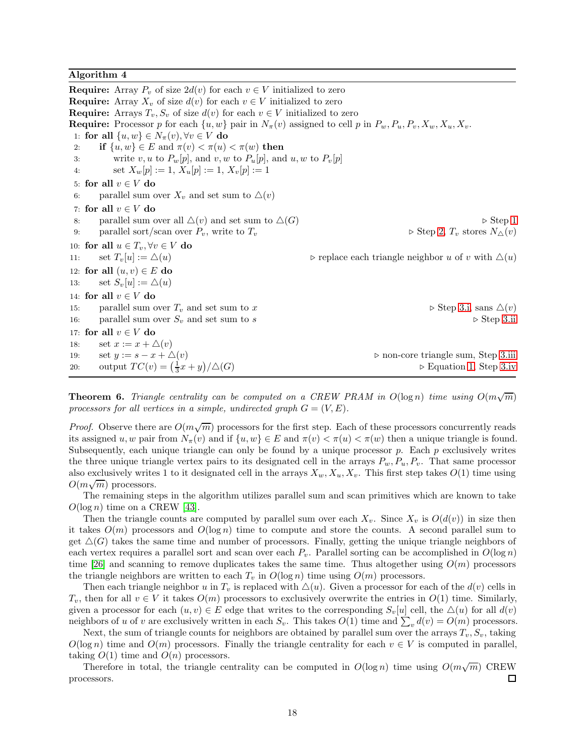**Algorithm 4**

```
Require: Array P_v of size 2d(v) for each v ∈ V initialized to zero
Require: Array X_v of size d(v) for each v ∈ V initialized to zero
Require: Arrays T_v, S_v of size d(v) for each v ∈ V initialized to zero
Require: Processor p for each {u, w} pair in N_π(v) assigned to cell p in P_w, P_u, P_v, X_w, X_u, X_v.
 1: for all {u, w} ∈ N_π(v), ∀v ∈ V do
 2:     if {u, w} ∈ E and π(v) < π(u) < π(w) then
 3:         write v, u to P_w[p], and v, w to P_u[p], and u, w to P_v[p]
 4:         set X_w[p] := 1, X_u[p] := 1, X_v[p] := 1
 5: for all v ∈ V do
 6:     parallel sum over X_v and set sum to △(v)
 7: for all v ∈ V do
 8:     parallel sum over all △(v) and set sum to △(G)                        ▷ Step 1
 9:     parallel sort/scan over P_v, write to T_v                 ▷ Step 2, T_v stores N_△(v)
10: for all u ∈ T_v, ∀v ∈ V do
11:     set T_v[u] := △(u)                      ▷ replace each triangle neighbor u of v with △(u)
12: for all (u, v) ∈ E do
13:     set S_v[u] := △(u)
14: for all v ∈ V do
15:     parallel sum over T_v and set sum to x                          ▷ Step 3.i, sans △(v)
16:     parallel sum over S_v and set sum to s                                     ▷ Step 3.ii
17: for all v ∈ V do
18:     set x := x + △(v)
19:     set y := s − x + △(v)                            ▷ non-core triangle sum, Step 3.iii
20:     output TC(v) = ((1/3)x + y)/△(G)                         ▷ Equation 1, Step 3.iv
```

**Theorem 6.** *Triangle centrality can be computed on a CREW PRAM in $O(\log n)$ time using $O(m\sqrt{m})$ processors for all vertices in a simple, undirected graph $G = (V, E)$.*

*Proof.* Observe there are $O(m\sqrt{m})$ processors for the first step. Each of these processors concurrently reads its assigned $u, w$ pair from $N_\pi(v)$ and if $\{u, w\} \in E$ and $\pi(v) < \pi(u) < \pi(w)$ then a unique triangle is found. Subsequently, each unique triangle can only be found by a unique processor $p$. Each $p$ exclusively writes the three unique triangle vertex pairs to its designated cell in the arrays $P_w, P_u, P_v$. That same processor also exclusively writes 1 to it designated cell in the arrays $X_w, X_u, X_v$. This first step takes $O(1)$ time using $O(m\sqrt{m})$ processors.

The remaining steps in the algorithm utilizes parallel sum and scan primitives which are known to take $O(\log n)$ time on a CREW [43].

Then the triangle counts are computed by parallel sum over each $X_v$. Since $X_v$ is $O(d(v))$ in size then it takes $O(m)$ processors and $O(\log n)$ time to compute and store the counts. A second parallel sum to get $\triangle(G)$ takes the same time and number of processors. Finally, getting the unique triangle neighbors of each vertex requires a parallel sort and scan over each $P_v$. Parallel sorting can be accomplished in $O(\log n)$ time [26] and scanning to remove duplicates takes the same time. Thus altogether using $O(m)$ processors the triangle neighbors are written to each $T_v$ in $O(\log n)$ time using $O(m)$ processors.

Then each triangle neighbor $u$ in $T_v$ is replaced with $\triangle(u)$. Given a processor for each of the $d(v)$ cells in $T_v$, then for all $v \in V$ it takes $O(m)$ processors to exclusively overwrite the entries in $O(1)$ time. Similarly, given a processor for each $(u, v) \in E$ edge that writes to the corresponding $S_v[u]$ cell, the $\triangle(u)$ for all $d(v)$ neighbors of $u$ of $v$ are exclusively written in each $S_v$. This takes $O(1)$ time and $\sum_v d(v) = O(m)$ processors.

Next, the sum of triangle counts for neighbors are obtained by parallel sum over the arrays $T_v, S_v$, taking $O(\log n)$ time and $O(m)$ processors. Finally the triangle centrality for each $v \in V$ is computed in parallel, taking $O(1)$ time and $O(n)$ processors.

Therefore in total, the triangle centrality can be computed in $O(\log n)$ time using $O(m\sqrt{m})$ CREW processors. □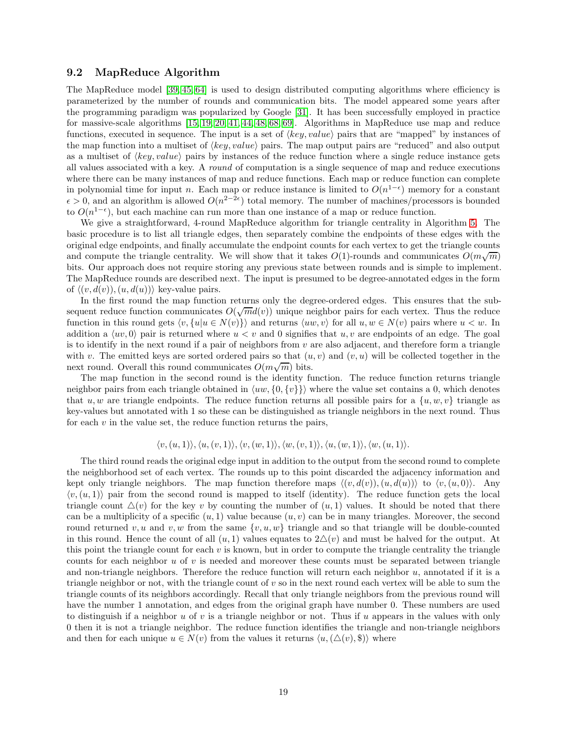### 9.2 MapReduce Algorithm

The MapReduce model [39, 45, 64] is used to design distributed computing algorithms where efficiency is parameterized by the number of rounds and communication bits. The model appeared some years after the programming paradigm was popularized by Google [31]. It has been successfully employed in practice for massive-scale algorithms [15, 19, 20, 41, 44, 48, 68, 69]. Algorithms in MapReduce use map and reduce functions, executed in sequence. The input is a set of $\langle key, value\rangle$ pairs that are "mapped" by instances of the map function into a multiset of $\langle key, value\rangle$ pairs. The map output pairs are "reduced" and also output as a multiset of $\langle key, value\rangle$ pairs by instances of the reduce function where a single reduce instance gets all values associated with a key. A *round* of computation is a single sequence of map and reduce executions where there can be many instances of map and reduce functions. Each map or reduce function can complete in polynomial time for input $n$. Each map or reduce instance is limited to $O(n^{1-\epsilon})$ memory for a constant $\epsilon > 0$, and an algorithm is allowed $O(n^{2-2\epsilon})$ total memory. The number of machines/processors is bounded to $O(n^{1-\epsilon})$, but each machine can run more than one instance of a map or reduce function.

We give a straightforward, 4-round MapReduce algorithm for triangle centrality in Algorithm 5. The basic procedure is to list all triangle edges, then separately combine the endpoints of these edges with the original edge endpoints, and finally accumulate the endpoint counts for each vertex to get the triangle counts and compute the triangle centrality. We will show that it takes $O(1)$-rounds and communicates $O(m\sqrt{m})$ bits. Our approach does not require storing any previous state between rounds and is simple to implement. The MapReduce rounds are described next. The input is presumed to be degree-annotated edges in the form of $\langle (v, d(v)), (u, d(u))\rangle$ key-value pairs.

In the first round the map function returns only the degree-ordered edges. This ensures that the subsequent reduce function communicates $O(\sqrt{m}d(v))$ unique neighbor pairs for each vertex. Thus the reduce function in this round gets $\langle v, \{u | u \in N(v)\}\rangle$ and returns $\langle uw, v\rangle$ for all $u, w \in N(v)$ pairs where $u < w$. In addition a $\langle uv, 0\rangle$ pair is returned where $u < v$ and 0 signifies that $u, v$ are endpoints of an edge. The goal is to identify in the next round if a pair of neighbors from $v$ are also adjacent, and therefore form a triangle with $v$. The emitted keys are sorted ordered pairs so that $(u, v)$ and $(v, u)$ will be collected together in the next round. Overall this round communicates $O(m\sqrt{m})$ bits.

The map function in the second round is the identity function. The reduce function returns triangle neighbor pairs from each triangle obtained in $\langle uw, \{0, \{v\}\}\rangle$ where the value set contains a 0, which denotes that $u, w$ are triangle endpoints. The reduce function returns all possible pairs for a $\{u, w, v\}$ triangle as key-values but annotated with 1 so these can be distinguished as triangle neighbors in the next round. Thus for each $v$ in the value set, the reduce function returns the pairs,

$$\langle v, (u, 1)\rangle, \langle u, (v, 1)\rangle, \langle v, (w, 1)\rangle, \langle w, (v, 1)\rangle, \langle u, (w, 1)\rangle, \langle w, (u, 1)\rangle.$$

The third round reads the original edge input in addition to the output from the second round to complete the neighborhood set of each vertex. The rounds up to this point discarded the adjacency information and kept only triangle neighbors. The map function therefore maps $\langle (v, d(v)), (u, d(u))\rangle$ to $\langle v, (u, 0)\rangle$. Any $\langle v, (u, 1)\rangle$ pair from the second round is mapped to itself (identity). The reduce function gets the local triangle count $\triangle(v)$ for the key $v$ by counting the number of $(u, 1)$ values. It should be noted that there can be a multiplicity of a specific $(u, 1)$ value because $(u, v)$ can be in many triangles. Moreover, the second round returned $v, u$ and $v, w$ from the same $\{v, u, w\}$ triangle and so that triangle will be double-counted in this round. Hence the count of all $(u, 1)$ values equates to $2\triangle(v)$ and must be halved for the output. At this point the triangle count for each $v$ is known, but in order to compute the triangle centrality the triangle counts for each neighbor $u$ of $v$ is needed and moreover these counts must be separated between triangle and non-triangle neighbors. Therefore the reduce function will return each neighbor $u$, annotated if it is a triangle neighbor or not, with the triangle count of $v$ so in the next round each vertex will be able to sum the triangle counts of its neighbors accordingly. Recall that only triangle neighbors from the previous round will have the number 1 annotation, and edges from the original graph have number 0. These numbers are used to distinguish if a neighbor $u$ of $v$ is a triangle neighbor or not. Thus if $u$ appears in the values with only 0 then it is not a triangle neighbor. The reduce function identifies the triangle and non-triangle neighbors and then for each unique $u \in N(v)$ from the values it returns $\langle u, (\triangle(v), \$)\rangle$ where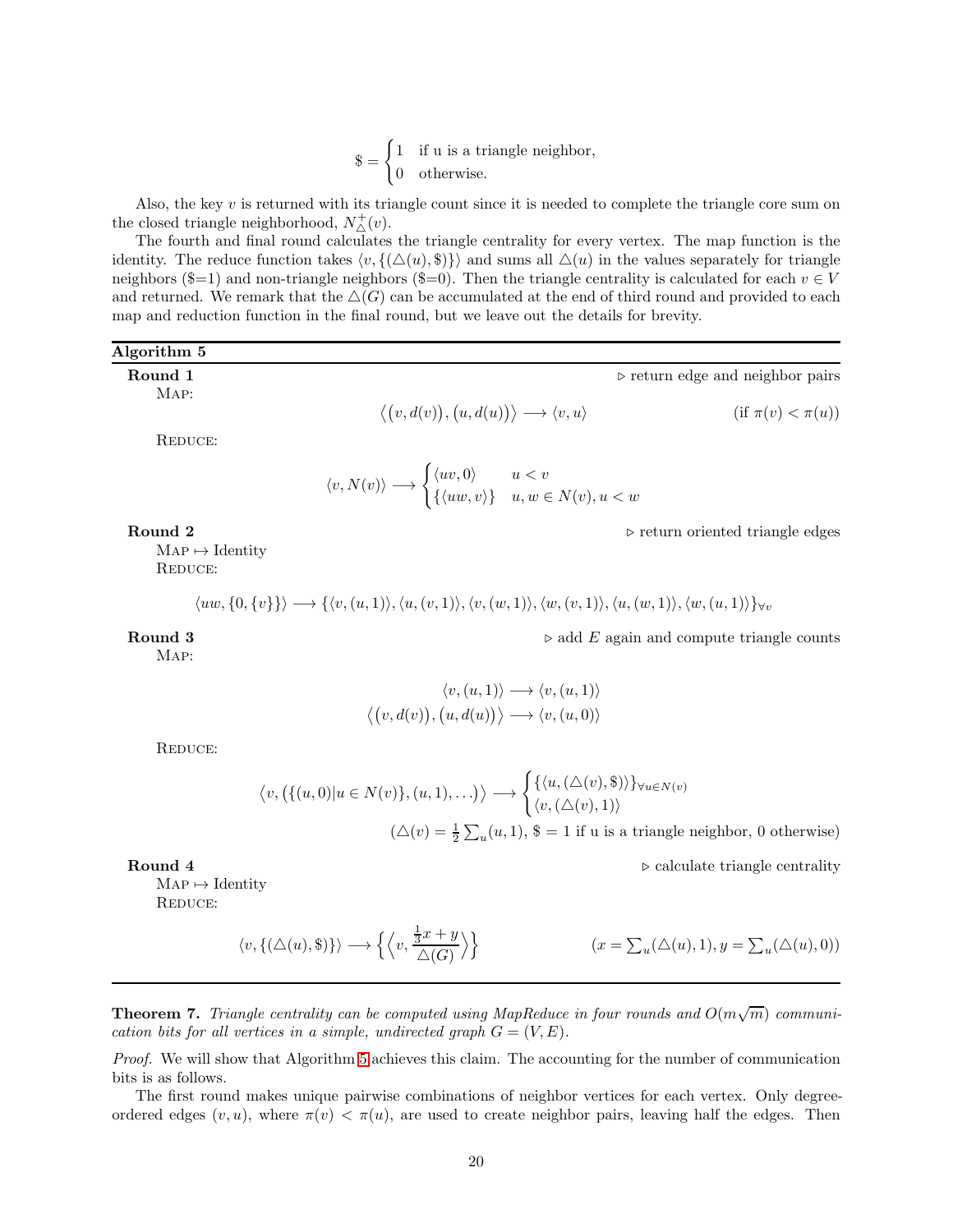$$\$ = \begin{cases} 1 & \text{if u is a triangle neighbor,} \\ 0 & \text{otherwise.} \end{cases}$$

Also, the key $v$ is returned with its triangle count since it is needed to complete the triangle core sum on the closed triangle neighborhood, $N^+_\triangle(v)$.

The fourth and final round calculates the triangle centrality for every vertex. The map function is the identity. The reduce function takes $\langle v, \{(\triangle(u), \$)\}\rangle$ and sums all $\triangle(u)$ in the values separately for triangle neighbors ($=1) and non-triangle neighbors ($=0). Then the triangle centrality is calculated for each $v \in V$ and returned. We remark that the $\triangle(G)$ can be accumulated at the end of third round and provided to each map and reduction function in the final round, but we leave out the details for brevity.

---

**Algorithm 5**

---

**Round 1** ▷ return edge and neighbor pairs

MAP:

$$\big\langle \big(v, d(v)\big), \big(u, d(u)\big)\big\rangle \longrightarrow \langle v, u\rangle \qquad \text{(if } \pi(v) < \pi(u)\text{)}$$

REDUCE:

$$\langle v, N(v)\rangle \longrightarrow \begin{cases} \langle uv, 0\rangle & u < v \\ \{\langle uw, v\rangle\} & u, w \in N(v), u < w \end{cases}$$

**Round 2** ▷ return oriented triangle edges

MAP $\mapsto$ Identity

REDUCE:

$$\langle uw, \{0, \{v\}\}\rangle \longrightarrow \{\langle v, (u, 1)\rangle, \langle u, (v, 1)\rangle, \langle v, (w, 1)\rangle, \langle w, (v, 1)\rangle, \langle u, (w, 1)\rangle, \langle w, (u, 1)\rangle\}_{\forall v}$$

**Round 3** ▷ add $E$ again and compute triangle counts

MAP:

$$\langle v, (u, 1)\rangle \longrightarrow \langle v, (u, 1)\rangle$$
$$\big\langle \big(v, d(v)\big), \big(u, d(u)\big)\big\rangle \longrightarrow \langle v, (u, 0)\rangle$$

REDUCE:

$$\big\langle v, \big(\{(u, 0) | u \in N(v)\}, (u, 1), \ldots\big)\big\rangle \longrightarrow \begin{cases} \{\langle u, (\triangle(v), \$)\rangle\}_{\forall u \in N(v)} \\ \langle v, (\triangle(v), 1)\rangle \end{cases}$$

$(\triangle(v) = \frac{1}{2}\sum_u (u, 1)$, $\$ = 1$ if u is a triangle neighbor, 0 otherwise$)$

**Round 4** ▷ calculate triangle centrality

MAP $\mapsto$ Identity

REDUCE:

$$\langle v, \{(\triangle(u), \$)\}\rangle \longrightarrow \Big\{\Big\langle v, \frac{\frac{1}{3}x + y}{\triangle(G)}\Big\rangle\Big\} \qquad (x = \textstyle\sum_u (\triangle(u), 1), y = \sum_u (\triangle(u), 0))$$

---

**Theorem 7.** *Triangle centrality can be computed using MapReduce in four rounds and $O(m\sqrt{m})$ communication bits for all vertices in a simple, undirected graph $G = (V, E)$.*

*Proof.* We will show that Algorithm 5 achieves this claim. The accounting for the number of communication bits is as follows.

The first round makes unique pairwise combinations of neighbor vertices for each vertex. Only degree-ordered edges $(v, u)$, where $\pi(v) < \pi(u)$, are used to create neighbor pairs, leaving half the edges. Then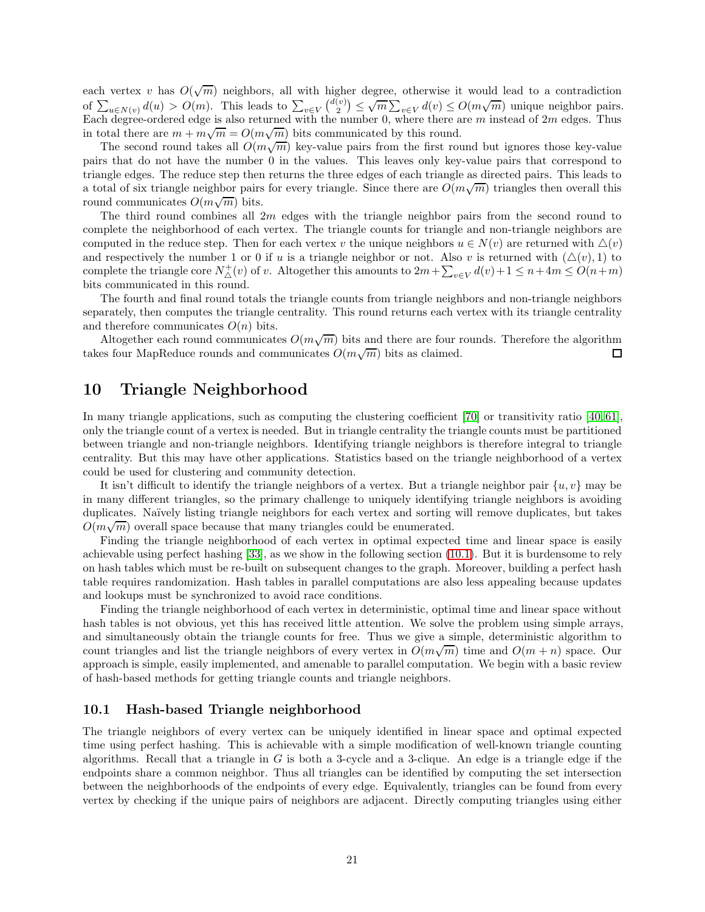each vertex $v$ has $O(\sqrt{m})$ neighbors, all with higher degree, otherwise it would lead to a contradiction of $\sum_{u \in N(v)} d(u) > O(m)$. This leads to $\sum_{v \in V} \binom{d(v)}{2} \leq \sqrt{m} \sum_{v \in V} d(v) \leq O(m\sqrt{m})$ unique neighbor pairs. Each degree-ordered edge is also returned with the number 0, where there are $m$ instead of $2m$ edges. Thus in total there are $m + m\sqrt{m} = O(m\sqrt{m})$ bits communicated by this round.

The second round takes all $O(m\sqrt{m})$ key-value pairs from the first round but ignores those key-value pairs that do not have the number 0 in the values. This leaves only key-value pairs that correspond to triangle edges. The reduce step then returns the three edges of each triangle as directed pairs. This leads to a total of six triangle neighbor pairs for every triangle. Since there are $O(m\sqrt{m})$ triangles then overall this round communicates $O(m\sqrt{m})$ bits.

The third round combines all $2m$ edges with the triangle neighbor pairs from the second round to complete the neighborhood of each vertex. The triangle counts for triangle and non-triangle neighbors are computed in the reduce step. Then for each vertex $v$ the unique neighbors $u \in N(v)$ are returned with $\triangle(v)$ and respectively the number 1 or 0 if $u$ is a triangle neighbor or not. Also $v$ is returned with $(\triangle(v), 1)$ to complete the triangle core $N^+_\triangle(v)$ of $v$. Altogether this amounts to $2m + \sum_{v \in V} d(v) + 1 \leq n + 4m \leq O(n+m)$ bits communicated in this round.

The fourth and final round totals the triangle counts from triangle neighbors and non-triangle neighbors separately, then computes the triangle centrality. This round returns each vertex with its triangle centrality and therefore communicates $O(n)$ bits.

Altogether each round communicates $O(m\sqrt{m})$ bits and there are four rounds. Therefore the algorithm takes four MapReduce rounds and communicates $O(m\sqrt{m})$ bits as claimed. □

## 10 Triangle Neighborhood

In many triangle applications, such as computing the clustering coefficient [70] or transitivity ratio [40, 61], only the triangle count of a vertex is needed. But in triangle centrality the triangle counts must be partitioned between triangle and non-triangle neighbors. Identifying triangle neighbors is therefore integral to triangle centrality. But this may have other applications. Statistics based on the triangle neighborhood of a vertex could be used for clustering and community detection.

It isn't difficult to identify the triangle neighbors of a vertex. But a triangle neighbor pair $\{u, v\}$ may be in many different triangles, so the primary challenge to uniquely identifying triangle neighbors is avoiding duplicates. Naïvely listing triangle neighbors for each vertex and sorting will remove duplicates, but takes $O(m\sqrt{m})$ overall space because that many triangles could be enumerated.

Finding the triangle neighborhood of each vertex in optimal expected time and linear space is easily achievable using perfect hashing [33], as we show in the following section (10.1). But it is burdensome to rely on hash tables which must be re-built on subsequent changes to the graph. Moreover, building a perfect hash table requires randomization. Hash tables in parallel computations are also less appealing because updates and lookups must be synchronized to avoid race conditions.

Finding the triangle neighborhood of each vertex in deterministic, optimal time and linear space without hash tables is not obvious, yet this has received little attention. We solve the problem using simple arrays, and simultaneously obtain the triangle counts for free. Thus we give a simple, deterministic algorithm to count triangles and list the triangle neighbors of every vertex in $O(m\sqrt{m})$ time and $O(m+n)$ space. Our approach is simple, easily implemented, and amenable to parallel computation. We begin with a basic review of hash-based methods for getting triangle counts and triangle neighbors.

### 10.1 Hash-based Triangle neighborhood

The triangle neighbors of every vertex can be uniquely identified in linear space and optimal expected time using perfect hashing. This is achievable with a simple modification of well-known triangle counting algorithms. Recall that a triangle in $G$ is both a 3-cycle and a 3-clique. An edge is a triangle edge if the endpoints share a common neighbor. Thus all triangles can be identified by computing the set intersection between the neighborhoods of the endpoints of every edge. Equivalently, triangles can be found from every vertex by checking if the unique pairs of neighbors are adjacent. Directly computing triangles using either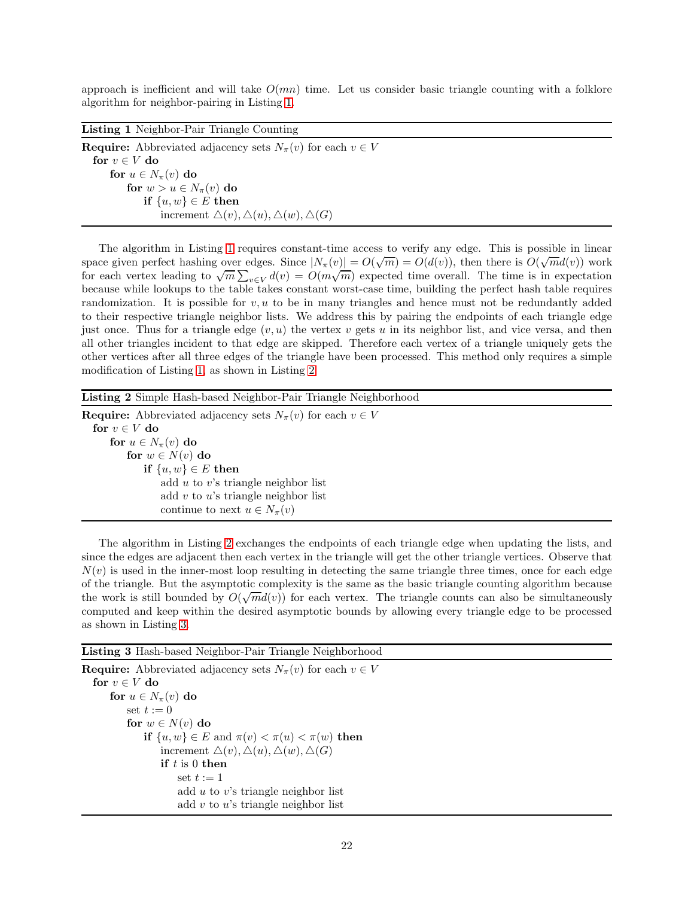approach is inefficient and will take $O(mn)$ time. Let us consider basic triangle counting with a folklore algorithm for neighbor-pairing in Listing 1.

**Listing 1** Neighbor-Pair Triangle Counting

```
Require: Abbreviated adjacency sets N_π(v) for each v ∈ V
  for v ∈ V do
    for u ∈ N_π(v) do
      for w > u ∈ N_π(v) do
        if {u, w} ∈ E then
          increment △(v), △(u), △(w), △(G)
```

The algorithm in Listing 1 requires constant-time access to verify any edge. This is possible in linear space given perfect hashing over edges. Since $|N_\pi(v)| = O(\sqrt{m}) = O(d(v))$, then there is $O(\sqrt{m}d(v))$ work for each vertex leading to $\sqrt{m}\sum_{v \in V} d(v) = O(m\sqrt{m})$ expected time overall. The time is in expectation because while lookups to the table takes constant worst-case time, building the perfect hash table requires randomization. It is possible for $v, u$ to be in many triangles and hence must not be redundantly added to their respective triangle neighbor lists. We address this by pairing the endpoints of each triangle edge just once. Thus for a triangle edge $(v, u)$ the vertex $v$ gets $u$ in its neighbor list, and vice versa, and then all other triangles incident to that edge are skipped. Therefore each vertex of a triangle uniquely gets the other vertices after all three edges of the triangle have been processed. This method only requires a simple modification of Listing 1, as shown in Listing 2.

**Listing 2** Simple Hash-based Neighbor-Pair Triangle Neighborhood

```
Require: Abbreviated adjacency sets N_π(v) for each v ∈ V
  for v ∈ V do
    for u ∈ N_π(v) do
      for w ∈ N(v) do
        if {u, w} ∈ E then
          add u to v's triangle neighbor list
          add v to u's triangle neighbor list
          continue to next u ∈ N_π(v)
```

The algorithm in Listing 2 exchanges the endpoints of each triangle edge when updating the lists, and since the edges are adjacent then each vertex in the triangle will get the other triangle vertices. Observe that $N(v)$ is used in the inner-most loop resulting in detecting the same triangle three times, once for each edge of the triangle. But the asymptotic complexity is the same as the basic triangle counting algorithm because the work is still bounded by $O(\sqrt{m}d(v))$ for each vertex. The triangle counts can also be simultaneously computed and keep within the desired asymptotic bounds by allowing every triangle edge to be processed as shown in Listing 3.

**Listing 3** Hash-based Neighbor-Pair Triangle Neighborhood

```
Require: Abbreviated adjacency sets N_π(v) for each v ∈ V
  for v ∈ V do
    for u ∈ N_π(v) do
      set t := 0
      for w ∈ N(v) do
        if {u, w} ∈ E and π(v) < π(u) < π(w) then
          increment △(v), △(u), △(w), △(G)
          if t is 0 then
            set t := 1
            add u to v's triangle neighbor list
            add v to u's triangle neighbor list
```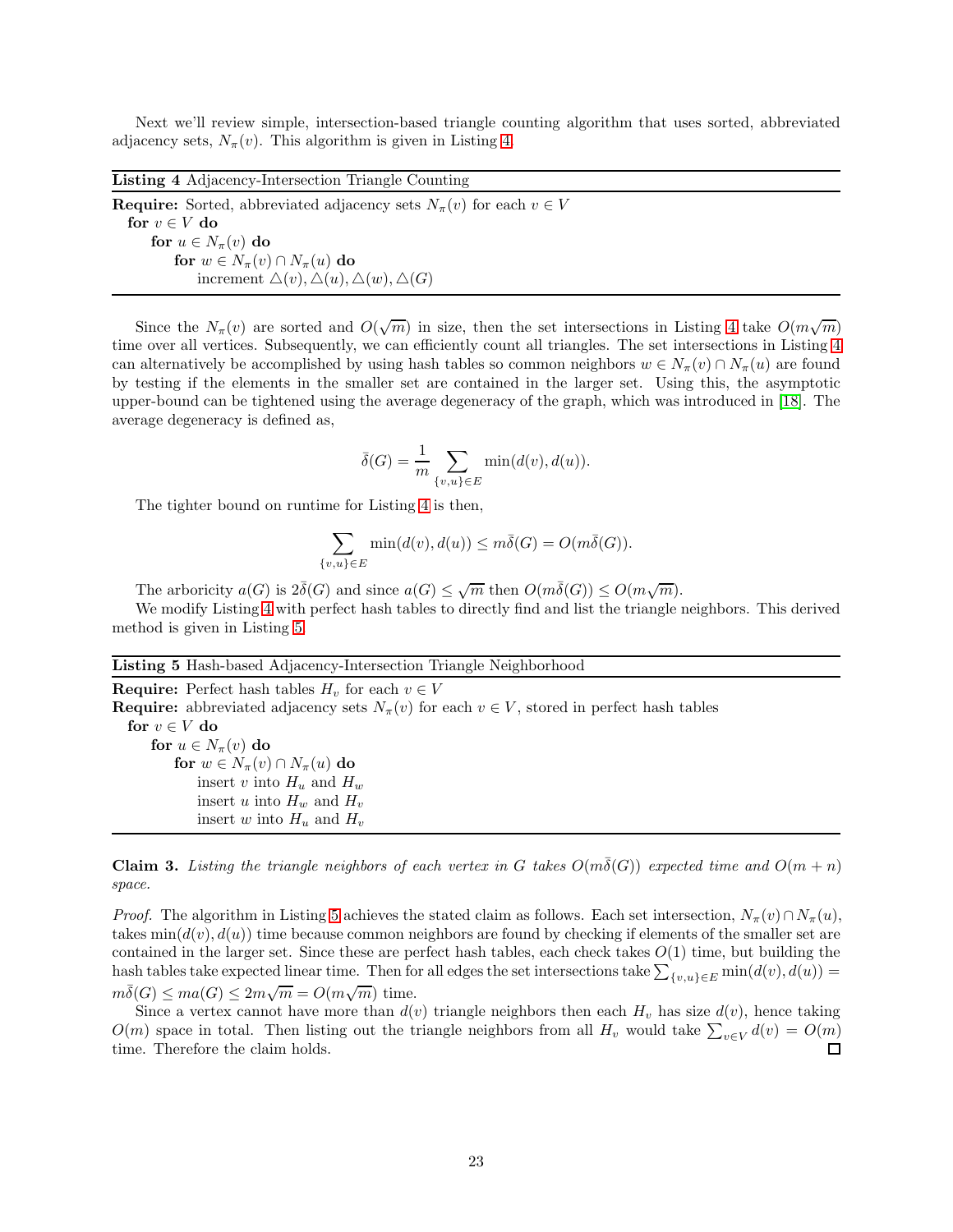Next we'll review simple, intersection-based triangle counting algorithm that uses sorted, abbreviated adjacency sets, $N_\pi(v)$. This algorithm is given in Listing 4.

**Listing 4** Adjacency-Intersection Triangle Counting

```
Require: Sorted, abbreviated adjacency sets N_π(v) for each v ∈ V
  for v ∈ V do
    for u ∈ N_π(v) do
      for w ∈ N_π(v) ∩ N_π(u) do
        increment △(v), △(u), △(w), △(G)
```

Since the $N_\pi(v)$ are sorted and $O(\sqrt{m})$ in size, then the set intersections in Listing 4 take $O(m\sqrt{m})$ time over all vertices. Subsequently, we can efficiently count all triangles. The set intersections in Listing 4 can alternatively be accomplished by using hash tables so common neighbors $w \in N_\pi(v) \cap N_\pi(u)$ are found by testing if the elements in the smaller set are contained in the larger set. Using this, the asymptotic upper-bound can be tightened using the average degeneracy of the graph, which was introduced in [18]. The average degeneracy is defined as,

$$\bar{\delta}(G) = \frac{1}{m} \sum_{\{v,u\} \in E} \min(d(v), d(u)).$$

The tighter bound on runtime for Listing 4 is then,

$$\sum_{\{v,u\} \in E} \min(d(v), d(u)) \leq m\bar{\delta}(G) = O(m\bar{\delta}(G)).$$

The arboricity $a(G)$ is $2\bar{\delta}(G)$ and since $a(G) \leq \sqrt{m}$ then $O(m\bar{\delta}(G)) \leq O(m\sqrt{m})$.

We modify Listing 4 with perfect hash tables to directly find and list the triangle neighbors. This derived method is given in Listing 5.

**Listing 5** Hash-based Adjacency-Intersection Triangle Neighborhood

```
Require: Perfect hash tables H_v for each v ∈ V
Require: abbreviated adjacency sets N_π(v) for each v ∈ V, stored in perfect hash tables
  for v ∈ V do
    for u ∈ N_π(v) do
      for w ∈ N_π(v) ∩ N_π(u) do
        insert v into H_u and H_w
        insert u into H_w and H_v
        insert w into H_u and H_v
```

**Claim 3.** *Listing the triangle neighbors of each vertex in $G$ takes $O(m\bar{\delta}(G))$ expected time and $O(m+n)$ space.*

*Proof.* The algorithm in Listing 5 achieves the stated claim as follows. Each set intersection, $N_\pi(v) \cap N_\pi(u)$, takes $\min(d(v), d(u))$ time because common neighbors are found by checking if elements of the smaller set are contained in the larger set. Since these are perfect hash tables, each check takes $O(1)$ time, but building the hash tables take expected linear time. Then for all edges the set intersections take $\sum_{\{v,u\} \in E} \min(d(v), d(u)) = m\bar{\delta}(G) \leq ma(G) \leq 2m\sqrt{m} = O(m\sqrt{m})$ time.

Since a vertex cannot have more than $d(v)$ triangle neighbors then each $H_v$ has size $d(v)$, hence taking $O(m)$ space in total. Then listing out the triangle neighbors from all $H_v$ would take $\sum_{v \in V} d(v) = O(m)$ time. Therefore the claim holds. □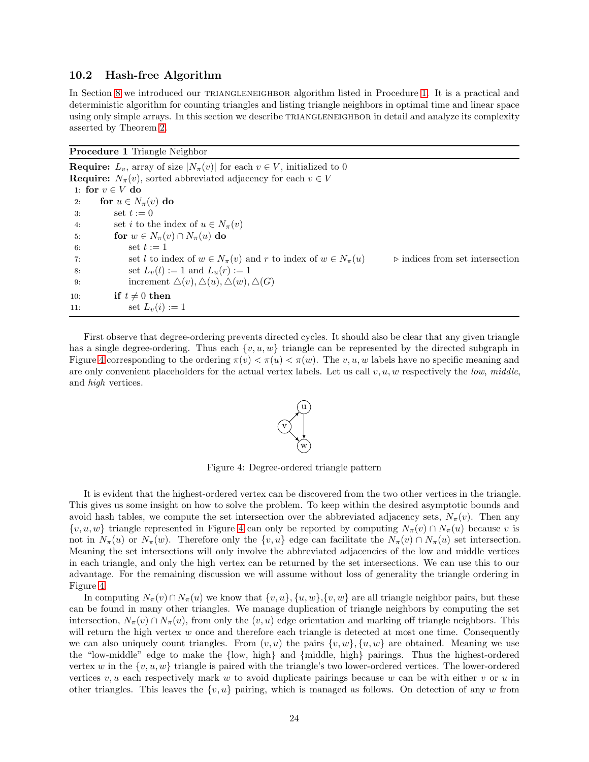## 10.2 Hash-free Algorithm

In Section 8 we introduced our TRIANGLENEIGHBOR algorithm listed in Procedure 1. It is a practical and deterministic algorithm for counting triangles and listing triangle neighbors in optimal time and linear space using only simple arrays. In this section we describe TRIANGLENEIGHBOR in detail and analyze its complexity asserted by Theorem 2.

**Procedure 1** Triangle Neighbor

```
Require: L_v, array of size |N_π(v)| for each v ∈ V, initialized to 0
Require: N_π(v), sorted abbreviated adjacency for each v ∈ V
 1: for v ∈ V do
 2:     for u ∈ N_π(v) do
 3:         set t := 0
 4:         set i to the index of u ∈ N_π(v)
 5:         for w ∈ N_π(v) ∩ N_π(u) do
 6:             set t := 1
 7:             set l to index of w ∈ N_π(v) and r to index of w ∈ N_π(u)   ▷ indices from set intersection
 8:             set L_v(l) := 1 and L_u(r) := 1
 9:             increment △(v), △(u), △(w), △(G)
10:         if t ≠ 0 then
11:             set L_v(i) := 1
```

First observe that degree-ordering prevents directed cycles. It should also be clear that any given triangle has a single degree-ordering. Thus each $\{v, u, w\}$ triangle can be represented by the directed subgraph in Figure 4 corresponding to the ordering $\pi(v) < \pi(u) < \pi(w)$. The $v, u, w$ labels have no specific meaning and are only convenient placeholders for the actual vertex labels. Let us call $v, u, w$ respectively the *low*, *middle*, and *high* vertices.

Figure 4: Degree-ordered triangle pattern

It is evident that the highest-ordered vertex can be discovered from the two other vertices in the triangle. This gives us some insight on how to solve the problem. To keep within the desired asymptotic bounds and avoid hash tables, we compute the set intersection over the abbreviated adjacency sets, $N_\pi(v)$. Then any $\{v, u, w\}$ triangle represented in Figure 4 can only be reported by computing $N_\pi(v) \cap N_\pi(u)$ because $v$ is not in $N_\pi(u)$ or $N_\pi(w)$. Therefore only the $\{v, u\}$ edge can facilitate the $N_\pi(v) \cap N_\pi(u)$ set intersection. Meaning the set intersections will only involve the abbreviated adjacencies of the low and middle vertices in each triangle, and only the high vertex can be returned by the set intersections. We can use this to our advantage. For the remaining discussion we will assume without loss of generality the triangle ordering in Figure 4.

In computing $N_\pi(v) \cap N_\pi(u)$ we know that $\{v, u\}, \{u, w\}, \{v, w\}$ are all triangle neighbor pairs, but these can be found in many other triangles. We manage duplication of triangle neighbors by computing the set intersection, $N_\pi(v) \cap N_\pi(u)$, from only the $(v, u)$ edge orientation and marking off triangle neighbors. This will return the high vertex $w$ once and therefore each triangle is detected at most one time. Consequently we can also uniquely count triangles. From $(v, u)$ the pairs $\{v, w\}, \{u, w\}$ are obtained. Meaning we use the "low-middle" edge to make the {low, high} and {middle, high} pairings. Thus the highest-ordered vertex $w$ in the $\{v, u, w\}$ triangle is paired with the triangle's two lower-ordered vertices. The lower-ordered vertices $v, u$ each respectively mark $w$ to avoid duplicate pairings because $w$ can be with either $v$ or $u$ in other triangles. This leaves the $\{v, u\}$ pairing, which is managed as follows. On detection of any $w$ from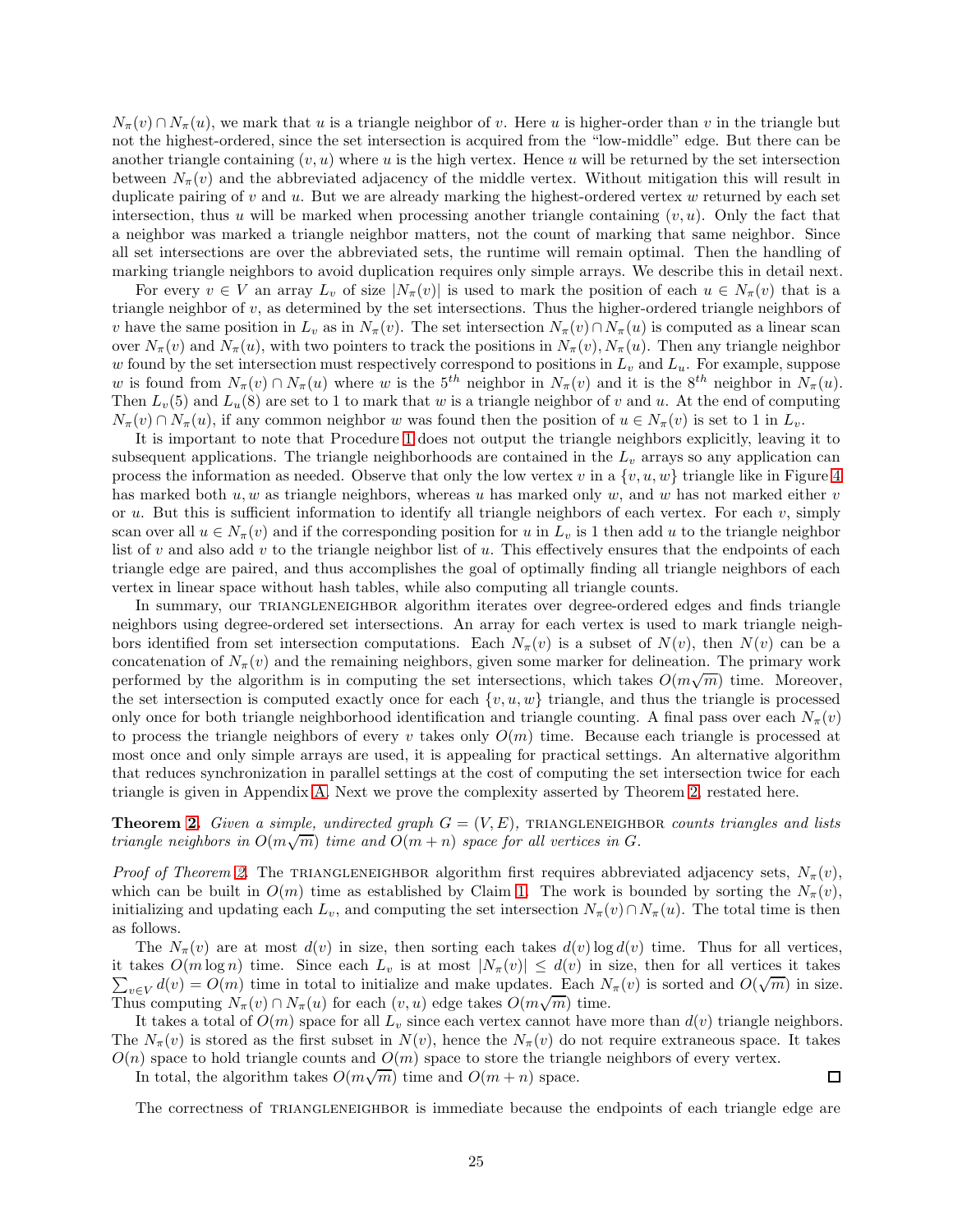$N_\pi(v) \cap N_\pi(u)$, we mark that $u$ is a triangle neighbor of $v$. Here $u$ is higher-order than $v$ in the triangle but not the highest-ordered, since the set intersection is acquired from the "low-middle" edge. But there can be another triangle containing $(v, u)$ where $u$ is the high vertex. Hence $u$ will be returned by the set intersection between $N_\pi(v)$ and the abbreviated adjacency of the middle vertex. Without mitigation this will result in duplicate pairing of $v$ and $u$. But we are already marking the highest-ordered vertex $w$ returned by each set intersection, thus $u$ will be marked when processing another triangle containing $(v, u)$. Only the fact that a neighbor was marked a triangle neighbor matters, not the count of marking that same neighbor. Since all set intersections are over the abbreviated sets, the runtime will remain optimal. Then the handling of marking triangle neighbors to avoid duplication requires only simple arrays. We describe this in detail next.

For every $v \in V$ an array $L_v$ of size $|N_\pi(v)|$ is used to mark the position of each $u \in N_\pi(v)$ that is a triangle neighbor of $v$, as determined by the set intersections. Thus the higher-ordered triangle neighbors of $v$ have the same position in $L_v$ as in $N_\pi(v)$. The set intersection $N_\pi(v) \cap N_\pi(u)$ is computed as a linear scan over $N_\pi(v)$ and $N_\pi(u)$, with two pointers to track the positions in $N_\pi(v), N_\pi(u)$. Then any triangle neighbor $w$ found by the set intersection must respectively correspond to positions in $L_v$ and $L_u$. For example, suppose $w$ is found from $N_\pi(v) \cap N_\pi(u)$ where $w$ is the $5^{th}$ neighbor in $N_\pi(v)$ and it is the $8^{th}$ neighbor in $N_\pi(u)$. Then $L_v(5)$ and $L_u(8)$ are set to 1 to mark that $w$ is a triangle neighbor of $v$ and $u$. At the end of computing $N_\pi(v) \cap N_\pi(u)$, if any common neighbor $w$ was found then the position of $u \in N_\pi(v)$ is set to 1 in $L_v$.

It is important to note that Procedure 1 does not output the triangle neighbors explicitly, leaving it to subsequent applications. The triangle neighborhoods are contained in the $L_v$ arrays so any application can process the information as needed. Observe that only the low vertex $v$ in a $\{v, u, w\}$ triangle like in Figure 4 has marked both $u, w$ as triangle neighbors, whereas $u$ has marked only $w$, and $w$ has not marked either $v$ or $u$. But this is sufficient information to identify all triangle neighbors of each vertex. For each $v$, simply scan over all $u \in N_\pi(v)$ and if the corresponding position for $u$ in $L_v$ is 1 then add $u$ to the triangle neighbor list of $v$ and also add $v$ to the triangle neighbor list of $u$. This effectively ensures that the endpoints of each triangle edge are paired, and thus accomplishes the goal of optimally finding all triangle neighbors of each vertex in linear space without hash tables, while also computing all triangle counts.

In summary, our TRIANGLENEIGHBOR algorithm iterates over degree-ordered edges and finds triangle neighbors using degree-ordered set intersections. An array for each vertex is used to mark triangle neighbors identified from set intersection computations. Each $N_\pi(v)$ is a subset of $N(v)$, then $N(v)$ can be a concatenation of $N_\pi(v)$ and the remaining neighbors, given some marker for delineation. The primary work performed by the algorithm is in computing the set intersections, which takes $O(m\sqrt{m})$ time. Moreover, the set intersection is computed exactly once for each $\{v, u, w\}$ triangle, and thus the triangle is processed only once for both triangle neighborhood identification and triangle counting. A final pass over each $N_\pi(v)$ to process the triangle neighbors of every $v$ takes only $O(m)$ time. Because each triangle is processed at most once and only simple arrays are used, it is appealing for practical settings. An alternative algorithm that reduces synchronization in parallel settings at the cost of computing the set intersection twice for each triangle is given in Appendix A. Next we prove the complexity asserted by Theorem 2, restated here.

**Theorem 2.** *Given a simple, undirected graph $G = (V, E)$,* TRIANGLENEIGHBOR *counts triangles and lists triangle neighbors in $O(m\sqrt{m})$ time and $O(m + n)$ space for all vertices in $G$.*

*Proof of Theorem 2.* The TRIANGLENEIGHBOR algorithm first requires abbreviated adjacency sets, $N_\pi(v)$, which can be built in $O(m)$ time as established by Claim 1. The work is bounded by sorting the $N_\pi(v)$, initializing and updating each $L_v$, and computing the set intersection $N_\pi(v) \cap N_\pi(u)$. The total time is then as follows.

The $N_\pi(v)$ are at most $d(v)$ in size, then sorting each takes $d(v) \log d(v)$ time. Thus for all vertices, it takes $O(m \log n)$ time. Since each $L_v$ is at most $|N_\pi(v)| \leq d(v)$ in size, then for all vertices it takes $\sum_{v \in V} d(v) = O(m)$ time in total to initialize and make updates. Each $N_\pi(v)$ is sorted and $O(\sqrt{m})$ in size. Thus computing $N_\pi(v) \cap N_\pi(u)$ for each $(v, u)$ edge takes $O(m\sqrt{m})$ time.

It takes a total of $O(m)$ space for all $L_v$ since each vertex cannot have more than $d(v)$ triangle neighbors. The $N_\pi(v)$ is stored as the first subset in $N(v)$, hence the $N_\pi(v)$ do not require extraneous space. It takes $O(n)$ space to hold triangle counts and $O(m)$ space to store the triangle neighbors of every vertex.

In total, the algorithm takes $O(m\sqrt{m})$ time and $O(m + n)$ space. $\square$

The correctness of TRIANGLENEIGHBOR is immediate because the endpoints of each triangle edge are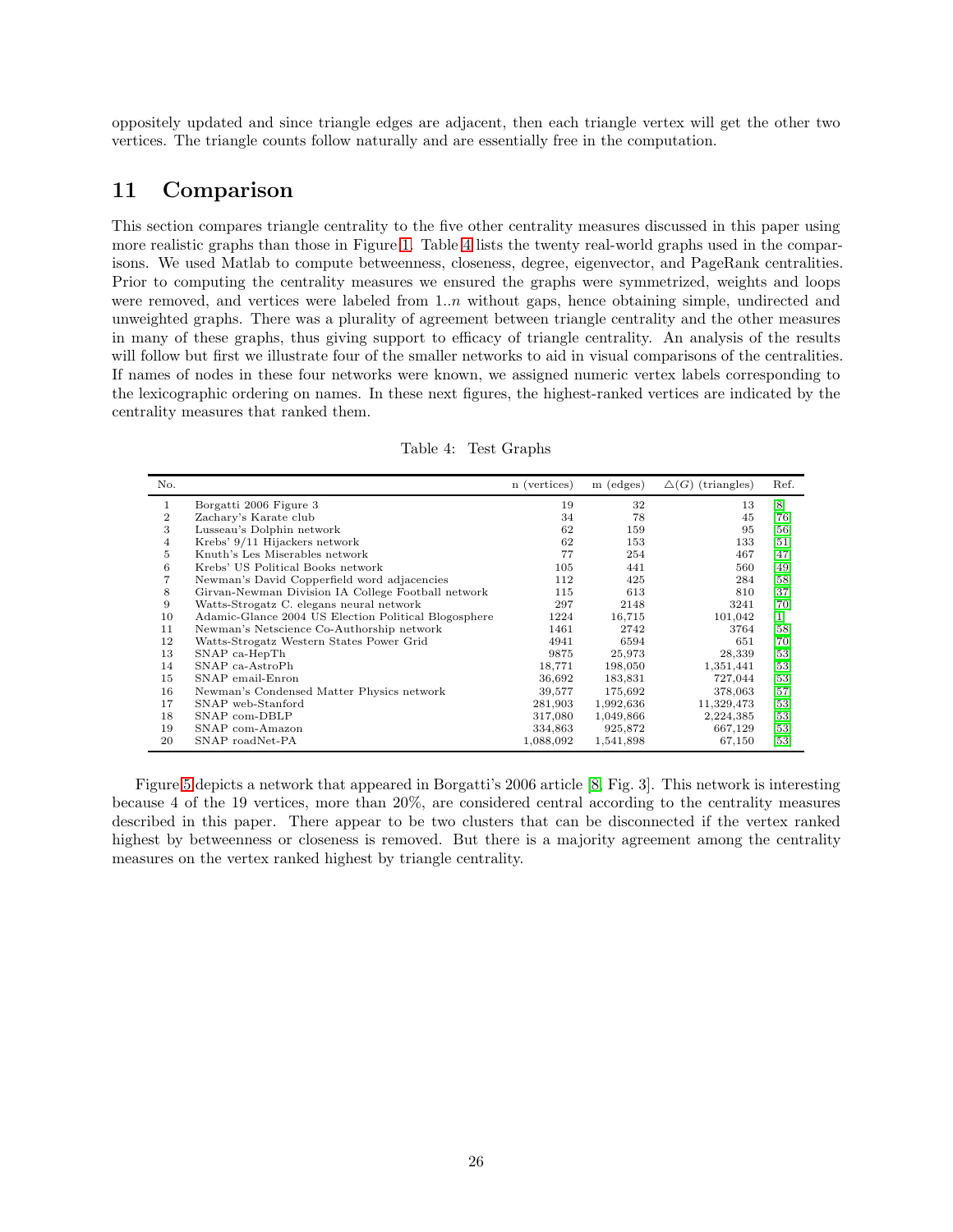oppositely updated and since triangle edges are adjacent, then each triangle vertex will get the other two vertices. The triangle counts follow naturally and are essentially free in the computation.

# 11 Comparison

This section compares triangle centrality to the five other centrality measures discussed in this paper using more realistic graphs than those in Figure 1. Table 4 lists the twenty real-world graphs used in the comparisons. We used Matlab to compute betweenness, closeness, degree, eigenvector, and PageRank centralities. Prior to computing the centrality measures we ensured the graphs were symmetrized, weights and loops were removed, and vertices were labeled from $1..n$ without gaps, hence obtaining simple, undirected and unweighted graphs. There was a plurality of agreement between triangle centrality and the other measures in many of these graphs, thus giving support to efficacy of triangle centrality. An analysis of the results will follow but first we illustrate four of the smaller networks to aid in visual comparisons of the centralities. If names of nodes in these four networks were known, we assigned numeric vertex labels corresponding to the lexicographic ordering on names. In these next figures, the highest-ranked vertices are indicated by the centrality measures that ranked them.

Table 4: Test Graphs

| No. | | n (vertices) | m (edges) | $\triangle(G)$ (triangles) | Ref. |
|---|---|---|---|---|---|
| 1 | Borgatti 2006 Figure 3 | 19 | 32 | 13 | [8] |
| 2 | Zachary's Karate club | 34 | 78 | 45 | [76] |
| 3 | Lusseau's Dolphin network | 62 | 159 | 95 | [56] |
| 4 | Krebs' 9/11 Hijackers network | 62 | 153 | 133 | [51] |
| 5 | Knuth's Les Miserables network | 77 | 254 | 467 | [47] |
| 6 | Krebs' US Political Books network | 105 | 441 | 560 | [49] |
| 7 | Newman's David Copperfield word adjacencies | 112 | 425 | 284 | [58] |
| 8 | Girvan-Newman Division IA College Football network | 115 | 613 | 810 | [37] |
| 9 | Watts-Strogatz C. elegans neural network | 297 | 2148 | 3241 | [70] |
| 10 | Adamic-Glance 2004 US Election Political Blogosphere | 1224 | 16,715 | 101,042 | [1] |
| 11 | Newman's Netscience Co-Authorship network | 1461 | 2742 | 3764 | [58] |
| 12 | Watts-Strogatz Western States Power Grid | 4941 | 6594 | 651 | [70] |
| 13 | SNAP ca-HepTh | 9875 | 25,973 | 28,339 | [53] |
| 14 | SNAP ca-AstroPh | 18,771 | 198,050 | 1,351,441 | [53] |
| 15 | SNAP email-Enron | 36,692 | 183,831 | 727,044 | [53] |
| 16 | Newman's Condensed Matter Physics network | 39,577 | 175,692 | 378,063 | [57] |
| 17 | SNAP web-Stanford | 281,903 | 1,992,636 | 11,329,473 | [53] |
| 18 | SNAP com-DBLP | 317,080 | 1,049,866 | 2,224,385 | [53] |
| 19 | SNAP com-Amazon | 334,863 | 925,872 | 667,129 | [53] |
| 20 | SNAP roadNet-PA | 1,088,092 | 1,541,898 | 67,150 | [53] |

Figure 5 depicts a network that appeared in Borgatti's 2006 article [8, Fig. 3]. This network is interesting because 4 of the 19 vertices, more than 20%, are considered central according to the centrality measures described in this paper. There appear to be two clusters that can be disconnected if the vertex ranked highest by betweenness or closeness is removed. But there is a majority agreement among the centrality measures on the vertex ranked highest by triangle centrality.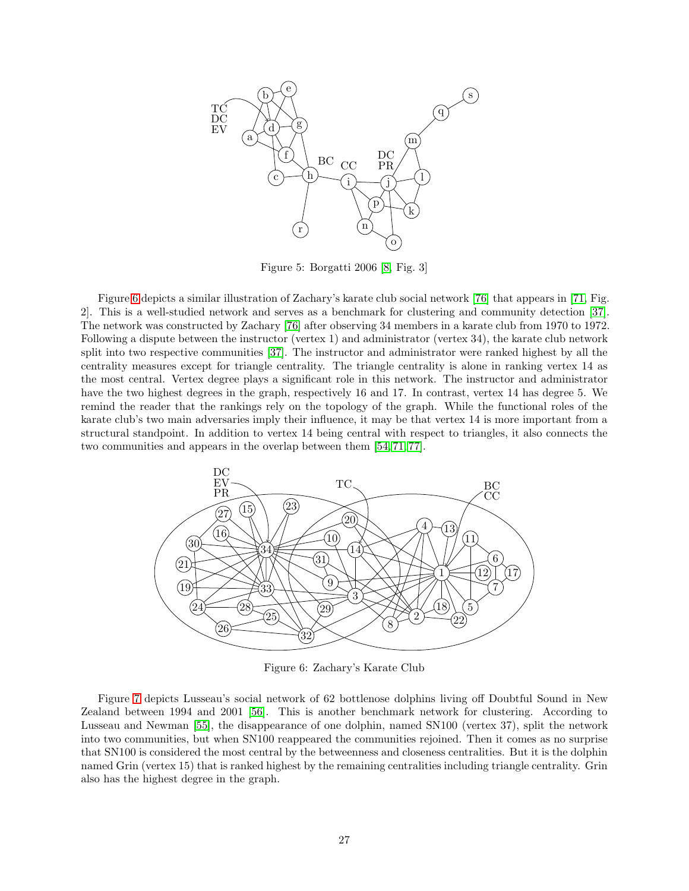Figure 5: Borgatti 2006 [8, Fig. 3]

Figure 6 depicts a similar illustration of Zachary's karate club social network [76] that appears in [71, Fig. 2]. This is a well-studied network and serves as a benchmark for clustering and community detection [37]. The network was constructed by Zachary [76] after observing 34 members in a karate club from 1970 to 1972. Following a dispute between the instructor (vertex 1) and administrator (vertex 34), the karate club network split into two respective communities [37]. The instructor and administrator were ranked highest by all the centrality measures except for triangle centrality. The triangle centrality is alone in ranking vertex 14 as the most central. Vertex degree plays a significant role in this network. The instructor and administrator have the two highest degrees in the graph, respectively 16 and 17. In contrast, vertex 14 has degree 5. We remind the reader that the rankings rely on the topology of the graph. While the functional roles of the karate club's two main adversaries imply their influence, it may be that vertex 14 is more important from a structural standpoint. In addition to vertex 14 being central with respect to triangles, it also connects the two communities and appears in the overlap between them [54, 71, 77].

Figure 6: Zachary's Karate Club

Figure 7 depicts Lusseau's social network of 62 bottlenose dolphins living off Doubtful Sound in New Zealand between 1994 and 2001 [56]. This is another benchmark network for clustering. According to Lusseau and Newman [55], the disappearance of one dolphin, named SN100 (vertex 37), split the network into two communities, but when SN100 reappeared the communities rejoined. Then it comes as no surprise that SN100 is considered the most central by the betweenness and closeness centralities. But it is the dolphin named Grin (vertex 15) that is ranked highest by the remaining centralities including triangle centrality. Grin also has the highest degree in the graph.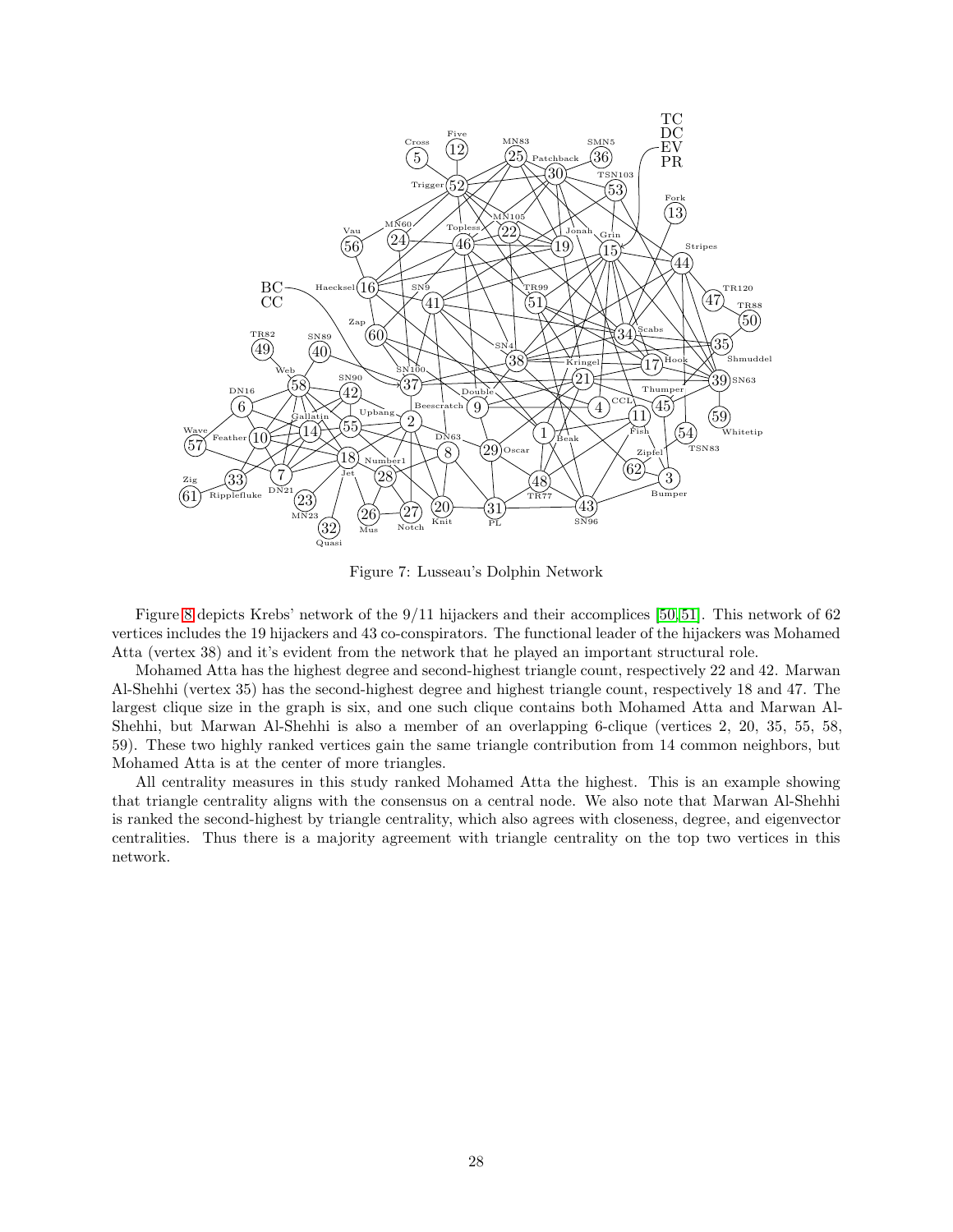Figure 7: Lusseau's Dolphin Network

Figure 8 depicts Krebs' network of the 9/11 hijackers and their accomplices [50,51]. This network of 62 vertices includes the 19 hijackers and 43 co-conspirators. The functional leader of the hijackers was Mohamed Atta (vertex 38) and it's evident from the network that he played an important structural role.

Mohamed Atta has the highest degree and second-highest triangle count, respectively 22 and 42. Marwan Al-Shehhi (vertex 35) has the second-highest degree and highest triangle count, respectively 18 and 47. The largest clique size in the graph is six, and one such clique contains both Mohamed Atta and Marwan Al-Shehhi, but Marwan Al-Shehhi is also a member of an overlapping 6-clique (vertices 2, 20, 35, 55, 58, 59). These two highly ranked vertices gain the same triangle contribution from 14 common neighbors, but Mohamed Atta is at the center of more triangles.

All centrality measures in this study ranked Mohamed Atta the highest. This is an example showing that triangle centrality aligns with the consensus on a central node. We also note that Marwan Al-Shehhi is ranked the second-highest by triangle centrality, which also agrees with closeness, degree, and eigenvector centralities. Thus there is a majority agreement with triangle centrality on the top two vertices in this network.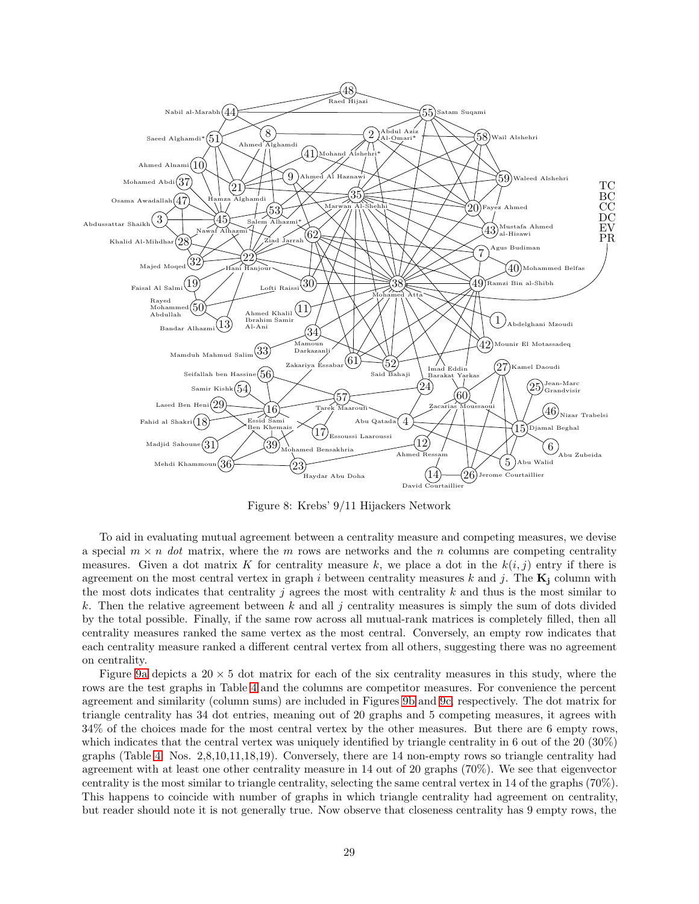Figure 8: Krebs' 9/11 Hijackers Network

To aid in evaluating mutual agreement between a centrality measure and competing measures, we devise a special $m \times n$ *dot* matrix, where the $m$ rows are networks and the $n$ columns are competing centrality measures. Given a dot matrix $K$ for centrality measure $k$, we place a dot in the $k(i, j)$ entry if there is agreement on the most central vertex in graph $i$ between centrality measures $k$ and $j$. The $\mathbf{K_j}$ column with the most dots indicates that centrality $j$ agrees the most with centrality $k$ and thus is the most similar to $k$. Then the relative agreement between $k$ and all $j$ centrality measures is simply the sum of dots divided by the total possible. Finally, if the same row across all mutual-rank matrices is completely filled, then all centrality measures ranked the same vertex as the most central. Conversely, an empty row indicates that each centrality measure ranked a different central vertex from all others, suggesting there was no agreement on centrality.

Figure 9a depicts a $20 \times 5$ dot matrix for each of the six centrality measures in this study, where the rows are the test graphs in Table 4 and the columns are competitor measures. For convenience the percent agreement and similarity (column sums) are included in Figures 9b and 9c, respectively. The dot matrix for triangle centrality has 34 dot entries, meaning out of 20 graphs and 5 competing measures, it agrees with 34% of the choices made for the most central vertex by the other measures. But there are 6 empty rows, which indicates that the central vertex was uniquely identified by triangle centrality in 6 out of the 20 (30%) graphs (Table 4, Nos. 2,8,10,11,18,19). Conversely, there are 14 non-empty rows so triangle centrality had agreement with at least one other centrality measure in 14 out of 20 graphs (70%). We see that eigenvector centrality is the most similar to triangle centrality, selecting the same central vertex in 14 of the graphs (70%). This happens to coincide with number of graphs in which triangle centrality had agreement on centrality, but reader should note it is not generally true. Now observe that closeness centrality has 9 empty rows, the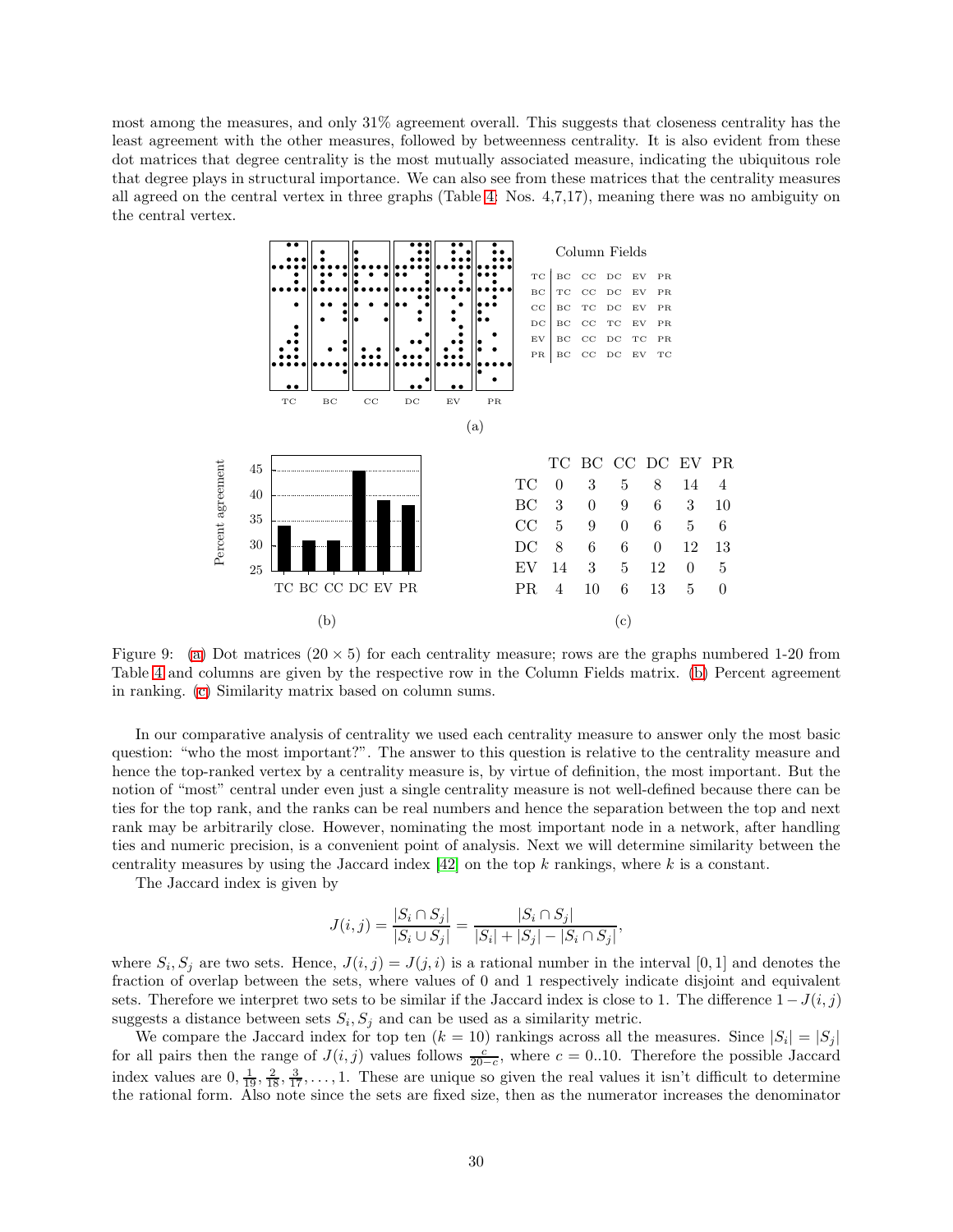most among the measures, and only 31% agreement overall. This suggests that closeness centrality has the least agreement with the other measures, followed by betweenness centrality. It is also evident from these dot matrices that degree centrality is the most mutually associated measure, indicating the ubiquitous role that degree plays in structural importance. We can also see from these matrices that the centrality measures all agreed on the central vertex in three graphs (Table 4; Nos. 4,7,17), meaning there was no ambiguity on the central vertex.

Column Fields

| | | | | | |
|---|---|---|---|---|---|
| TC | BC | CC | DC | EV | PR |
| BC | TC | CC | DC | EV | PR |
| CC | BC | TC | DC | EV | PR |
| DC | BC | CC | TC | EV | PR |
| EV | BC | CC | DC | TC | PR |
| PR | BC | CC | DC | EV | TC |

(a)

(b)

| | TC | BC | CC | DC | EV | PR |
|---|---|---|---|---|---|---|
| TC | 0 | 3 | 5 | 8 | 14 | 4 |
| BC | 3 | 0 | 9 | 6 | 3 | 10 |
| CC | 5 | 9 | 0 | 6 | 5 | 6 |
| DC | 8 | 6 | 6 | 0 | 12 | 13 |
| EV | 14 | 3 | 5 | 12 | 0 | 5 |
| PR | 4 | 10 | 6 | 13 | 5 | 0 |

(c)

Figure 9: (a) Dot matrices ($20 \times 5$) for each centrality measure; rows are the graphs numbered 1-20 from Table 4 and columns are given by the respective row in the Column Fields matrix. (b) Percent agreement in ranking. (c) Similarity matrix based on column sums.

In our comparative analysis of centrality we used each centrality measure to answer only the most basic question: "who the most important?". The answer to this question is relative to the centrality measure and hence the top-ranked vertex by a centrality measure is, by virtue of definition, the most important. But the notion of "most" central under even just a single centrality measure is not well-defined because there can be ties for the top rank, and the ranks can be real numbers and hence the separation between the top and next rank may be arbitrarily close. However, nominating the most important node in a network, after handling ties and numeric precision, is a convenient point of analysis. Next we will determine similarity between the centrality measures by using the Jaccard index [42] on the top $k$ rankings, where $k$ is a constant.

The Jaccard index is given by

$$J(i,j) = \frac{|S_i \cap S_j|}{|S_i \cup S_j|} = \frac{|S_i \cap S_j|}{|S_i| + |S_j| - |S_i \cap S_j|},$$

where $S_i, S_j$ are two sets. Hence, $J(i,j) = J(j,i)$ is a rational number in the interval $[0,1]$ and denotes the fraction of overlap between the sets, where values of 0 and 1 respectively indicate disjoint and equivalent sets. Therefore we interpret two sets to be similar if the Jaccard index is close to 1. The difference $1 - J(i,j)$ suggests a distance between sets $S_i, S_j$ and can be used as a similarity metric.

We compare the Jaccard index for top ten ($k = 10$) rankings across all the measures. Since $|S_i| = |S_j|$ for all pairs then the range of $J(i,j)$ values follows $\frac{c}{20-c}$, where $c = 0..10$. Therefore the possible Jaccard index values are $0, \frac{1}{19}, \frac{2}{18}, \frac{3}{17}, \ldots, 1$. These are unique so given the real values it isn't difficult to determine the rational form. Also note since the sets are fixed size, then as the numerator increases the denominator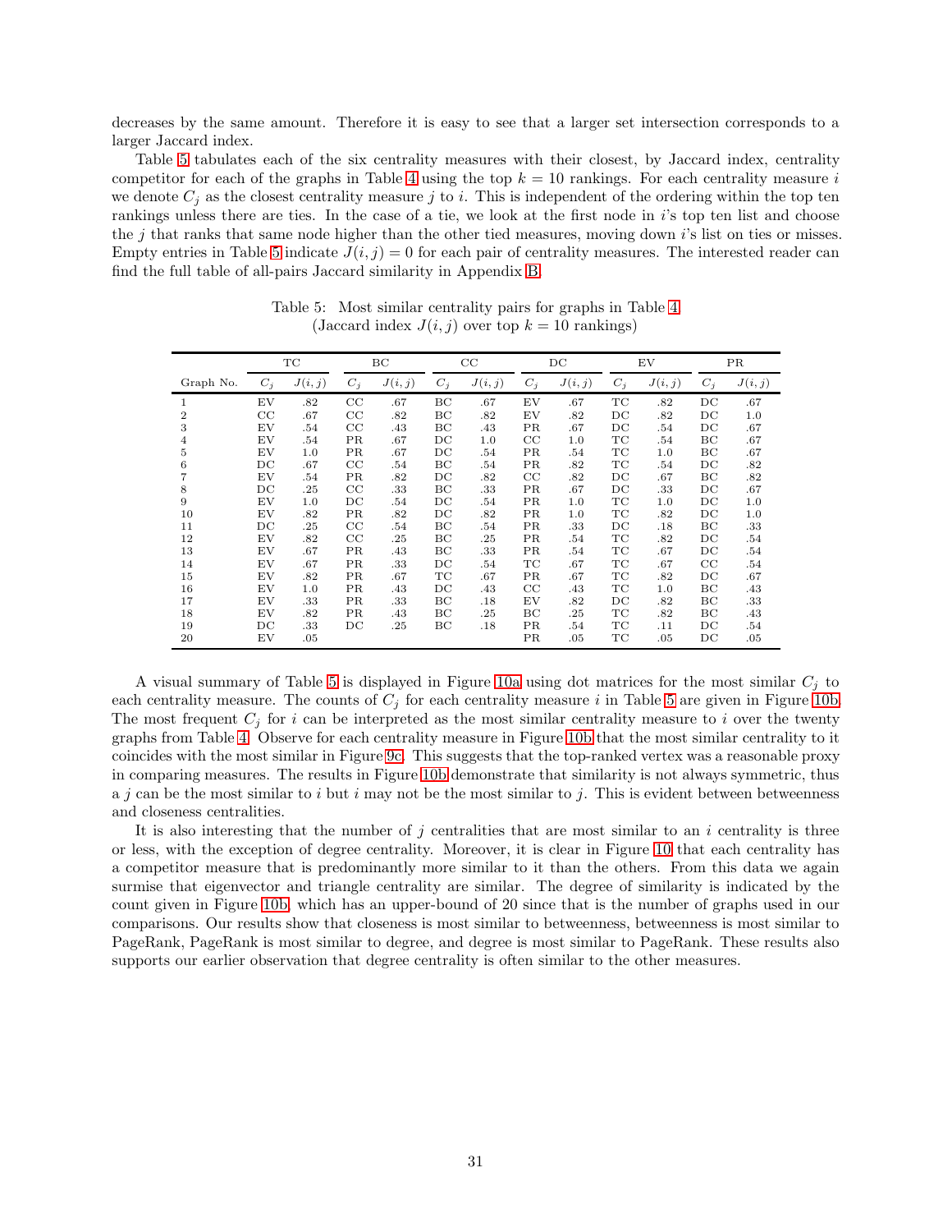decreases by the same amount. Therefore it is easy to see that a larger set intersection corresponds to a larger Jaccard index.

Table 5 tabulates each of the six centrality measures with their closest, by Jaccard index, centrality competitor for each of the graphs in Table 4 using the top $k = 10$ rankings. For each centrality measure $i$ we denote $C_j$ as the closest centrality measure $j$ to $i$. This is independent of the ordering within the top ten rankings unless there are ties. In the case of a tie, we look at the first node in $i$'s top ten list and choose the $j$ that ranks that same node higher than the other tied measures, moving down $i$'s list on ties or misses. Empty entries in Table 5 indicate $J(i, j) = 0$ for each pair of centrality measures. The interested reader can find the full table of all-pairs Jaccard similarity in Appendix B.

Table 5: Most similar centrality pairs for graphs in Table 4 (Jaccard index $J(i, j)$ over top $k = 10$ rankings)

| | TC | | BC | | CC | | DC | | EV | | PR | |
|---|---|---|---|---|---|---|---|---|---|---|---|---|
| Graph No. | $C_j$ | $J(i,j)$ | $C_j$ | $J(i,j)$ | $C_j$ | $J(i,j)$ | $C_j$ | $J(i,j)$ | $C_j$ | $J(i,j)$ | $C_j$ | $J(i,j)$ |
| 1 | EV | .82 | CC | .67 | BC | .67 | EV | .67 | TC | .82 | DC | .67 |
| 2 | CC | .67 | CC | .82 | BC | .82 | EV | .82 | DC | .82 | DC | 1.0 |
| 3 | EV | .54 | CC | .43 | BC | .43 | PR | .67 | DC | .54 | DC | .67 |
| 4 | EV | .54 | PR | .67 | DC | 1.0 | CC | 1.0 | TC | .54 | BC | .67 |
| 5 | EV | 1.0 | PR | .67 | DC | .54 | PR | .54 | TC | 1.0 | BC | .67 |
| 6 | DC | .67 | CC | .54 | BC | .54 | PR | .82 | TC | .54 | DC | .82 |
| 7 | EV | .54 | PR | .82 | DC | .82 | CC | .82 | DC | .67 | BC | .82 |
| 8 | DC | .25 | CC | .33 | BC | .33 | PR | .67 | DC | .33 | DC | .67 |
| 9 | EV | 1.0 | DC | .54 | DC | .54 | PR | 1.0 | TC | 1.0 | DC | 1.0 |
| 10 | EV | .82 | PR | .82 | DC | .82 | PR | 1.0 | TC | .82 | DC | 1.0 |
| 11 | DC | .25 | CC | .54 | BC | .54 | PR | .33 | DC | .18 | BC | .33 |
| 12 | EV | .82 | CC | .25 | BC | .25 | PR | .54 | TC | .82 | DC | .54 |
| 13 | EV | .67 | PR | .43 | BC | .33 | PR | .54 | TC | .67 | DC | .54 |
| 14 | EV | .67 | PR | .33 | DC | .54 | TC | .67 | TC | .67 | CC | .54 |
| 15 | EV | .82 | PR | .67 | TC | .67 | PR | .67 | TC | .82 | DC | .67 |
| 16 | EV | 1.0 | PR | .43 | DC | .43 | CC | .43 | TC | 1.0 | BC | .43 |
| 17 | EV | .33 | PR | .33 | BC | .18 | EV | .82 | DC | .82 | BC | .33 |
| 18 | EV | .82 | PR | .43 | BC | .25 | BC | .25 | TC | .82 | BC | .43 |
| 19 | DC | .33 | DC | .25 | BC | .18 | PR | .54 | TC | .11 | DC | .54 |
| 20 | EV | .05 | | | | | PR | .05 | TC | .05 | DC | .05 |

A visual summary of Table 5 is displayed in Figure 10a using dot matrices for the most similar $C_j$ to each centrality measure. The counts of $C_j$ for each centrality measure $i$ in Table 5 are given in Figure 10b. The most frequent $C_j$ for $i$ can be interpreted as the most similar centrality measure to $i$ over the twenty graphs from Table 4. Observe for each centrality measure in Figure 10b that the most similar centrality to it coincides with the most similar in Figure 9c. This suggests that the top-ranked vertex was a reasonable proxy in comparing measures. The results in Figure 10b demonstrate that similarity is not always symmetric, thus a $j$ can be the most similar to $i$ but $i$ may not be the most similar to $j$. This is evident between betweenness and closeness centralities.

It is also interesting that the number of $j$ centralities that are most similar to an $i$ centrality is three or less, with the exception of degree centrality. Moreover, it is clear in Figure 10 that each centrality has a competitor measure that is predominantly more similar to it than the others. From this data we again surmise that eigenvector and triangle centrality are similar. The degree of similarity is indicated by the count given in Figure 10b, which has an upper-bound of 20 since that is the number of graphs used in our comparisons. Our results show that closeness is most similar to betweenness, betweenness is most similar to PageRank, PageRank is most similar to degree, and degree is most similar to PageRank. These results also supports our earlier observation that degree centrality is often similar to the other measures.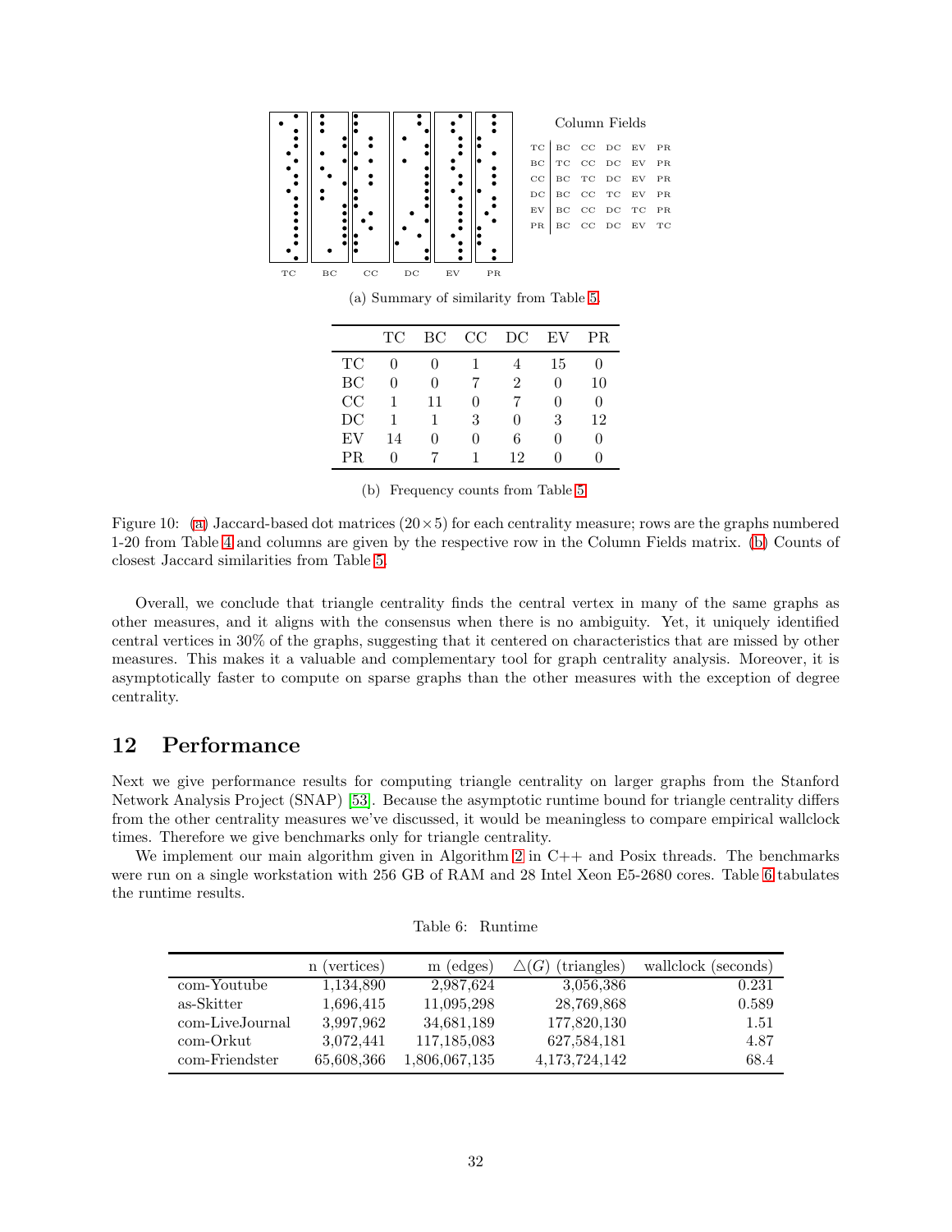Column Fields

| | | | | | |
|---|---|---|---|---|---|
| TC | BC | CC | DC | EV | PR |
| BC | TC | CC | DC | EV | PR |
| CC | BC | TC | DC | EV | PR |
| DC | BC | CC | TC | EV | PR |
| EV | BC | CC | DC | TC | PR |
| PR | BC | CC | DC | EV | TC |

(a) Summary of similarity from Table 5.

| | TC | BC | CC | DC | EV | PR |
|---|---|---|---|---|---|---|
| TC | 0 | 0 | 1 | 4 | 15 | 0 |
| BC | 0 | 0 | 7 | 2 | 0 | 10 |
| CC | 1 | 11 | 0 | 7 | 0 | 0 |
| DC | 1 | 1 | 3 | 0 | 3 | 12 |
| EV | 14 | 0 | 0 | 6 | 0 | 0 |
| PR | 0 | 7 | 1 | 12 | 0 | 0 |

(b) Frequency counts from Table 5.

Figure 10: (a) Jaccard-based dot matrices ($20 \times 5$) for each centrality measure; rows are the graphs numbered 1-20 from Table 4 and columns are given by the respective row in the Column Fields matrix. (b) Counts of closest Jaccard similarities from Table 5.

Overall, we conclude that triangle centrality finds the central vertex in many of the same graphs as other measures, and it aligns with the consensus when there is no ambiguity. Yet, it uniquely identified central vertices in 30% of the graphs, suggesting that it centered on characteristics that are missed by other measures. This makes it a valuable and complementary tool for graph centrality analysis. Moreover, it is asymptotically faster to compute on sparse graphs than the other measures with the exception of degree centrality.

## 12 Performance

Next we give performance results for computing triangle centrality on larger graphs from the Stanford Network Analysis Project (SNAP) [53]. Because the asymptotic runtime bound for triangle centrality differs from the other centrality measures we've discussed, it would be meaningless to compare empirical wallclock times. Therefore we give benchmarks only for triangle centrality.

We implement our main algorithm given in Algorithm 2 in C++ and Posix threads. The benchmarks were run on a single workstation with 256 GB of RAM and 28 Intel Xeon E5-2680 cores. Table 6 tabulates the runtime results.

Table 6: Runtime

| | n (vertices) | m (edges) | $\triangle(G)$ (triangles) | wallclock (seconds) |
|---|---|---|---|---|
| com-Youtube | 1,134,890 | 2,987,624 | 3,056,386 | 0.231 |
| as-Skitter | 1,696,415 | 11,095,298 | 28,769,868 | 0.589 |
| com-LiveJournal | 3,997,962 | 34,681,189 | 177,820,130 | 1.51 |
| com-Orkut | 3,072,441 | 117,185,083 | 627,584,181 | 4.87 |
| com-Friendster | 65,608,366 | 1,806,067,135 | 4,173,724,142 | 68.4 |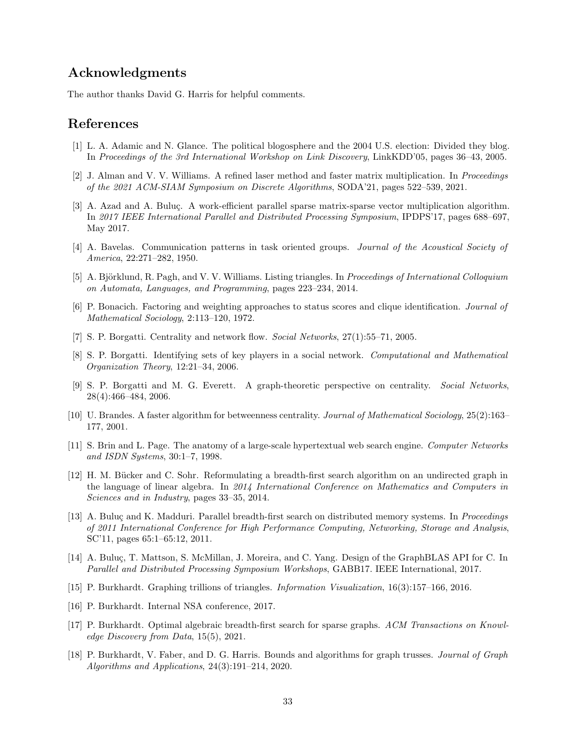## Acknowledgments

The author thanks David G. Harris for helpful comments.

## References

[1] L. A. Adamic and N. Glance. The political blogosphere and the 2004 U.S. election: Divided they blog. In *Proceedings of the 3rd International Workshop on Link Discovery*, LinkKDD'05, pages 36–43, 2005.

[2] J. Alman and V. V. Williams. A refined laser method and faster matrix multiplication. In *Proceedings of the 2021 ACM-SIAM Symposium on Discrete Algorithms*, SODA'21, pages 522–539, 2021.

[3] A. Azad and A. Buluç. A work-efficient parallel sparse matrix-sparse vector multiplication algorithm. In *2017 IEEE International Parallel and Distributed Processing Symposium*, IPDPS'17, pages 688–697, May 2017.

[4] A. Bavelas. Communication patterns in task oriented groups. *Journal of the Acoustical Society of America*, 22:271–282, 1950.

[5] A. Björklund, R. Pagh, and V. V. Williams. Listing triangles. In *Proceedings of International Colloquium on Automata, Languages, and Programming*, pages 223–234, 2014.

[6] P. Bonacich. Factoring and weighting approaches to status scores and clique identification. *Journal of Mathematical Sociology*, 2:113–120, 1972.

[7] S. P. Borgatti. Centrality and network flow. *Social Networks*, 27(1):55–71, 2005.

[8] S. P. Borgatti. Identifying sets of key players in a social network. *Computational and Mathematical Organization Theory*, 12:21–34, 2006.

[9] S. P. Borgatti and M. G. Everett. A graph-theoretic perspective on centrality. *Social Networks*, 28(4):466–484, 2006.

[10] U. Brandes. A faster algorithm for betweenness centrality. *Journal of Mathematical Sociology*, 25(2):163–177, 2001.

[11] S. Brin and L. Page. The anatomy of a large-scale hypertextual web search engine. *Computer Networks and ISDN Systems*, 30:1–7, 1998.

[12] H. M. Bücker and C. Sohr. Reformulating a breadth-first search algorithm on an undirected graph in the language of linear algebra. In *2014 International Conference on Mathematics and Computers in Sciences and in Industry*, pages 33–35, 2014.

[13] A. Buluç and K. Madduri. Parallel breadth-first search on distributed memory systems. In *Proceedings of 2011 International Conference for High Performance Computing, Networking, Storage and Analysis*, SC'11, pages 65:1–65:12, 2011.

[14] A. Buluç, T. Mattson, S. McMillan, J. Moreira, and C. Yang. Design of the GraphBLAS API for C. In *Parallel and Distributed Processing Symposium Workshops*, GABB17. IEEE International, 2017.

[15] P. Burkhardt. Graphing trillions of triangles. *Information Visualization*, 16(3):157–166, 2016.

[16] P. Burkhardt. Internal NSA conference, 2017.

[17] P. Burkhardt. Optimal algebraic breadth-first search for sparse graphs. *ACM Transactions on Knowledge Discovery from Data*, 15(5), 2021.

[18] P. Burkhardt, V. Faber, and D. G. Harris. Bounds and algorithms for graph trusses. *Journal of Graph Algorithms and Applications*, 24(3):191–214, 2020.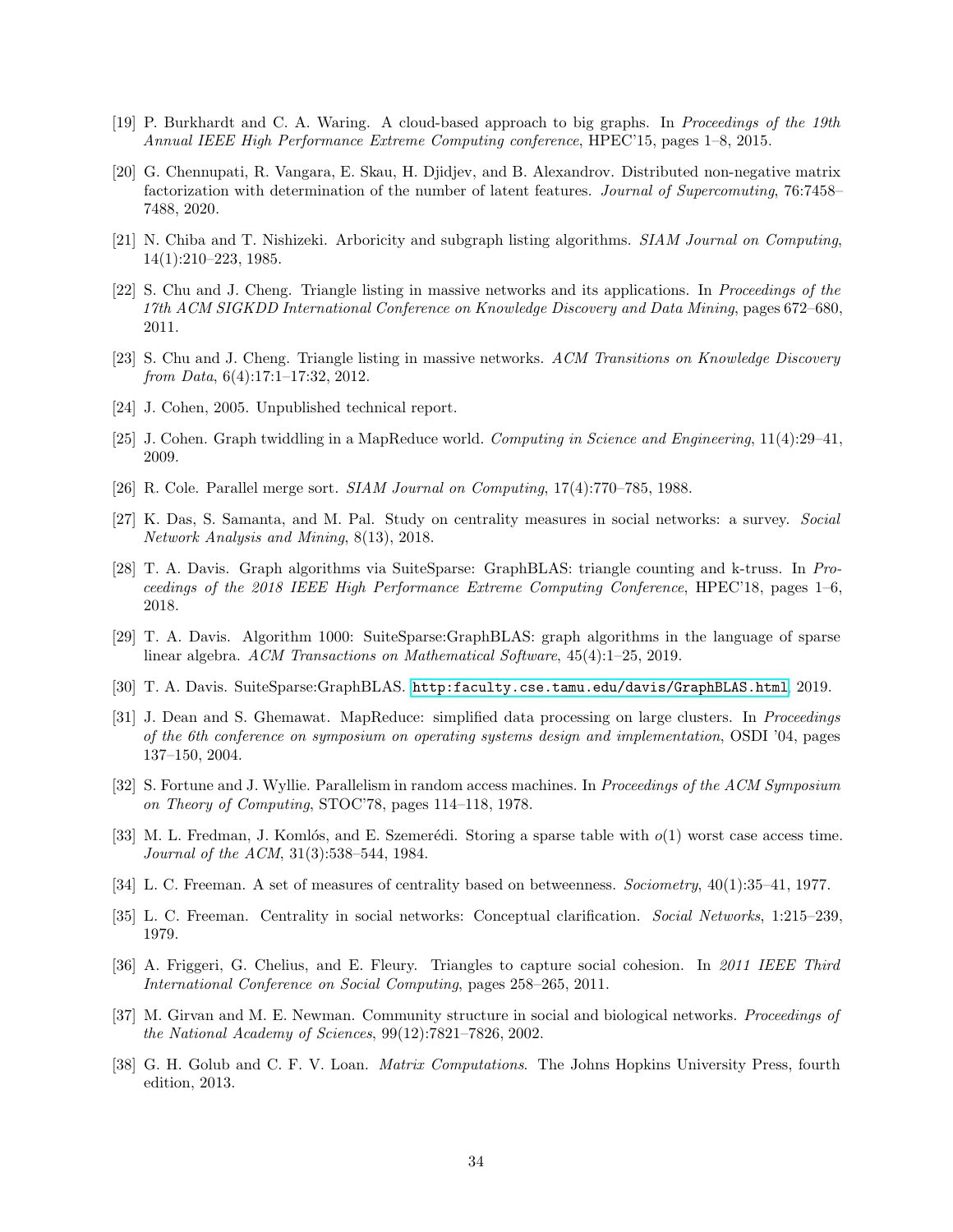[19] P. Burkhardt and C. A. Waring. A cloud-based approach to big graphs. In *Proceedings of the 19th Annual IEEE High Performance Extreme Computing conference*, HPEC'15, pages 1–8, 2015.

[20] G. Chennupati, R. Vangara, E. Skau, H. Djidjev, and B. Alexandrov. Distributed non-negative matrix factorization with determination of the number of latent features. *Journal of Supercomuting*, 76:7458–7488, 2020.

[21] N. Chiba and T. Nishizeki. Arboricity and subgraph listing algorithms. *SIAM Journal on Computing*, 14(1):210–223, 1985.

[22] S. Chu and J. Cheng. Triangle listing in massive networks and its applications. In *Proceedings of the 17th ACM SIGKDD International Conference on Knowledge Discovery and Data Mining*, pages 672–680, 2011.

[23] S. Chu and J. Cheng. Triangle listing in massive networks. *ACM Transitions on Knowledge Discovery from Data*, 6(4):17:1–17:32, 2012.

[24] J. Cohen, 2005. Unpublished technical report.

[25] J. Cohen. Graph twiddling in a MapReduce world. *Computing in Science and Engineering*, 11(4):29–41, 2009.

[26] R. Cole. Parallel merge sort. *SIAM Journal on Computing*, 17(4):770–785, 1988.

[27] K. Das, S. Samanta, and M. Pal. Study on centrality measures in social networks: a survey. *Social Network Analysis and Mining*, 8(13), 2018.

[28] T. A. Davis. Graph algorithms via SuiteSparse: GraphBLAS: triangle counting and k-truss. In *Proceedings of the 2018 IEEE High Performance Extreme Computing Conference*, HPEC'18, pages 1–6, 2018.

[29] T. A. Davis. Algorithm 1000: SuiteSparse:GraphBLAS: graph algorithms in the language of sparse linear algebra. *ACM Transactions on Mathematical Software*, 45(4):1–25, 2019.

[30] T. A. Davis. SuiteSparse:GraphBLAS. http:faculty.cse.tamu.edu/davis/GraphBLAS.html, 2019.

[31] J. Dean and S. Ghemawat. MapReduce: simplified data processing on large clusters. In *Proceedings of the 6th conference on symposium on operating systems design and implementation*, OSDI '04, pages 137–150, 2004.

[32] S. Fortune and J. Wyllie. Parallelism in random access machines. In *Proceedings of the ACM Symposium on Theory of Computing*, STOC'78, pages 114–118, 1978.

[33] M. L. Fredman, J. Komlós, and E. Szemerédi. Storing a sparse table with $o(1)$ worst case access time. *Journal of the ACM*, 31(3):538–544, 1984.

[34] L. C. Freeman. A set of measures of centrality based on betweenness. *Sociometry*, 40(1):35–41, 1977.

[35] L. C. Freeman. Centrality in social networks: Conceptual clarification. *Social Networks*, 1:215–239, 1979.

[36] A. Friggeri, G. Chelius, and E. Fleury. Triangles to capture social cohesion. In *2011 IEEE Third International Conference on Social Computing*, pages 258–265, 2011.

[37] M. Girvan and M. E. Newman. Community structure in social and biological networks. *Proceedings of the National Academy of Sciences*, 99(12):7821–7826, 2002.

[38] G. H. Golub and C. F. V. Loan. *Matrix Computations*. The Johns Hopkins University Press, fourth edition, 2013.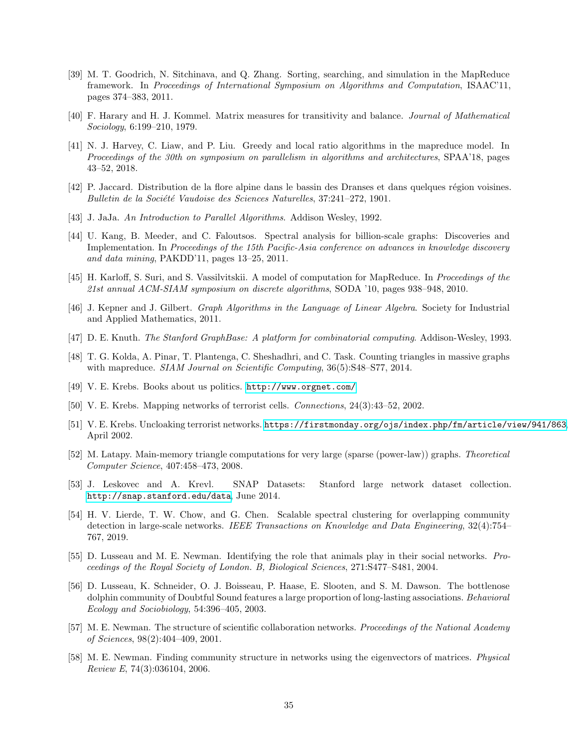[39] M. T. Goodrich, N. Sitchinava, and Q. Zhang. Sorting, searching, and simulation in the MapReduce framework. In *Proceedings of International Symposium on Algorithms and Computation*, ISAAC'11, pages 374–383, 2011.

[40] F. Harary and H. J. Kommel. Matrix measures for transitivity and balance. *Journal of Mathematical Sociology*, 6:199–210, 1979.

[41] N. J. Harvey, C. Liaw, and P. Liu. Greedy and local ratio algorithms in the mapreduce model. In *Proceedings of the 30th on symposium on parallelism in algorithms and architectures*, SPAA'18, pages 43–52, 2018.

[42] P. Jaccard. Distribution de la flore alpine dans le bassin des Dranses et dans quelques région voisines. *Bulletin de la Société Vaudoise des Sciences Naturelles*, 37:241–272, 1901.

[43] J. JaJa. *An Introduction to Parallel Algorithms*. Addison Wesley, 1992.

[44] U. Kang, B. Meeder, and C. Faloutsos. Spectral analysis for billion-scale graphs: Discoveries and Implementation. In *Proceedings of the 15th Pacific-Asia conference on advances in knowledge discovery and data mining*, PAKDD'11, pages 13–25, 2011.

[45] H. Karloff, S. Suri, and S. Vassilvitskii. A model of computation for MapReduce. In *Proceedings of the 21st annual ACM-SIAM symposium on discrete algorithms*, SODA '10, pages 938–948, 2010.

[46] J. Kepner and J. Gilbert. *Graph Algorithms in the Language of Linear Algebra*. Society for Industrial and Applied Mathematics, 2011.

[47] D. E. Knuth. *The Stanford GraphBase: A platform for combinatorial computing*. Addison-Wesley, 1993.

[48] T. G. Kolda, A. Pinar, T. Plantenga, C. Sheshadhri, and C. Task. Counting triangles in massive graphs with mapreduce. *SIAM Journal on Scientific Computing*, 36(5):S48–S77, 2014.

[49] V. E. Krebs. Books about us politics. http://www.orgnet.com/

[50] V. E. Krebs. Mapping networks of terrorist cells. *Connections*, 24(3):43–52, 2002.

[51] V. E. Krebs. Uncloaking terrorist networks. https://firstmonday.org/ojs/index.php/fm/article/view/941/863, April 2002.

[52] M. Latapy. Main-memory triangle computations for very large (sparse (power-law)) graphs. *Theoretical Computer Science*, 407:458–473, 2008.

[53] J. Leskovec and A. Krevl. SNAP Datasets: Stanford large network dataset collection. http://snap.stanford.edu/data, June 2014.

[54] H. V. Lierde, T. W. Chow, and G. Chen. Scalable spectral clustering for overlapping community detection in large-scale networks. *IEEE Transactions on Knowledge and Data Engineering*, 32(4):754–767, 2019.

[55] D. Lusseau and M. E. Newman. Identifying the role that animals play in their social networks. *Proceedings of the Royal Society of London. B, Biological Sciences*, 271:S477–S481, 2004.

[56] D. Lusseau, K. Schneider, O. J. Boisseau, P. Haase, E. Slooten, and S. M. Dawson. The bottlenose dolphin community of Doubtful Sound features a large proportion of long-lasting associations. *Behavioral Ecology and Sociobiology*, 54:396–405, 2003.

[57] M. E. Newman. The structure of scientific collaboration networks. *Proceedings of the National Academy of Sciences*, 98(2):404–409, 2001.

[58] M. E. Newman. Finding community structure in networks using the eigenvectors of matrices. *Physical Review E*, 74(3):036104, 2006.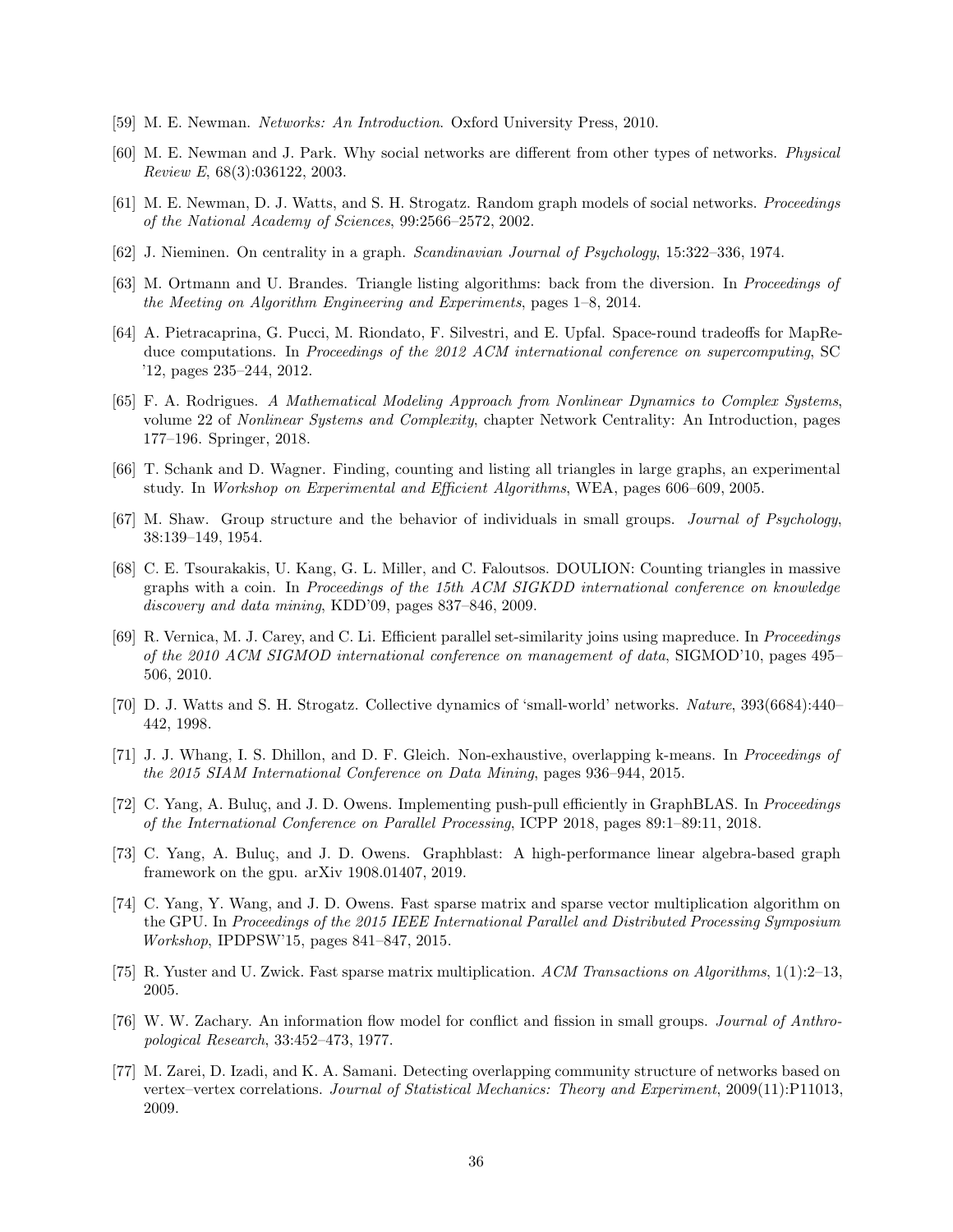[59] M. E. Newman. *Networks: An Introduction*. Oxford University Press, 2010.

[60] M. E. Newman and J. Park. Why social networks are different from other types of networks. *Physical Review E*, 68(3):036122, 2003.

[61] M. E. Newman, D. J. Watts, and S. H. Strogatz. Random graph models of social networks. *Proceedings of the National Academy of Sciences*, 99:2566–2572, 2002.

[62] J. Nieminen. On centrality in a graph. *Scandinavian Journal of Psychology*, 15:322–336, 1974.

[63] M. Ortmann and U. Brandes. Triangle listing algorithms: back from the diversion. In *Proceedings of the Meeting on Algorithm Engineering and Experiments*, pages 1–8, 2014.

[64] A. Pietracaprina, G. Pucci, M. Riondato, F. Silvestri, and E. Upfal. Space-round tradeoffs for MapReduce computations. In *Proceedings of the 2012 ACM international conference on supercomputing*, SC '12, pages 235–244, 2012.

[65] F. A. Rodrigues. *A Mathematical Modeling Approach from Nonlinear Dynamics to Complex Systems*, volume 22 of *Nonlinear Systems and Complexity*, chapter Network Centrality: An Introduction, pages 177–196. Springer, 2018.

[66] T. Schank and D. Wagner. Finding, counting and listing all triangles in large graphs, an experimental study. In *Workshop on Experimental and Efficient Algorithms*, WEA, pages 606–609, 2005.

[67] M. Shaw. Group structure and the behavior of individuals in small groups. *Journal of Psychology*, 38:139–149, 1954.

[68] C. E. Tsourakakis, U. Kang, G. L. Miller, and C. Faloutsos. DOULION: Counting triangles in massive graphs with a coin. In *Proceedings of the 15th ACM SIGKDD international conference on knowledge discovery and data mining*, KDD'09, pages 837–846, 2009.

[69] R. Vernica, M. J. Carey, and C. Li. Efficient parallel set-similarity joins using mapreduce. In *Proceedings of the 2010 ACM SIGMOD international conference on management of data*, SIGMOD'10, pages 495–506, 2010.

[70] D. J. Watts and S. H. Strogatz. Collective dynamics of 'small-world' networks. *Nature*, 393(6684):440–442, 1998.

[71] J. J. Whang, I. S. Dhillon, and D. F. Gleich. Non-exhaustive, overlapping k-means. In *Proceedings of the 2015 SIAM International Conference on Data Mining*, pages 936–944, 2015.

[72] C. Yang, A. Buluç, and J. D. Owens. Implementing push-pull efficiently in GraphBLAS. In *Proceedings of the International Conference on Parallel Processing*, ICPP 2018, pages 89:1–89:11, 2018.

[73] C. Yang, A. Buluç, and J. D. Owens. Graphblast: A high-performance linear algebra-based graph framework on the gpu. arXiv 1908.01407, 2019.

[74] C. Yang, Y. Wang, and J. D. Owens. Fast sparse matrix and sparse vector multiplication algorithm on the GPU. In *Proceedings of the 2015 IEEE International Parallel and Distributed Processing Symposium Workshop*, IPDPSW'15, pages 841–847, 2015.

[75] R. Yuster and U. Zwick. Fast sparse matrix multiplication. *ACM Transactions on Algorithms*, 1(1):2–13, 2005.

[76] W. W. Zachary. An information flow model for conflict and fission in small groups. *Journal of Anthropological Research*, 33:452–473, 1977.

[77] M. Zarei, D. Izadi, and K. A. Samani. Detecting overlapping community structure of networks based on vertex–vertex correlations. *Journal of Statistical Mechanics: Theory and Experiment*, 2009(11):P11013, 2009.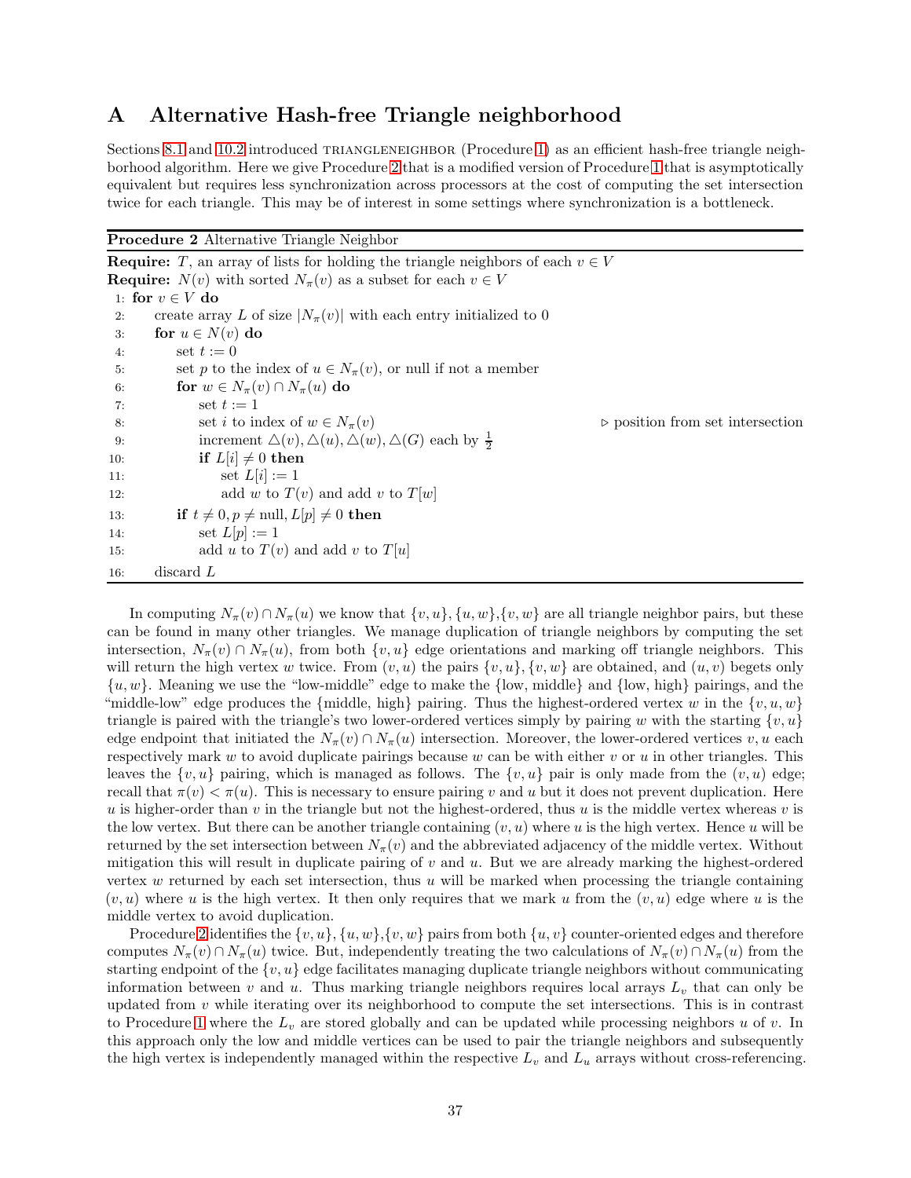# A Alternative Hash-free Triangle neighborhood

Sections 8.1 and 10.2 introduced TRIANGLENEIGHBOR (Procedure 1) as an efficient hash-free triangle neighborhood algorithm. Here we give Procedure 2 that is a modified version of Procedure 1 that is asymptotically equivalent but requires less synchronization across processors at the cost of computing the set intersection twice for each triangle. This may be of interest in some settings where synchronization is a bottleneck.

**Procedure 2** Alternative Triangle Neighbor

```
Require: T, an array of lists for holding the triangle neighbors of each v ∈ V
Require: N(v) with sorted N_π(v) as a subset for each v ∈ V
 1: for v ∈ V do
 2:     create array L of size |N_π(v)| with each entry initialized to 0
 3:     for u ∈ N(v) do
 4:         set t := 0
 5:         set p to the index of u ∈ N_π(v), or null if not a member
 6:         for w ∈ N_π(v) ∩ N_π(u) do
 7:             set t := 1
 8:             set i to index of w ∈ N_π(v)                    ▷ position from set intersection
 9:             increment △(v), △(u), △(w), △(G) each by 1/2
10:             if L[i] ≠ 0 then
11:                 set L[i] := 1
12:                 add w to T(v) and add v to T[w]
13:         if t ≠ 0, p ≠ null, L[p] ≠ 0 then
14:             set L[p] := 1
15:             add u to T(v) and add v to T[u]
16:     discard L
```

In computing $N_\pi(v) \cap N_\pi(u)$ we know that $\{v,u\}, \{u,w\}, \{v,w\}$ are all triangle neighbor pairs, but these can be found in many other triangles. We manage duplication of triangle neighbors by computing the set intersection, $N_\pi(v) \cap N_\pi(u)$, from both $\{v,u\}$ edge orientations and marking off triangle neighbors. This will return the high vertex $w$ twice. From $(v,u)$ the pairs $\{v,u\}, \{v,w\}$ are obtained, and $(u,v)$ begets only $\{u,w\}$. Meaning we use the "low-middle" edge to make the {low, middle} and {low, high} pairings, and the "middle-low" edge produces the {middle, high} pairing. Thus the highest-ordered vertex $w$ in the $\{v,u,w\}$ triangle is paired with the triangle's two lower-ordered vertices simply by pairing $w$ with the starting $\{v,u\}$ edge endpoint that initiated the $N_\pi(v) \cap N_\pi(u)$ intersection. Moreover, the lower-ordered vertices $v, u$ each respectively mark $w$ to avoid duplicate pairings because $w$ can be with either $v$ or $u$ in other triangles. This leaves the $\{v,u\}$ pairing, which is managed as follows. The $\{v,u\}$ pair is only made from the $(v,u)$ edge; recall that $\pi(v) < \pi(u)$. This is necessary to ensure pairing $v$ and $u$ but it does not prevent duplication. Here $u$ is higher-order than $v$ in the triangle but not the highest-ordered, thus $u$ is the middle vertex whereas $v$ is the low vertex. But there can be another triangle containing $(v,u)$ where $u$ is the high vertex. Hence $u$ will be returned by the set intersection between $N_\pi(v)$ and the abbreviated adjacency of the middle vertex. Without mitigation this will result in duplicate pairing of $v$ and $u$. But we are already marking the highest-ordered vertex $w$ returned by each set intersection, thus $u$ will be marked when processing the triangle containing $(v,u)$ where $u$ is the high vertex. It then only requires that we mark $u$ from the $(v,u)$ edge where $u$ is the middle vertex to avoid duplication.

Procedure 2 identifies the $\{v,u\}, \{u,w\}, \{v,w\}$ pairs from both $\{u,v\}$ counter-oriented edges and therefore computes $N_\pi(v) \cap N_\pi(u)$ twice. But, independently treating the two calculations of $N_\pi(v) \cap N_\pi(u)$ from the starting endpoint of the $\{v,u\}$ edge facilitates managing duplicate triangle neighbors without communicating information between $v$ and $u$. Thus marking triangle neighbors requires local arrays $L_v$ that can only be updated from $v$ while iterating over its neighborhood to compute the set intersections. This is in contrast to Procedure 1 where the $L_v$ are stored globally and can be updated while processing neighbors $u$ of $v$. In this approach only the low and middle vertices can be used to pair the triangle neighbors and subsequently the high vertex is independently managed within the respective $L_v$ and $L_u$ arrays without cross-referencing.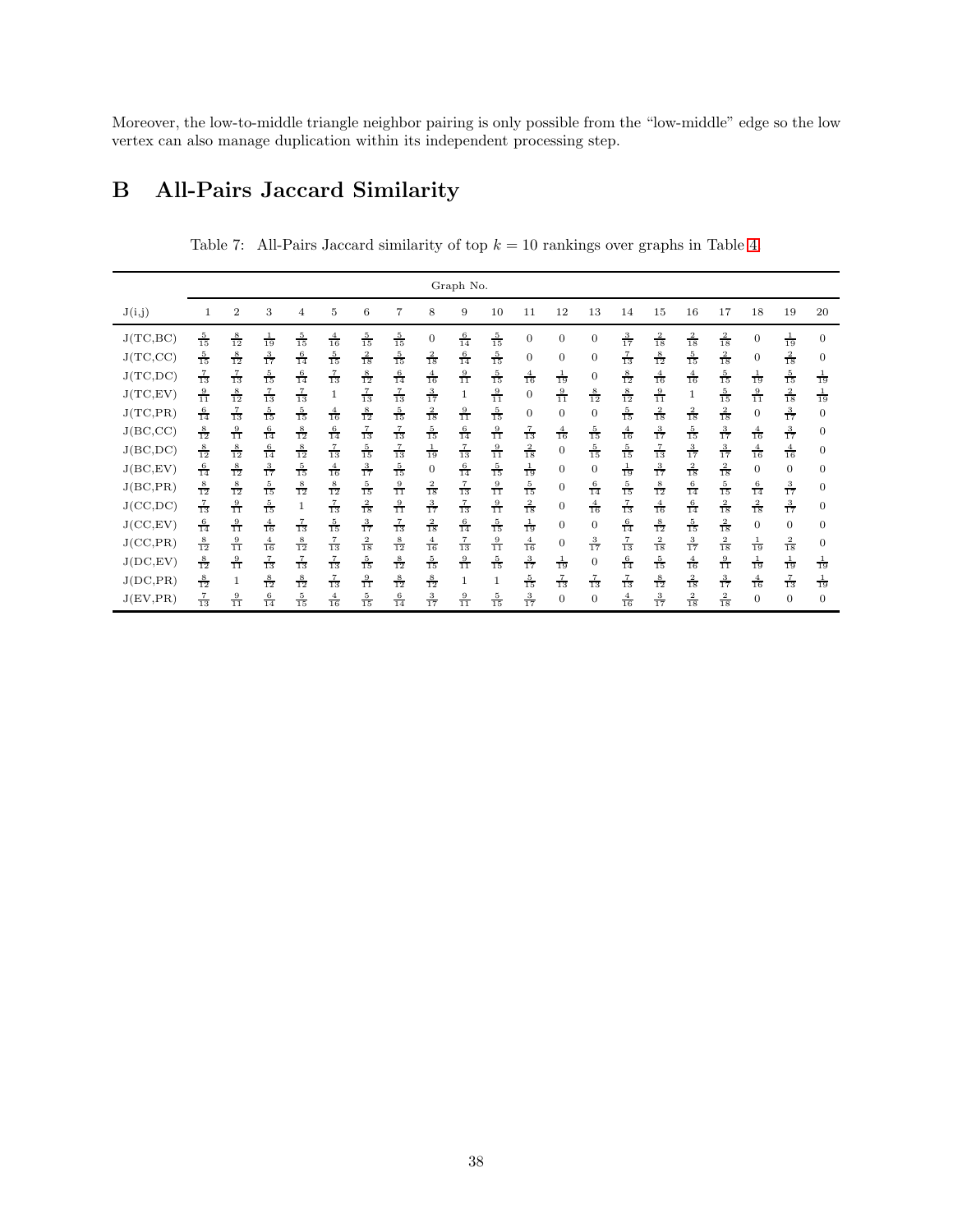Moreover, the low-to-middle triangle neighbor pairing is only possible from the "low-middle" edge so the low vertex can also manage duplication within its independent processing step.

# B All-Pairs Jaccard Similarity

Table 7: All-Pairs Jaccard similarity of top $k = 10$ rankings over graphs in Table 4

| | Graph No. | | | | | | | | | | | | | | | | | | | |
|---|---|---|---|---|---|---|---|---|---|---|---|---|---|---|---|---|---|---|---|---|
| J(i,j) | 1 | 2 | 3 | 4 | 5 | 6 | 7 | 8 | 9 | 10 | 11 | 12 | 13 | 14 | 15 | 16 | 17 | 18 | 19 | 20 |
| J(TC,BC) | $\frac{5}{15}$ | $\frac{8}{12}$ | $\frac{1}{19}$ | $\frac{5}{15}$ | $\frac{4}{16}$ | $\frac{5}{15}$ | $\frac{5}{15}$ | 0 | $\frac{6}{14}$ | $\frac{5}{15}$ | 0 | 0 | 0 | $\frac{3}{17}$ | $\frac{2}{18}$ | $\frac{2}{18}$ | $\frac{2}{18}$ | 0 | $\frac{1}{19}$ | 0 |
| J(TC,CC) | $\frac{5}{15}$ | $\frac{8}{12}$ | $\frac{3}{17}$ | $\frac{6}{14}$ | $\frac{5}{15}$ | $\frac{2}{18}$ | $\frac{5}{15}$ | $\frac{2}{18}$ | $\frac{6}{14}$ | $\frac{5}{15}$ | 0 | 0 | 0 | $\frac{7}{13}$ | $\frac{8}{12}$ | $\frac{5}{15}$ | $\frac{2}{18}$ | 0 | $\frac{2}{18}$ | 0 |
| J(TC,DC) | $\frac{7}{13}$ | $\frac{7}{13}$ | $\frac{5}{15}$ | $\frac{6}{14}$ | $\frac{7}{13}$ | $\frac{8}{12}$ | $\frac{6}{14}$ | $\frac{4}{16}$ | $\frac{9}{11}$ | $\frac{5}{15}$ | $\frac{4}{16}$ | $\frac{1}{19}$ | 0 | $\frac{8}{12}$ | $\frac{4}{16}$ | $\frac{4}{16}$ | $\frac{5}{15}$ | $\frac{1}{19}$ | $\frac{5}{15}$ | $\frac{1}{19}$ |
| J(TC,EV) | $\frac{9}{11}$ | $\frac{8}{12}$ | $\frac{7}{13}$ | $\frac{7}{13}$ | 1 | $\frac{7}{13}$ | $\frac{7}{13}$ | $\frac{3}{17}$ | 1 | $\frac{9}{11}$ | 0 | $\frac{9}{11}$ | $\frac{8}{12}$ | $\frac{8}{12}$ | $\frac{9}{11}$ | 1 | $\frac{5}{15}$ | $\frac{9}{11}$ | $\frac{2}{18}$ | $\frac{1}{19}$ |
| J(TC,PR) | $\frac{6}{14}$ | $\frac{7}{13}$ | $\frac{5}{15}$ | $\frac{5}{15}$ | $\frac{4}{16}$ | $\frac{8}{12}$ | $\frac{5}{15}$ | $\frac{2}{18}$ | $\frac{9}{11}$ | $\frac{5}{15}$ | 0 | 0 | 0 | $\frac{5}{15}$ | $\frac{2}{18}$ | $\frac{2}{18}$ | $\frac{2}{18}$ | 0 | $\frac{3}{17}$ | 0 |
| J(BC,CC) | $\frac{8}{12}$ | $\frac{9}{11}$ | $\frac{6}{14}$ | $\frac{8}{12}$ | $\frac{6}{14}$ | $\frac{7}{13}$ | $\frac{7}{13}$ | $\frac{5}{15}$ | $\frac{6}{14}$ | $\frac{9}{11}$ | $\frac{7}{13}$ | $\frac{4}{16}$ | $\frac{5}{15}$ | $\frac{4}{16}$ | $\frac{3}{17}$ | $\frac{5}{15}$ | $\frac{3}{17}$ | $\frac{4}{16}$ | $\frac{3}{17}$ | 0 |
| J(BC,DC) | $\frac{8}{12}$ | $\frac{8}{12}$ | $\frac{6}{14}$ | $\frac{8}{12}$ | $\frac{7}{13}$ | $\frac{5}{15}$ | $\frac{7}{13}$ | $\frac{1}{19}$ | $\frac{7}{13}$ | $\frac{9}{11}$ | $\frac{2}{18}$ | 0 | $\frac{5}{15}$ | $\frac{5}{15}$ | $\frac{7}{13}$ | $\frac{3}{17}$ | $\frac{3}{17}$ | $\frac{4}{16}$ | $\frac{4}{16}$ | 0 |
| J(BC,EV) | $\frac{6}{14}$ | $\frac{8}{12}$ | $\frac{3}{17}$ | $\frac{5}{15}$ | $\frac{4}{16}$ | $\frac{3}{17}$ | $\frac{5}{15}$ | 0 | $\frac{6}{14}$ | $\frac{5}{15}$ | $\frac{1}{19}$ | 0 | 0 | $\frac{1}{19}$ | $\frac{3}{17}$ | $\frac{2}{18}$ | $\frac{2}{18}$ | 0 | 0 | 0 |
| J(BC,PR) | $\frac{8}{12}$ | $\frac{8}{12}$ | $\frac{5}{15}$ | $\frac{8}{12}$ | $\frac{8}{12}$ | $\frac{5}{15}$ | $\frac{9}{11}$ | $\frac{2}{18}$ | $\frac{7}{13}$ | $\frac{9}{11}$ | $\frac{5}{15}$ | 0 | $\frac{6}{14}$ | $\frac{5}{15}$ | $\frac{8}{12}$ | $\frac{6}{14}$ | $\frac{5}{15}$ | $\frac{6}{14}$ | $\frac{3}{17}$ | 0 |
| J(CC,DC) | $\frac{7}{13}$ | $\frac{9}{11}$ | $\frac{5}{15}$ | 1 | $\frac{7}{13}$ | $\frac{2}{18}$ | $\frac{9}{11}$ | $\frac{3}{17}$ | $\frac{7}{13}$ | $\frac{9}{11}$ | $\frac{2}{18}$ | 0 | $\frac{4}{16}$ | $\frac{7}{13}$ | $\frac{4}{16}$ | $\frac{6}{14}$ | $\frac{2}{18}$ | $\frac{2}{18}$ | $\frac{3}{17}$ | 0 |
| J(CC,EV) | $\frac{6}{14}$ | $\frac{9}{11}$ | $\frac{4}{16}$ | $\frac{7}{13}$ | $\frac{5}{15}$ | $\frac{3}{17}$ | $\frac{7}{13}$ | $\frac{2}{18}$ | $\frac{6}{14}$ | $\frac{5}{15}$ | $\frac{1}{19}$ | 0 | 0 | $\frac{6}{14}$ | $\frac{8}{12}$ | $\frac{5}{15}$ | $\frac{2}{18}$ | 0 | 0 | 0 |
| J(CC,PR) | $\frac{8}{12}$ | $\frac{9}{11}$ | $\frac{4}{16}$ | $\frac{8}{12}$ | $\frac{7}{13}$ | $\frac{2}{18}$ | $\frac{8}{12}$ | $\frac{4}{16}$ | $\frac{7}{13}$ | $\frac{9}{11}$ | $\frac{4}{16}$ | 0 | $\frac{3}{17}$ | $\frac{7}{13}$ | $\frac{2}{18}$ | $\frac{3}{17}$ | $\frac{2}{18}$ | $\frac{1}{19}$ | $\frac{2}{18}$ | 0 |
| J(DC,EV) | $\frac{8}{12}$ | $\frac{9}{11}$ | $\frac{7}{13}$ | $\frac{7}{13}$ | $\frac{7}{13}$ | $\frac{5}{15}$ | $\frac{8}{12}$ | $\frac{5}{15}$ | $\frac{9}{11}$ | $\frac{5}{15}$ | $\frac{3}{17}$ | $\frac{1}{19}$ | 0 | $\frac{6}{14}$ | $\frac{5}{15}$ | $\frac{4}{16}$ | $\frac{9}{11}$ | $\frac{1}{19}$ | $\frac{1}{19}$ | $\frac{1}{19}$ |
| J(DC,PR) | $\frac{8}{12}$ | 1 | $\frac{8}{12}$ | $\frac{8}{12}$ | $\frac{7}{13}$ | $\frac{9}{11}$ | $\frac{8}{12}$ | $\frac{8}{12}$ | 1 | 1 | $\frac{5}{15}$ | $\frac{7}{13}$ | $\frac{7}{13}$ | $\frac{7}{13}$ | $\frac{8}{12}$ | $\frac{2}{18}$ | $\frac{3}{17}$ | $\frac{4}{16}$ | $\frac{7}{13}$ | $\frac{1}{19}$ |
| J(EV,PR) | $\frac{7}{13}$ | $\frac{9}{11}$ | $\frac{6}{14}$ | $\frac{5}{15}$ | $\frac{4}{16}$ | $\frac{5}{15}$ | $\frac{6}{14}$ | $\frac{3}{17}$ | $\frac{9}{11}$ | $\frac{5}{15}$ | $\frac{3}{17}$ | 0 | 0 | $\frac{4}{16}$ | $\frac{3}{17}$ | $\frac{2}{18}$ | $\frac{2}{18}$ | 0 | 0 | 0 |